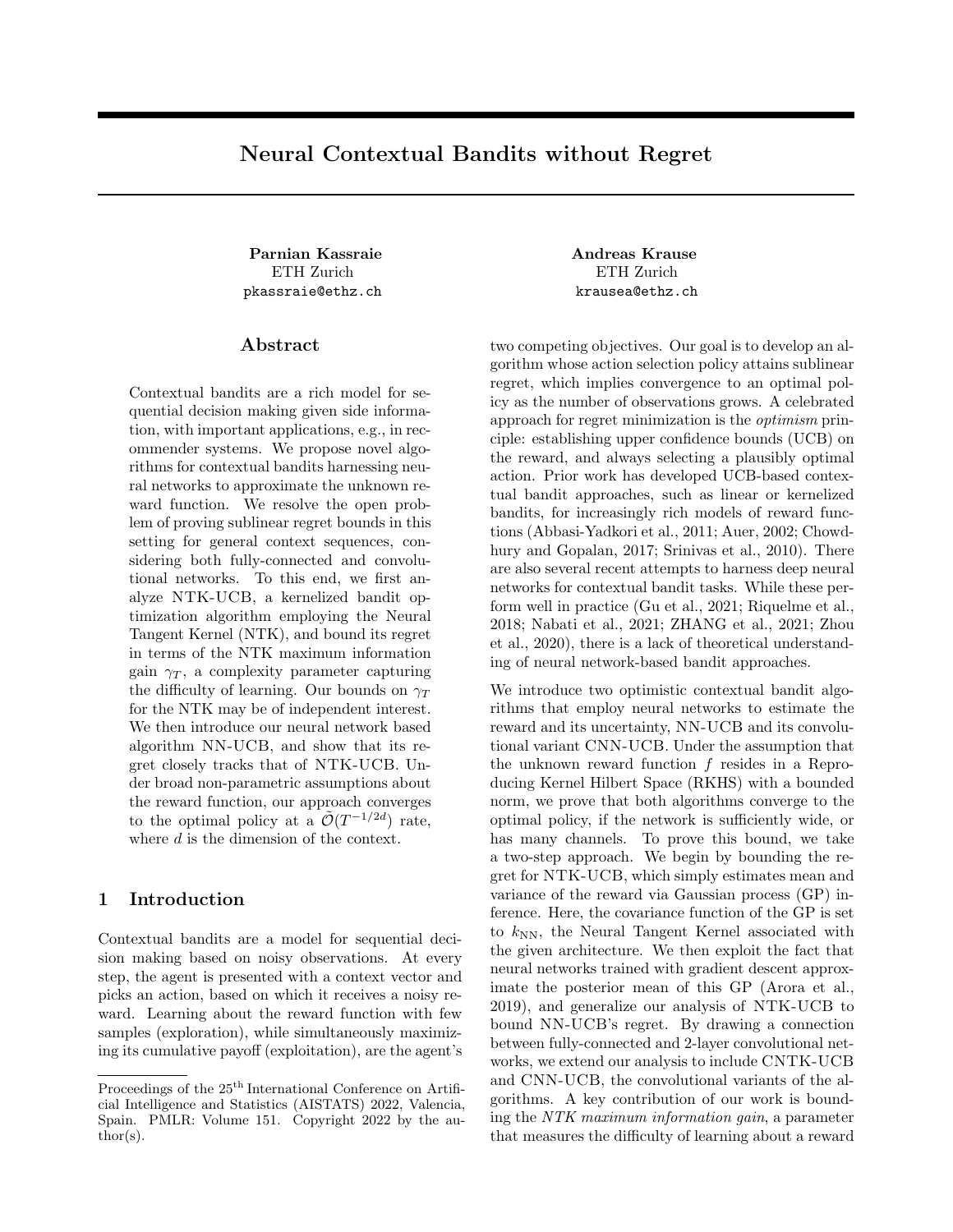# Neural Contextual Bandits without Regret

**Parnian Kassraie**
ETH Zurich
pkassraie@ethz.ch

**Andreas Krause**
ETH Zurich
krausea@ethz.ch

## Abstract

Contextual bandits are a rich model for sequential decision making given side information, with important applications, e.g., in recommender systems. We propose novel algorithms for contextual bandits harnessing neural networks to approximate the unknown reward function. We resolve the open problem of proving sublinear regret bounds in this setting for general context sequences, considering both fully-connected and convolutional networks. To this end, we first analyze NTK-UCB, a kernelized bandit optimization algorithm employing the Neural Tangent Kernel (NTK), and bound its regret in terms of the NTK maximum information gain $\gamma_T$, a complexity parameter capturing the difficulty of learning. Our bounds on $\gamma_T$ for the NTK may be of independent interest. We then introduce our neural network based algorithm NN-UCB, and show that its regret closely tracks that of NTK-UCB. Under broad non-parametric assumptions about the reward function, our approach converges to the optimal policy at a $\tilde{\mathcal{O}}(T^{-1/2d})$ rate, where $d$ is the dimension of the context.

## 1 Introduction

Contextual bandits are a model for sequential decision making based on noisy observations. At every step, the agent is presented with a context vector and picks an action, based on which it receives a noisy reward. Learning about the reward function with few samples (exploration), while simultaneously maximizing its cumulative payoff (exploitation), are the agent's two competing objectives. Our goal is to develop an algorithm whose action selection policy attains sublinear regret, which implies convergence to an optimal policy as the number of observations grows. A celebrated approach for regret minimization is the *optimism* principle: establishing upper confidence bounds (UCB) on the reward, and always selecting a plausibly optimal action. Prior work has developed UCB-based contextual bandit approaches, such as linear or kernelized bandits, for increasingly rich models of reward functions (Abbasi-Yadkori et al., 2011; Auer, 2002; Chowdhury and Gopalan, 2017; Srinivas et al., 2010). There are also several recent attempts to harness deep neural networks for contextual bandit tasks. While these perform well in practice (Gu et al., 2021; Riquelme et al., 2018; Nabati et al., 2021; ZHANG et al., 2021; Zhou et al., 2020), there is a lack of theoretical understanding of neural network-based bandit approaches.

We introduce two optimistic contextual bandit algorithms that employ neural networks to estimate the reward and its uncertainty, NN-UCB and its convolutional variant CNN-UCB. Under the assumption that the unknown reward function $f$ resides in a Reproducing Kernel Hilbert Space (RKHS) with a bounded norm, we prove that both algorithms converge to the optimal policy, if the network is sufficiently wide, or has many channels. To prove this bound, we take a two-step approach. We begin by bounding the regret for NTK-UCB, which simply estimates mean and variance of the reward via Gaussian process (GP) inference. Here, the covariance function of the GP is set to $k_{\mathrm{NN}}$, the Neural Tangent Kernel associated with the given architecture. We then exploit the fact that neural networks trained with gradient descent approximate the posterior mean of this GP (Arora et al., 2019), and generalize our analysis of NTK-UCB to bound NN-UCB's regret. By drawing a connection between fully-connected and 2-layer convolutional networks, we extend our analysis to include CNTK-UCB and CNN-UCB, the convolutional variants of the algorithms. A key contribution of our work is bounding the *NTK maximum information gain*, a parameter that measures the difficulty of learning about a reward

Proceedings of the 25[th] International Conference on Artificial Intelligence and Statistics (AISTATS) 2022, Valencia, Spain. PMLR: Volume 151. Copyright 2022 by the author(s).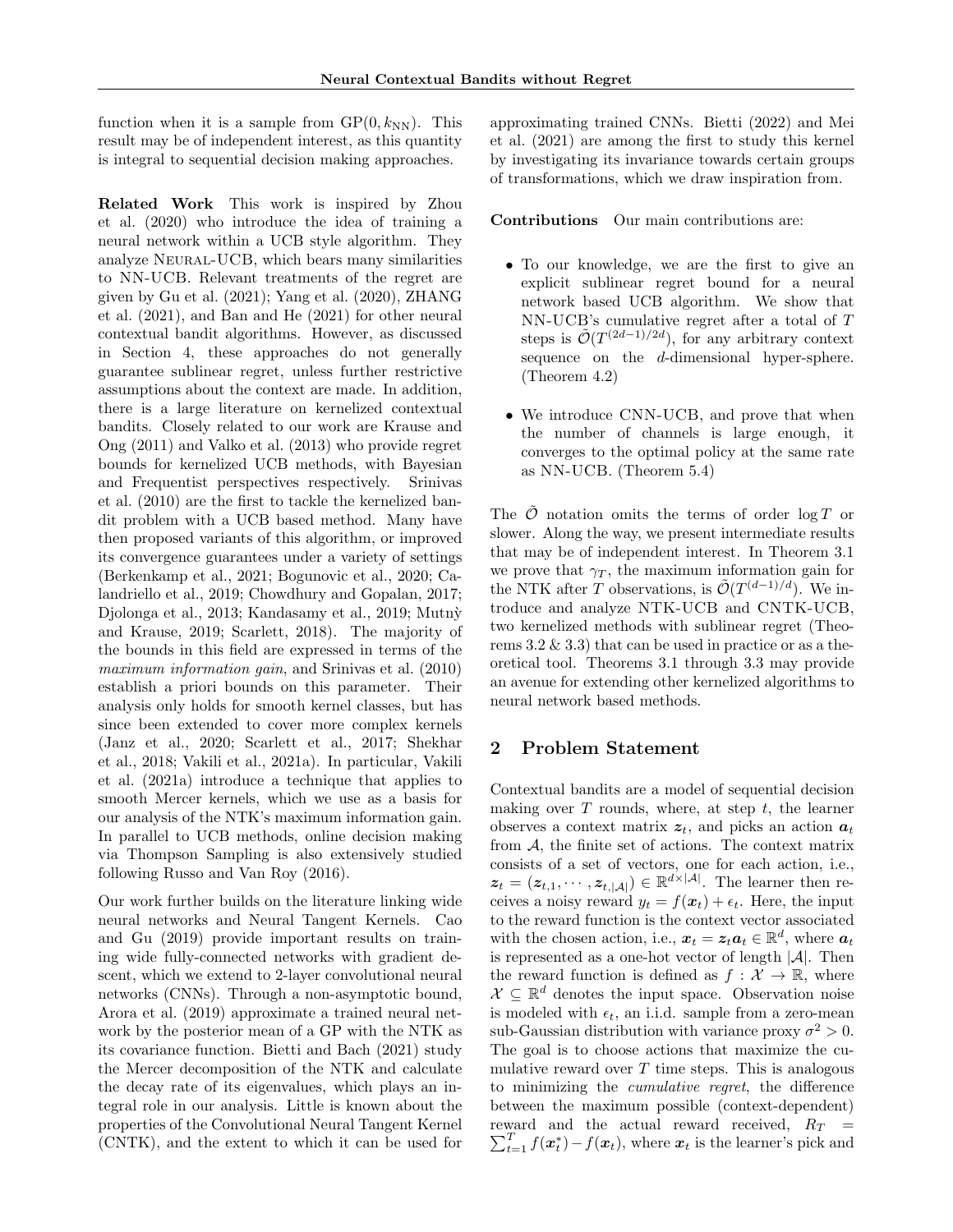function when it is a sample from $\mathrm{GP}(0, k_{\mathrm{NN}})$. This result may be of independent interest, as this quantity is integral to sequential decision making approaches.

**Related Work** This work is inspired by Zhou et al. (2020) who introduce the idea of training a neural network within a UCB style algorithm. They analyze Neural-UCB, which bears many similarities to NN-UCB. Relevant treatments of the regret are given by Gu et al. (2021); Yang et al. (2020), ZHANG et al. (2021), and Ban and He (2021) for other neural contextual bandit algorithms. However, as discussed in Section 4, these approaches do not generally guarantee sublinear regret, unless further restrictive assumptions about the context are made. In addition, there is a large literature on kernelized contextual bandits. Closely related to our work are Krause and Ong (2011) and Valko et al. (2013) who provide regret bounds for kernelized UCB methods, with Bayesian and Frequentist perspectives respectively. Srinivas et al. (2010) are the first to tackle the kernelized bandit problem with a UCB based method. Many have then proposed variants of this algorithm, or improved its convergence guarantees under a variety of settings (Berkenkamp et al., 2021; Bogunovic et al., 2020; Calandriello et al., 2019; Chowdhury and Gopalan, 2017; Djolonga et al., 2013; Kandasamy et al., 2019; Mutný and Krause, 2019; Scarlett, 2018). The majority of the bounds in this field are expressed in terms of the *maximum information gain*, and Srinivas et al. (2010) establish a priori bounds on this parameter. Their analysis only holds for smooth kernel classes, but has since been extended to cover more complex kernels (Janz et al., 2020; Scarlett et al., 2017; Shekhar et al., 2018; Vakili et al., 2021a). In particular, Vakili et al. (2021a) introduce a technique that applies to smooth Mercer kernels, which we use as a basis for our analysis of the NTK's maximum information gain. In parallel to UCB methods, online decision making via Thompson Sampling is also extensively studied following Russo and Van Roy (2016).

Our work further builds on the literature linking wide neural networks and Neural Tangent Kernels. Cao and Gu (2019) provide important results on training wide fully-connected networks with gradient descent, which we extend to 2-layer convolutional neural networks (CNNs). Through a non-asymptotic bound, Arora et al. (2019) approximate a trained neural network by the posterior mean of a GP with the NTK as its covariance function. Bietti and Bach (2021) study the Mercer decomposition of the NTK and calculate the decay rate of its eigenvalues, which plays an integral role in our analysis. Little is known about the properties of the Convolutional Neural Tangent Kernel (CNTK), and the extent to which it can be used for approximating trained CNNs. Bietti (2022) and Mei et al. (2021) are among the first to study this kernel by investigating its invariance towards certain groups of transformations, which we draw inspiration from.

**Contributions** Our main contributions are:

- To our knowledge, we are the first to give an explicit sublinear regret bound for a neural network based UCB algorithm. We show that NN-UCB's cumulative regret after a total of $T$ steps is $\tilde{\mathcal{O}}(T^{(2d-1)/2d})$, for any arbitrary context sequence on the $d$-dimensional hyper-sphere. (Theorem 4.2)
- We introduce CNN-UCB, and prove that when the number of channels is large enough, it converges to the optimal policy at the same rate as NN-UCB. (Theorem 5.4)

The $\tilde{\mathcal{O}}$ notation omits the terms of order $\log T$ or slower. Along the way, we present intermediate results that may be of independent interest. In Theorem 3.1 we prove that $\gamma_T$, the maximum information gain for the NTK after $T$ observations, is $\tilde{\mathcal{O}}(T^{(d-1)/d})$. We introduce and analyze NTK-UCB and CNTK-UCB, two kernelized methods with sublinear regret (Theorems 3.2 & 3.3) that can be used in practice or as a theoretical tool. Theorems 3.1 through 3.3 may provide an avenue for extending other kernelized algorithms to neural network based methods.

## 2 Problem Statement

Contextual bandits are a model of sequential decision making over $T$ rounds, where, at step $t$, the learner observes a context matrix $\boldsymbol{z}_t$, and picks an action $\boldsymbol{a}_t$ from $\mathcal{A}$, the finite set of actions. The context matrix consists of a set of vectors, one for each action, i.e., $\boldsymbol{z}_t = (\boldsymbol{z}_{t,1}, \cdots, \boldsymbol{z}_{t,|\mathcal{A}|}) \in \mathbb{R}^{d\times|\mathcal{A}|}$. The learner then receives a noisy reward $y_t = f(\boldsymbol{x}_t) + \epsilon_t$. Here, the input to the reward function is the context vector associated with the chosen action, i.e., $\boldsymbol{x}_t = \boldsymbol{z}_t \boldsymbol{a}_t \in \mathbb{R}^d$, where $\boldsymbol{a}_t$ is represented as a one-hot vector of length $|\mathcal{A}|$. Then the reward function is defined as $f : \mathcal{X} \to \mathbb{R}$, where $\mathcal{X} \subseteq \mathbb{R}^d$ denotes the input space. Observation noise is modeled with $\epsilon_t$, an i.i.d. sample from a zero-mean sub-Gaussian distribution with variance proxy $\sigma^2 > 0$. The goal is to choose actions that maximize the cumulative reward over $T$ time steps. This is analogous to minimizing the *cumulative regret*, the difference between the maximum possible (context-dependent) reward and the actual reward received, $R_T = \sum_{t=1}^{T} f(\boldsymbol{x}_t^*) - f(\boldsymbol{x}_t)$, where $\boldsymbol{x}_t$ is the learner's pick and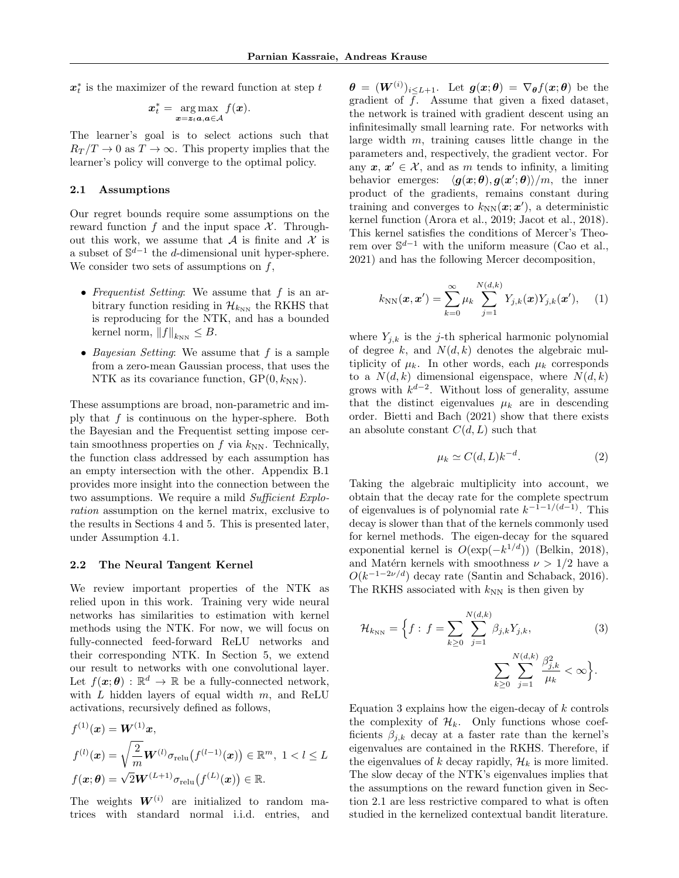$\boldsymbol{x}_t^*$ is the maximizer of the reward function at step $t$

$$\boldsymbol{x}_t^* = \underset{\boldsymbol{x}=\boldsymbol{z}_t\boldsymbol{a}, \boldsymbol{a}\in\mathcal{A}}{\arg\max}\ f(\boldsymbol{x}).$$

The learner's goal is to select actions such that $R_T/T \to 0$ as $T \to \infty$. This property implies that the learner's policy will converge to the optimal policy.

### 2.1 Assumptions

Our regret bounds require some assumptions on the reward function $f$ and the input space $\mathcal{X}$. Throughout this work, we assume that $\mathcal{A}$ is finite and $\mathcal{X}$ is a subset of $\mathbb{S}^{d-1}$ the $d$-dimensional unit hyper-sphere. We consider two sets of assumptions on $f$,

- *Frequentist Setting*: We assume that $f$ is an arbitrary function residing in $\mathcal{H}_{k_{\mathrm{NN}}}$ the RKHS that is reproducing for the NTK, and has a bounded kernel norm, $\|f\|_{k_{\mathrm{NN}}} \leq B$.
- *Bayesian Setting*: We assume that $f$ is a sample from a zero-mean Gaussian process, that uses the NTK as its covariance function, $\mathrm{GP}(0, k_{\mathrm{NN}})$.

These assumptions are broad, non-parametric and imply that $f$ is continuous on the hyper-sphere. Both the Bayesian and the Frequentist setting impose certain smoothness properties on $f$ via $k_{\mathrm{NN}}$. Technically, the function class addressed by each assumption has an empty intersection with the other. Appendix B.1 provides more insight into the connection between the two assumptions. We require a mild *Sufficient Exploration* assumption on the kernel matrix, exclusive to the results in Sections 4 and 5. This is presented later, under Assumption 4.1.

### 2.2 The Neural Tangent Kernel

We review important properties of the NTK as relied upon in this work. Training very wide neural networks has similarities to estimation with kernel methods using the NTK. For now, we will focus on fully-connected feed-forward ReLU networks and their corresponding NTK. In Section 5, we extend our result to networks with one convolutional layer. Let $f(\boldsymbol{x};\boldsymbol{\theta}) : \mathbb{R}^d \to \mathbb{R}$ be a fully-connected network, with $L$ hidden layers of equal width $m$, and ReLU activations, recursively defined as follows,

$$f^{(1)}(\boldsymbol{x}) = \boldsymbol{W}^{(1)}\boldsymbol{x},$$

$$f^{(l)}(\boldsymbol{x}) = \sqrt{\frac{2}{m}}\boldsymbol{W}^{(l)}\sigma_{\mathrm{relu}}\big(f^{(l-1)}(\boldsymbol{x})\big) \in \mathbb{R}^m,\ 1 < l \leq L$$

$$f(\boldsymbol{x};\boldsymbol{\theta}) = \sqrt{2}\boldsymbol{W}^{(L+1)}\sigma_{\mathrm{relu}}\big(f^{(L)}(\boldsymbol{x})\big) \in \mathbb{R}.$$

The weights $\boldsymbol{W}^{(i)}$ are initialized to random matrices with standard normal i.i.d. entries, and $\boldsymbol{\theta} = (\boldsymbol{W}^{(i)})_{i\leq L+1}$. Let $\boldsymbol{g}(\boldsymbol{x};\boldsymbol{\theta}) = \nabla_{\boldsymbol{\theta}} f(\boldsymbol{x};\boldsymbol{\theta})$ be the gradient of $f$. Assume that given a fixed dataset, the network is trained with gradient descent using an infinitesimally small learning rate. For networks with large width $m$, training causes little change in the parameters and, respectively, the gradient vector. For any $\boldsymbol{x}$, $\boldsymbol{x}' \in \mathcal{X}$, and as $m$ tends to infinity, a limiting behavior emerges: $\langle \boldsymbol{g}(\boldsymbol{x};\boldsymbol{\theta}), \boldsymbol{g}(\boldsymbol{x}';\boldsymbol{\theta})\rangle/m$, the inner product of the gradients, remains constant during training and converges to $k_{\mathrm{NN}}(\boldsymbol{x};\boldsymbol{x}')$, a deterministic kernel function (Arora et al., 2019; Jacot et al., 2018). This kernel satisfies the conditions of Mercer's Theorem over $\mathbb{S}^{d-1}$ with the uniform measure (Cao et al., 2021) and has the following Mercer decomposition,

$$k_{\mathrm{NN}}(\boldsymbol{x}, \boldsymbol{x}') = \sum_{k=0}^{\infty} \mu_k \sum_{j=1}^{N(d,k)} Y_{j,k}(\boldsymbol{x}) Y_{j,k}(\boldsymbol{x}'), \qquad (1)$$

where $Y_{j,k}$ is the $j$-th spherical harmonic polynomial of degree $k$, and $N(d,k)$ denotes the algebraic multiplicity of $\mu_k$. In other words, each $\mu_k$ corresponds to a $N(d,k)$ dimensional eigenspace, where $N(d,k)$ grows with $k^{d-2}$. Without loss of generality, assume that the distinct eigenvalues $\mu_k$ are in descending order. Bietti and Bach (2021) show that there exists an absolute constant $C(d,L)$ such that

$$\mu_k \simeq C(d,L) k^{-d}. \qquad (2)$$

Taking the algebraic multiplicity into account, we obtain that the decay rate for the complete spectrum of eigenvalues is of polynomial rate $k^{-1-1/(d-1)}$. This decay is slower than that of the kernels commonly used for kernel methods. The eigen-decay for the squared exponential kernel is $O(\exp(-k^{1/d}))$ (Belkin, 2018), and Matérn kernels with smoothness $\nu > 1/2$ have a $O(k^{-1-2\nu/d})$ decay rate (Santin and Schaback, 2016). The RKHS associated with $k_{\mathrm{NN}}$ is then given by

$$\mathcal{H}_{k_{\mathrm{NN}}} = \Big\{ f : \ f = \sum_{k\geq 0} \sum_{j=1}^{N(d,k)} \beta_{j,k} Y_{j,k}, \qquad (3)$$
$$\sum_{k\geq 0} \sum_{j=1}^{N(d,k)} \frac{\beta_{j,k}^2}{\mu_k} < \infty \Big\}.$$

Equation 3 explains how the eigen-decay of $k$ controls the complexity of $\mathcal{H}_k$. Only functions whose coefficients $\beta_{j,k}$ decay at a faster rate than the kernel's eigenvalues are contained in the RKHS. Therefore, if the eigenvalues of $k$ decay rapidly, $\mathcal{H}_k$ is more limited. The slow decay of the NTK's eigenvalues implies that the assumptions on the reward function given in Section 2.1 are less restrictive compared to what is often studied in the kernelized contextual bandit literature.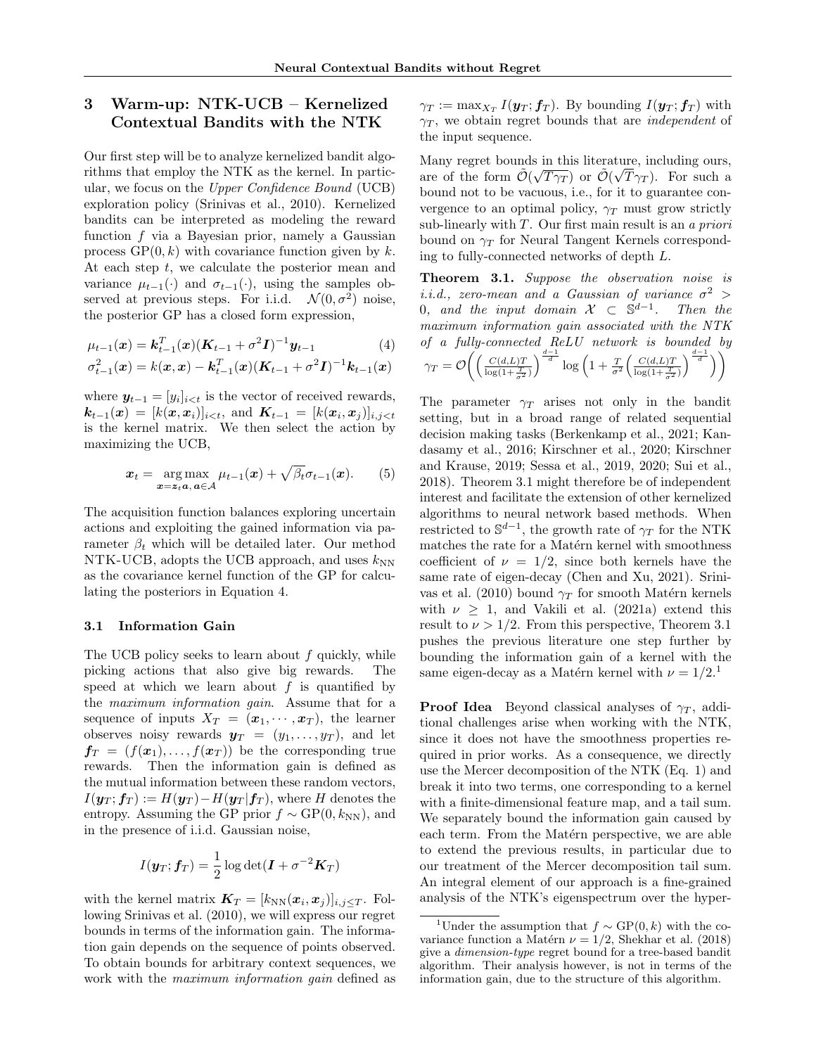## 3 Warm-up: NTK-UCB – Kernelized Contextual Bandits with the NTK

Our first step will be to analyze kernelized bandit algorithms that employ the NTK as the kernel. In particular, we focus on the *Upper Confidence Bound* (UCB) exploration policy (Srinivas et al., 2010). Kernelized bandits can be interpreted as modeling the reward function $f$ via a Bayesian prior, namely a Gaussian process $\mathrm{GP}(0, k)$ with covariance function given by $k$. At each step $t$, we calculate the posterior mean and variance $\mu_{t-1}(\cdot)$ and $\sigma_{t-1}(\cdot)$, using the samples observed at previous steps. For i.i.d. $\mathcal{N}(0, \sigma^2)$ noise, the posterior GP has a closed form expression,

$$
\begin{aligned}
\mu_{t-1}(\boldsymbol{x}) &= \boldsymbol{k}_{t-1}^T(\boldsymbol{x})(\boldsymbol{K}_{t-1} + \sigma^2 \boldsymbol{I})^{-1}\boldsymbol{y}_{t-1} \qquad (4)\\
\sigma_{t-1}^2(\boldsymbol{x}) &= k(\boldsymbol{x}, \boldsymbol{x}) - \boldsymbol{k}_{t-1}^T(\boldsymbol{x})(\boldsymbol{K}_{t-1} + \sigma^2 \boldsymbol{I})^{-1}\boldsymbol{k}_{t-1}(\boldsymbol{x})
\end{aligned}
$$

where $\boldsymbol{y}_{t-1} = [y_i]_{i<t}$ is the vector of received rewards, $\boldsymbol{k}_{t-1}(\boldsymbol{x}) = [k(\boldsymbol{x}, \boldsymbol{x}_i)]_{i<t}$, and $\boldsymbol{K}_{t-1} = [k(\boldsymbol{x}_i, \boldsymbol{x}_j)]_{i,j<t}$ is the kernel matrix. We then select the action by maximizing the UCB,

$$
\boldsymbol{x}_t = \underset{\boldsymbol{x} = \boldsymbol{z}_t \boldsymbol{a},\, \boldsymbol{a} \in \mathcal{A}}{\arg\max}\ \mu_{t-1}(\boldsymbol{x}) + \sqrt{\beta_t}\sigma_{t-1}(\boldsymbol{x}). \qquad (5)
$$

The acquisition function balances exploring uncertain actions and exploiting the gained information via parameter $\beta_t$ which will be detailed later. Our method NTK-UCB, adopts the UCB approach, and uses $k_{\mathrm{NN}}$ as the covariance kernel function of the GP for calculating the posteriors in Equation 4.

### 3.1 Information Gain

The UCB policy seeks to learn about $f$ quickly, while picking actions that also give big rewards. The speed at which we learn about $f$ is quantified by the *maximum information gain*. Assume that for a sequence of inputs $X_T = (\boldsymbol{x}_1, \cdots, \boldsymbol{x}_T)$, the learner observes noisy rewards $\boldsymbol{y}_T = (y_1, \ldots, y_T)$, and let $\boldsymbol{f}_T = (f(\boldsymbol{x}_1), \ldots, f(\boldsymbol{x}_T))$ be the corresponding true rewards. Then the information gain is defined as the mutual information between these random vectors, $I(\boldsymbol{y}_T; \boldsymbol{f}_T) := H(\boldsymbol{y}_T) - H(\boldsymbol{y}_T | \boldsymbol{f}_T)$, where $H$ denotes the entropy. Assuming the GP prior $f \sim \mathrm{GP}(0, k_{\mathrm{NN}})$, and in the presence of i.i.d. Gaussian noise,

$$
I(\boldsymbol{y}_T; \boldsymbol{f}_T) = \frac{1}{2}\log\det(\boldsymbol{I} + \sigma^{-2}\boldsymbol{K}_T)
$$

with the kernel matrix $\boldsymbol{K}_T = [k_{\mathrm{NN}}(\boldsymbol{x}_i, \boldsymbol{x}_j)]_{i,j \leq T}$. Following Srinivas et al. (2010), we will express our regret bounds in terms of the information gain. The information gain depends on the sequence of points observed. To obtain bounds for arbitrary context sequences, we work with the *maximum information gain* defined as $\gamma_T := \max_{X_T} I(\boldsymbol{y}_T; \boldsymbol{f}_T)$. By bounding $I(\boldsymbol{y}_T; \boldsymbol{f}_T)$ with $\gamma_T$, we obtain regret bounds that are *independent* of the input sequence.

Many regret bounds in this literature, including ours, are of the form $\tilde{\mathcal{O}}(\sqrt{T\gamma_T})$ or $\tilde{\mathcal{O}}(\sqrt{T}\gamma_T)$. For such a bound not to be vacuous, i.e., for it to guarantee convergence to an optimal policy, $\gamma_T$ must grow strictly sub-linearly with $T$. Our first main result is an *a priori* bound on $\gamma_T$ for Neural Tangent Kernels corresponding to fully-connected networks of depth $L$.

**Theorem 3.1.** *Suppose the observation noise is i.i.d., zero-mean and a Gaussian of variance $\sigma^2 > 0$, and the input domain $\mathcal{X} \subset \mathbb{S}^{d-1}$. Then the maximum information gain associated with the NTK of a fully-connected ReLU network is bounded by*
$$\gamma_T = \mathcal{O}\left(\left(\frac{C(d,L)T}{\log(1+\frac{T}{\sigma^2})}\right)^{\frac{d-1}{d}} \log\left(1 + \frac{T}{\sigma^2}\left(\frac{C(d,L)T}{\log(1+\frac{T}{\sigma^2})}\right)^{\frac{d-1}{d}}\right)\right)$$

The parameter $\gamma_T$ arises not only in the bandit setting, but in a broad range of related sequential decision making tasks (Berkenkamp et al., 2021; Kandasamy et al., 2016; Kirschner et al., 2020; Kirschner and Krause, 2019; Sessa et al., 2019, 2020; Sui et al., 2018). Theorem 3.1 might therefore be of independent interest and facilitate the extension of other kernelized algorithms to neural network based methods. When restricted to $\mathbb{S}^{d-1}$, the growth rate of $\gamma_T$ for the NTK matches the rate for a Matérn kernel with smoothness coefficient of $\nu = 1/2$, since both kernels have the same rate of eigen-decay (Chen and Xu, 2021). Srinivas et al. (2010) bound $\gamma_T$ for smooth Matérn kernels with $\nu \geq 1$, and Vakili et al. (2021a) extend this result to $\nu > 1/2$. From this perspective, Theorem 3.1 pushes the previous literature one step further by bounding the information gain of a kernel with the same eigen-decay as a Matérn kernel with $\nu = 1/2$.[1]

**Proof Idea** Beyond classical analyses of $\gamma_T$, additional challenges arise when working with the NTK, since it does not have the smoothness properties required in prior works. As a consequence, we directly use the Mercer decomposition of the NTK (Eq. 1) and break it into two terms, one corresponding to a kernel with a finite-dimensional feature map, and a tail sum. We separately bound the information gain caused by each term. From the Matérn perspective, we are able to extend the previous results, in particular due to our treatment of the Mercer decomposition tail sum. An integral element of our approach is a fine-grained analysis of the NTK's eigenspectrum over the hyper-

[1] Under the assumption that $f \sim \mathrm{GP}(0, k)$ with the covariance function a Matérn $\nu = 1/2$, Shekhar et al. (2018) give a *dimension-type* regret bound for a tree-based bandit algorithm. Their analysis however, is not in terms of the information gain, due to the structure of this algorithm.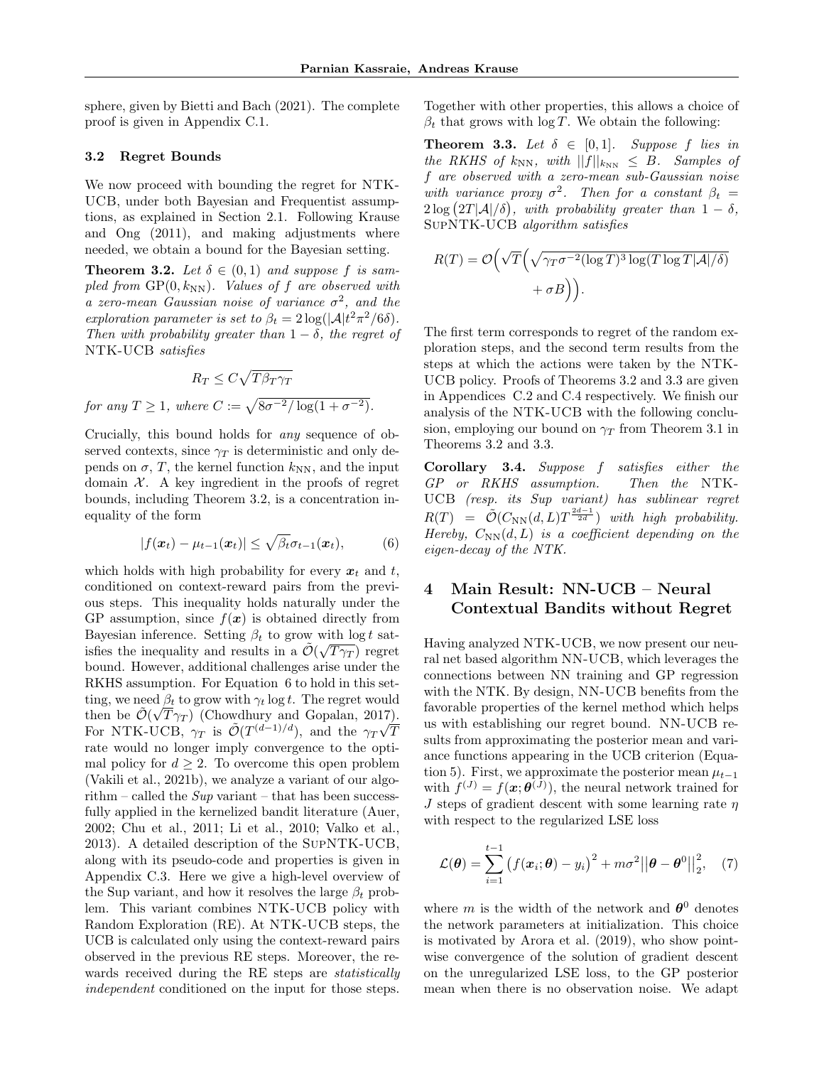sphere, given by Bietti and Bach (2021). The complete proof is given in Appendix C.1.

### 3.2 Regret Bounds

We now proceed with bounding the regret for NTK-UCB, under both Bayesian and Frequentist assumptions, as explained in Section 2.1. Following Krause and Ong (2011), and making adjustments where needed, we obtain a bound for the Bayesian setting.

**Theorem 3.2.** *Let $\delta \in (0,1)$ and suppose $f$ is sampled from $\mathrm{GP}(0, k_{\mathrm{NN}})$. Values of $f$ are observed with a zero-mean Gaussian noise of variance $\sigma^2$, and the exploration parameter is set to $\beta_t = 2\log(|\mathcal{A}|t^2\pi^2/6\delta)$. Then with probability greater than $1-\delta$, the regret of* NTK-UCB *satisfies*

$$R_T \leq C\sqrt{T\beta_T\gamma_T}$$

*for any $T \geq 1$, where $C := \sqrt{8\sigma^{-2}/\log(1+\sigma^{-2})}$.*

Crucially, this bound holds for *any* sequence of observed contexts, since $\gamma_T$ is deterministic and only depends on $\sigma$, $T$, the kernel function $k_{\mathrm{NN}}$, and the input domain $\mathcal{X}$. A key ingredient in the proofs of regret bounds, including Theorem 3.2, is a concentration inequality of the form

$$|f(\boldsymbol{x}_t) - \mu_{t-1}(\boldsymbol{x}_t)| \leq \sqrt{\beta_t}\sigma_{t-1}(\boldsymbol{x}_t), \tag{6}$$

which holds with high probability for every $\boldsymbol{x}_t$ and $t$, conditioned on context-reward pairs from the previous steps. This inequality holds naturally under the GP assumption, since $f(\boldsymbol{x})$ is obtained directly from Bayesian inference. Setting $\beta_t$ to grow with $\log t$ satisfies the inequality and results in a $\tilde{\mathcal{O}}(\sqrt{T\gamma_T})$ regret bound. However, additional challenges arise under the RKHS assumption. For Equation 6 to hold in this setting, we need $\beta_t$ to grow with $\gamma_t \log t$. The regret would then be $\tilde{\mathcal{O}}(\sqrt{T}\gamma_T)$ (Chowdhury and Gopalan, 2017). For NTK-UCB, $\gamma_T$ is $\tilde{\mathcal{O}}(T^{(d-1)/d})$, and the $\gamma_T\sqrt{T}$ rate would no longer imply convergence to the optimal policy for $d \geq 2$. To overcome this open problem (Vakili et al., 2021b), we analyze a variant of our algorithm – called the *Sup* variant – that has been successfully applied in the kernelized bandit literature (Auer, 2002; Chu et al., 2011; Li et al., 2010; Valko et al., 2013). A detailed description of the SupNTK-UCB, along with its pseudo-code and properties is given in Appendix C.3. Here we give a high-level overview of the Sup variant, and how it resolves the large $\beta_t$ problem. This variant combines NTK-UCB policy with Random Exploration (RE). At NTK-UCB steps, the UCB is calculated only using the context-reward pairs observed in the previous RE steps. Moreover, the rewards received during the RE steps are *statistically independent* conditioned on the input for those steps. Together with other properties, this allows a choice of $\beta_t$ that grows with $\log T$. We obtain the following:

**Theorem 3.3.** *Let $\delta \in [0,1]$. Suppose $f$ lies in the RKHS of $k_{\mathrm{NN}}$, with $||f||_{k_{\mathrm{NN}}} \leq B$. Samples of $f$ are observed with a zero-mean sub-Gaussian noise with variance proxy $\sigma^2$. Then for a constant $\beta_t = 2\log\left(2T|\mathcal{A}|/\delta\right)$, with probability greater than $1-\delta$,* SupNTK-UCB *algorithm satisfies*

$$R(T) = \mathcal{O}\Big(\sqrt{T}\Big(\sqrt{\gamma_T\sigma^{-2}(\log T)^3\log(T\log T|\mathcal{A}|/\delta)} + \sigma B\Big)\Big).$$

The first term corresponds to regret of the random exploration steps, and the second term results from the steps at which the actions were taken by the NTK-UCB policy. Proofs of Theorems 3.2 and 3.3 are given in Appendices C.2 and C.4 respectively. We finish our analysis of the NTK-UCB with the following conclusion, employing our bound on $\gamma_T$ from Theorem 3.1 in Theorems 3.2 and 3.3.

**Corollary 3.4.** *Suppose $f$ satisfies either the GP or RKHS assumption. Then the* NTK-UCB *(resp. its Sup variant) has sublinear regret $R(T) = \tilde{\mathcal{O}}(C_{\mathrm{NN}}(d,L)T^{\frac{2d-1}{2d}})$ with high probability. Hereby, $C_{\mathrm{NN}}(d,L)$ is a coefficient depending on the eigen-decay of the NTK.*

## 4 Main Result: NN-UCB – Neural Contextual Bandits without Regret

Having analyzed NTK-UCB, we now present our neural net based algorithm NN-UCB, which leverages the connections between NN training and GP regression with the NTK. By design, NN-UCB benefits from the favorable properties of the kernel method which helps us with establishing our regret bound. NN-UCB results from approximating the posterior mean and variance functions appearing in the UCB criterion (Equation 5). First, we approximate the posterior mean $\mu_{t-1}$ with $f^{(J)} = f(\boldsymbol{x};\boldsymbol{\theta}^{(J)})$, the neural network trained for $J$ steps of gradient descent with some learning rate $\eta$ with respect to the regularized LSE loss

$$\mathcal{L}(\boldsymbol{\theta}) = \sum_{i=1}^{t-1}\left(f(\boldsymbol{x}_i;\boldsymbol{\theta}) - y_i\right)^2 + m\sigma^2\big|\big|\boldsymbol{\theta} - \boldsymbol{\theta}^0\big|\big|_2^2, \tag{7}$$

where $m$ is the width of the network and $\boldsymbol{\theta}^0$ denotes the network parameters at initialization. This choice is motivated by Arora et al. (2019), who show pointwise convergence of the solution of gradient descent on the unregularized LSE loss, to the GP posterior mean when there is no observation noise. We adapt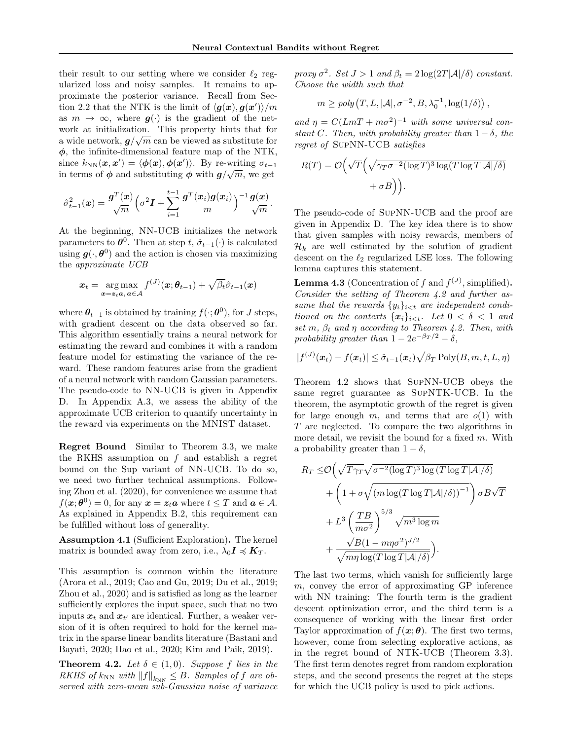their result to our setting where we consider $\ell_2$ regularized loss and noisy samples. It remains to approximate the posterior variance. Recall from Section 2.2 that the NTK is the limit of $\langle \boldsymbol{g}(\boldsymbol{x}), \boldsymbol{g}(\boldsymbol{x}')\rangle/m$ as $m \to \infty$, where $\boldsymbol{g}(\cdot)$ is the gradient of the network at initialization. This property hints that for a wide network, $\boldsymbol{g}/\sqrt{m}$ can be viewed as substitute for $\boldsymbol{\phi}$, the infinite-dimensional feature map of the NTK, since $k_{\text{NN}}(\boldsymbol{x}, \boldsymbol{x}') = \langle \boldsymbol{\phi}(\boldsymbol{x}), \boldsymbol{\phi}(\boldsymbol{x}')\rangle$. By re-writing $\sigma_{t-1}$ in terms of $\boldsymbol{\phi}$ and substituting $\boldsymbol{\phi}$ with $\boldsymbol{g}/\sqrt{m}$, we get

$$\hat{\sigma}^2_{t-1}(\boldsymbol{x}) = \frac{\boldsymbol{g}^T(\boldsymbol{x})}{\sqrt{m}}\Big(\sigma^2 \boldsymbol{I} + \sum_{i=1}^{t-1} \frac{\boldsymbol{g}^T(\boldsymbol{x}_i)\boldsymbol{g}(\boldsymbol{x}_i)}{m}\Big)^{-1}\frac{\boldsymbol{g}(\boldsymbol{x})}{\sqrt{m}}.$$

At the beginning, NN-UCB initializes the network parameters to $\boldsymbol{\theta}^0$. Then at step $t$, $\hat{\sigma}_{t-1}(\cdot)$ is calculated using $\boldsymbol{g}(\cdot, \boldsymbol{\theta}^0)$ and the action is chosen via maximizing the *approximate UCB*

$$\boldsymbol{x}_t = \underset{\boldsymbol{x}=\boldsymbol{z}_t\boldsymbol{a},\, \boldsymbol{a}\in\mathcal{A}}{\arg\max}\; f^{(J)}(\boldsymbol{x}; \boldsymbol{\theta}_{t-1}) + \sqrt{\beta_t}\hat{\sigma}_{t-1}(\boldsymbol{x})$$

where $\boldsymbol{\theta}_{t-1}$ is obtained by training $f(\cdot; \boldsymbol{\theta}^0)$, for $J$ steps, with gradient descent on the data observed so far. This algorithm essentially trains a neural network for estimating the reward and combines it with a random feature model for estimating the variance of the reward. These random features arise from the gradient of a neural network with random Gaussian parameters. The pseudo-code to NN-UCB is given in Appendix D. In Appendix A.3, we assess the ability of the approximate UCB criterion to quantify uncertainty in the reward via experiments on the MNIST dataset.

**Regret Bound** Similar to Theorem 3.3, we make the RKHS assumption on $f$ and establish a regret bound on the Sup variant of NN-UCB. To do so, we need two further technical assumptions. Following Zhou et al. (2020), for convenience we assume that $f(\boldsymbol{x}; \boldsymbol{\theta}^0) = 0$, for any $\boldsymbol{x} = \boldsymbol{z}_t\boldsymbol{a}$ where $t \leq T$ and $\boldsymbol{a} \in \mathcal{A}$. As explained in Appendix B.2, this requirement can be fulfilled without loss of generality.

**Assumption 4.1** (Sufficient Exploration)**.** The kernel matrix is bounded away from zero, i.e., $\lambda_0 \boldsymbol{I} \preccurlyeq \boldsymbol{K}_T$.

This assumption is common within the literature (Arora et al., 2019; Cao and Gu, 2019; Du et al., 2019; Zhou et al., 2020) and is satisfied as long as the learner sufficiently explores the input space, such that no two inputs $\boldsymbol{x}_t$ and $\boldsymbol{x}_{t'}$ are identical. Further, a weaker version of it is often required to hold for the kernel matrix in the sparse linear bandits literature (Bastani and Bayati, 2020; Hao et al., 2020; Kim and Paik, 2019).

**Theorem 4.2.** *Let $\delta \in (1, 0)$. Suppose $f$ lies in the RKHS of $k_{\text{NN}}$ with $\|f\|_{k_{\text{NN}}} \leq B$. Samples of $f$ are observed with zero-mean sub-Gaussian noise of variance proxy $\sigma^2$. Set $J > 1$ and $\beta_t = 2\log(2T|\mathcal{A}|/\delta)$ constant. Choose the width such that*

$$m \geq poly\big(T, L, |\mathcal{A}|, \sigma^{-2}, B, \lambda_0^{-1}, \log(1/\delta)\big)\,,$$

*and $\eta = C(LmT + m\sigma^2)^{-1}$ with some universal constant $C$. Then, with probability greater than $1-\delta$, the regret of* SupNN-UCB *satisfies*

$$R(T) = \mathcal{O}\Big(\sqrt{T}\Big(\sqrt{\gamma_T \sigma^{-2}(\log T)^3 \log(T\log T|\mathcal{A}|/\delta)} + \sigma B\Big)\Big).$$

The pseudo-code of SupNN-UCB and the proof are given in Appendix D. The key idea there is to show that given samples with noisy rewards, members of $\mathcal{H}_k$ are well estimated by the solution of gradient descent on the $\ell_2$ regularized LSE loss. The following lemma captures this statement.

**Lemma 4.3** (Concentration of $f$ and $f^{(J)}$, simplified)**.** *Consider the setting of Theorem 4.2 and further assume that the rewards $\{y_i\}_{i<t}$ are independent conditioned on the contexts $\{\boldsymbol{x}_i\}_{i<t}$. Let $0 < \delta < 1$ and set $m$, $\beta_t$ and $\eta$ according to Theorem 4.2. Then, with probability greater than $1 - 2e^{-\beta_T/2} - \delta$,*

$$|f^{(J)}(\boldsymbol{x}_t) - f(\boldsymbol{x}_t)| \leq \hat{\sigma}_{t-1}(\boldsymbol{x}_t)\sqrt{\beta_T}\,\text{Poly}(B, m, t, L, \eta)$$

Theorem 4.2 shows that SupNN-UCB obeys the same regret guarantee as SupNTK-UCB. In the theorem, the asymptotic growth of the regret is given for large enough $m$, and terms that are $o(1)$ with $T$ are neglected. To compare the two algorithms in more detail, we revisit the bound for a fixed $m$. With a probability greater than $1-\delta$,

$$\begin{aligned}
R_T \leq &\mathcal{O}\Big(\sqrt{T\gamma_T}\sqrt{\sigma^{-2}(\log T)^3\log\left(T\log T|\mathcal{A}|/\delta\right)} \\
&+ \left(1 + \sigma\sqrt{\left(m\log(T\log T|\mathcal{A}|/\delta)\right)^{-1}}\right)\sigma B\sqrt{T} \\
&+ L^3\left(\frac{TB}{m\sigma^2}\right)^{5/3}\sqrt{m^3\log m} \\
&+ \frac{\sqrt{B}(1-m\eta\sigma^2)^{J/2}}{\sqrt{m\eta\log(T\log T|\mathcal{A}|/\delta)}}\Big).
\end{aligned}$$

The last two terms, which vanish for sufficiently large $m$, convey the error of approximating GP inference with NN training: The fourth term is the gradient descent optimization error, and the third term is a consequence of working with the linear first order Taylor approximation of $f(\boldsymbol{x}; \boldsymbol{\theta})$. The first two terms, however, come from selecting explorative actions, as in the regret bound of NTK-UCB (Theorem 3.3). The first term denotes regret from random exploration steps, and the second presents the regret at the steps for which the UCB policy is used to pick actions.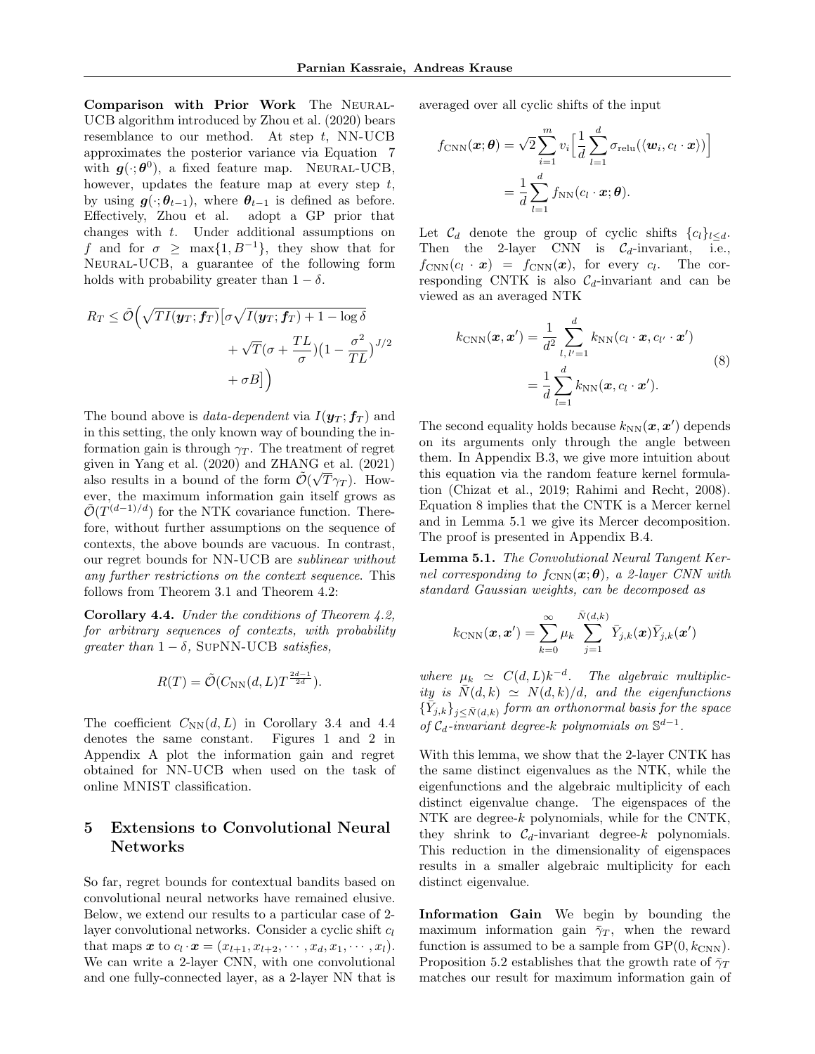**Comparison with Prior Work** The Neural-UCB algorithm introduced by Zhou et al. (2020) bears resemblance to our method. At step $t$, NN-UCB approximates the posterior variance via Equation 7 with $\boldsymbol{g}(\cdot;\boldsymbol{\theta}^0)$, a fixed feature map. Neural-UCB, however, updates the feature map at every step $t$, by using $\boldsymbol{g}(\cdot;\boldsymbol{\theta}_{t-1})$, where $\boldsymbol{\theta}_{t-1}$ is defined as before. Effectively, Zhou et al. adopt a GP prior that changes with $t$. Under additional assumptions on $f$ and for $\sigma \geq \max\{1, B^{-1}\}$, they show that for Neural-UCB, a guarantee of the following form holds with probability greater than $1-\delta$.

$$R_T \leq \tilde{\mathcal{O}}\Big(\sqrt{TI(\boldsymbol{y}_T;\boldsymbol{f}_T)}\big[\sigma\sqrt{I(\boldsymbol{y}_T;\boldsymbol{f}_T)+1-\log\delta} + \sqrt{T}(\sigma + \frac{TL}{\sigma})\big(1-\frac{\sigma^2}{TL}\big)^{J/2} + \sigma B\big]\Big)$$

The bound above is *data-dependent* via $I(\boldsymbol{y}_T;\boldsymbol{f}_T)$ and in this setting, the only known way of bounding the information gain is through $\gamma_T$. The treatment of regret given in Yang et al. (2020) and ZHANG et al. (2021) also results in a bound of the form $\tilde{\mathcal{O}}(\sqrt{T}\gamma_T)$. However, the maximum information gain itself grows as $\tilde{\mathcal{O}}(T^{(d-1)/d})$ for the NTK covariance function. Therefore, without further assumptions on the sequence of contexts, the above bounds are vacuous. In contrast, our regret bounds for NN-UCB are *sublinear without any further restrictions on the context sequence.* This follows from Theorem 3.1 and Theorem 4.2:

**Corollary 4.4.** *Under the conditions of Theorem 4.2, for arbitrary sequences of contexts, with probability greater than $1-\delta$,* SupNN-UCB *satisfies,*

$$R(T) = \tilde{\mathcal{O}}(C_{\text{NN}}(d,L)T^{\frac{2d-1}{2d}}).$$

The coefficient $C_{\text{NN}}(d,L)$ in Corollary 3.4 and 4.4 denotes the same constant. Figures 1 and 2 in Appendix A plot the information gain and regret obtained for NN-UCB when used on the task of online MNIST classification.

## 5 Extensions to Convolutional Neural Networks

So far, regret bounds for contextual bandits based on convolutional neural networks have remained elusive. Below, we extend our results to a particular case of 2-layer convolutional networks. Consider a cyclic shift $c_l$ that maps $\boldsymbol{x}$ to $c_l \cdot \boldsymbol{x} = (x_{l+1}, x_{l+2}, \cdots, x_d, x_1, \cdots, x_l)$. We can write a 2-layer CNN, with one convolutional and one fully-connected layer, as a 2-layer NN that is averaged over all cyclic shifts of the input

$$\begin{aligned} f_{\text{CNN}}(\boldsymbol{x};\boldsymbol{\theta}) &= \sqrt{2}\sum_{i=1}^m v_i\Big[\frac{1}{d}\sum_{l=1}^d \sigma_{\text{relu}}(\langle \boldsymbol{w}_i, c_l\cdot\boldsymbol{x}\rangle)\Big] \\ &= \frac{1}{d}\sum_{l=1}^d f_{\text{NN}}(c_l\cdot\boldsymbol{x};\boldsymbol{\theta}). \end{aligned}$$

Let $\mathcal{C}_d$ denote the group of cyclic shifts $\{c_l\}_{l\leq d}$. Then the 2-layer CNN is $\mathcal{C}_d$-invariant, i.e., $f_{\text{CNN}}(c_l\cdot\boldsymbol{x}) = f_{\text{CNN}}(\boldsymbol{x})$, for every $c_l$. The corresponding CNTK is also $\mathcal{C}_d$-invariant and can be viewed as an averaged NTK

$$\begin{aligned} k_{\text{CNN}}(\boldsymbol{x},\boldsymbol{x}') &= \frac{1}{d^2}\sum_{l,l'=1}^d k_{\text{NN}}(c_l\cdot\boldsymbol{x}, c_{l'}\cdot\boldsymbol{x}') \\ &= \frac{1}{d}\sum_{l=1}^d k_{\text{NN}}(\boldsymbol{x}, c_l\cdot\boldsymbol{x}'). \end{aligned} \tag{8}$$

The second equality holds because $k_{\text{NN}}(\boldsymbol{x},\boldsymbol{x}')$ depends on its arguments only through the angle between them. In Appendix B.3, we give more intuition about this equation via the random feature kernel formulation (Chizat et al., 2019; Rahimi and Recht, 2008). Equation 8 implies that the CNTK is a Mercer kernel and in Lemma 5.1 we give its Mercer decomposition. The proof is presented in Appendix B.4.

**Lemma 5.1.** *The Convolutional Neural Tangent Kernel corresponding to $f_{\text{CNN}}(\boldsymbol{x};\boldsymbol{\theta})$, a 2-layer CNN with standard Gaussian weights, can be decomposed as*

$$k_{\text{CNN}}(\boldsymbol{x},\boldsymbol{x}') = \sum_{k=0}^\infty \mu_k \sum_{j=1}^{\bar{N}(d,k)} \bar{Y}_{j,k}(\boldsymbol{x})\bar{Y}_{j,k}(\boldsymbol{x}')$$

*where $\mu_k \simeq C(d,L)k^{-d}$. The algebraic multiplicity is $\bar{N}(d,k) \simeq N(d,k)/d$, and the eigenfunctions $\{\bar{Y}_{j,k}\}_{j\leq\bar{N}(d,k)}$ form an orthonormal basis for the space of $\mathcal{C}_d$-invariant degree-$k$ polynomials on $\mathbb{S}^{d-1}$.*

With this lemma, we show that the 2-layer CNTK has the same distinct eigenvalues as the NTK, while the eigenfunctions and the algebraic multiplicity of each distinct eigenvalue change. The eigenspaces of the NTK are degree-$k$ polynomials, while for the CNTK, they shrink to $\mathcal{C}_d$-invariant degree-$k$ polynomials. This reduction in the dimensionality of eigenspaces results in a smaller algebraic multiplicity for each distinct eigenvalue.

**Information Gain** We begin by bounding the maximum information gain $\bar{\gamma}_T$, when the reward function is assumed to be a sample from $\text{GP}(0, k_{\text{CNN}})$. Proposition 5.2 establishes that the growth rate of $\bar{\gamma}_T$ matches our result for maximum information gain of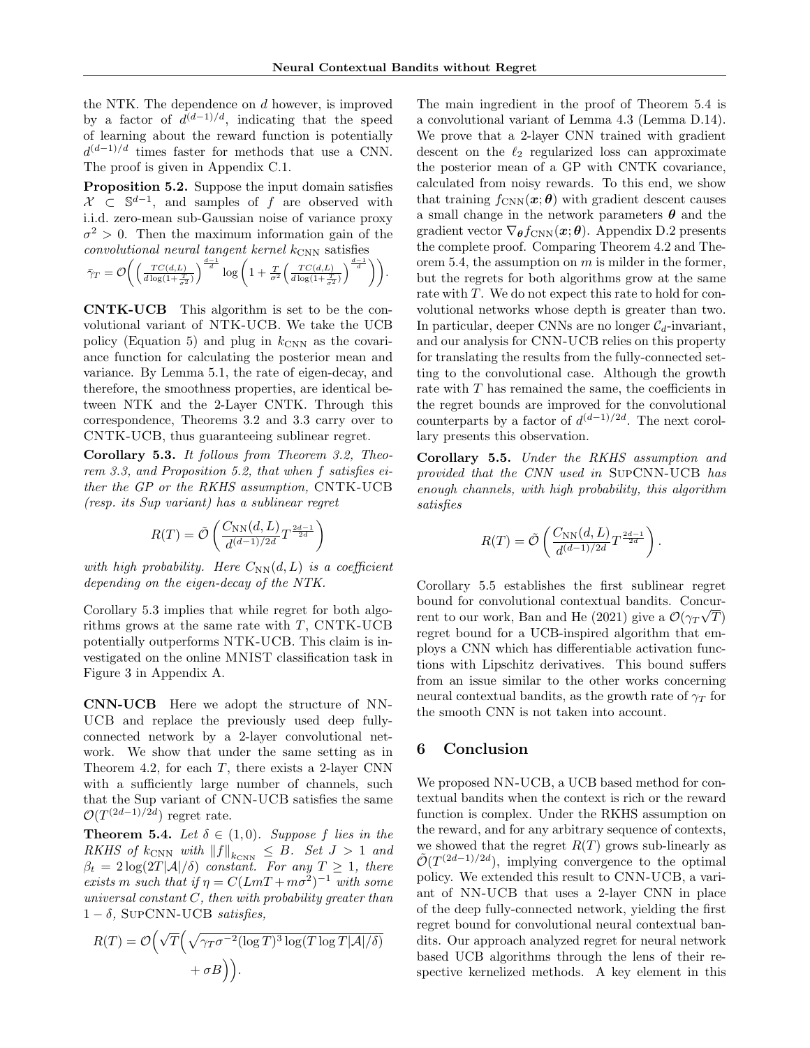the NTK. The dependence on $d$ however, is improved by a factor of $d^{(d-1)/d}$, indicating that the speed of learning about the reward function is potentially $d^{(d-1)/d}$ times faster for methods that use a CNN. The proof is given in Appendix C.1.

**Proposition 5.2.** Suppose the input domain satisfies $\mathcal{X} \subset \mathbb{S}^{d-1}$, and samples of $f$ are observed with i.i.d. zero-mean sub-Gaussian noise of variance proxy $\sigma^2 > 0$. Then the maximum information gain of the *convolutional neural tangent kernel* $k_{\mathrm{CNN}}$ satisfies
$\bar{\gamma}_T = \mathcal{O}\bigg( \Big(\frac{TC(d,L)}{d\log(1+\frac{T}{\sigma^2})}\Big)^{\frac{d-1}{d}} \log\bigg(1+\frac{T}{\sigma^2}\Big(\frac{TC(d,L)}{d\log(1+\frac{T}{\sigma^2})}\Big)^{\frac{d-1}{d}}\bigg)\bigg).$

**CNTK-UCB** This algorithm is set to be the convolutional variant of NTK-UCB. We take the UCB policy (Equation 5) and plug in $k_{\mathrm{CNN}}$ as the covariance function for calculating the posterior mean and variance. By Lemma 5.1, the rate of eigen-decay, and therefore, the smoothness properties, are identical between NTK and the 2-Layer CNTK. Through this correspondence, Theorems 3.2 and 3.3 carry over to CNTK-UCB, thus guaranteeing sublinear regret.

**Corollary 5.3.** *It follows from Theorem 3.2, Theorem 3.3, and Proposition 5.2, that when $f$ satisfies either the GP or the RKHS assumption,* CNTK-UCB *(resp. its Sup variant) has a sublinear regret*

$$R(T) = \tilde{\mathcal{O}}\left(\frac{C_{\mathrm{NN}}(d,L)}{d^{(d-1)/2d}} T^{\frac{2d-1}{2d}}\right)$$

*with high probability. Here $C_{\mathrm{NN}}(d,L)$ is a coefficient depending on the eigen-decay of the NTK.*

Corollary 5.3 implies that while regret for both algorithms grows at the same rate with $T$, CNTK-UCB potentially outperforms NTK-UCB. This claim is investigated on the online MNIST classification task in Figure 3 in Appendix A.

**CNN-UCB** Here we adopt the structure of NN-UCB and replace the previously used deep fully-connected network by a 2-layer convolutional network. We show that under the same setting as in Theorem 4.2, for each $T$, there exists a 2-layer CNN with a sufficiently large number of channels, such that the Sup variant of CNN-UCB satisfies the same $\mathcal{O}(T^{(2d-1)/2d})$ regret rate.

**Theorem 5.4.** *Let $\delta \in (1,0)$. Suppose $f$ lies in the RKHS of $k_{\mathrm{CNN}}$ with $\|f\|_{k_{\mathrm{CNN}}} \leq B$. Set $J > 1$ and $\beta_t = 2\log(2T|\mathcal{A}|/\delta)$ constant. For any $T \geq 1$, there exists $m$ such that if $\eta = C(LmT + m\sigma^2)^{-1}$ with some universal constant $C$, then with probability greater than $1-\delta$,* SupCNN-UCB *satisfies,*

$$R(T) = \mathcal{O}\Big(\sqrt{T}\Big(\sqrt{\gamma_T \sigma^{-2}(\log T)^3 \log(T\log T|\mathcal{A}|/\delta)} + \sigma B\Big)\Big).$$

The main ingredient in the proof of Theorem 5.4 is a convolutional variant of Lemma 4.3 (Lemma D.14). We prove that a 2-layer CNN trained with gradient descent on the $\ell_2$ regularized loss can approximate the posterior mean of a GP with CNTK covariance, calculated from noisy rewards. To this end, we show that training $f_{\mathrm{CNN}}(\boldsymbol{x};\boldsymbol{\theta})$ with gradient descent causes a small change in the network parameters $\boldsymbol{\theta}$ and the gradient vector $\nabla_{\boldsymbol{\theta}} f_{\mathrm{CNN}}(\boldsymbol{x};\boldsymbol{\theta})$. Appendix D.2 presents the complete proof. Comparing Theorem 4.2 and Theorem 5.4, the assumption on $m$ is milder in the former, but the regrets for both algorithms grow at the same rate with $T$. We do not expect this rate to hold for convolutional networks whose depth is greater than two. In particular, deeper CNNs are no longer $\mathcal{C}_d$-invariant, and our analysis for CNN-UCB relies on this property for translating the results from the fully-connected setting to the convolutional case. Although the growth rate with $T$ has remained the same, the coefficients in the regret bounds are improved for the convolutional counterparts by a factor of $d^{(d-1)/2d}$. The next corollary presents this observation.

**Corollary 5.5.** *Under the RKHS assumption and provided that the CNN used in* SupCNN-UCB *has enough channels, with high probability, this algorithm satisfies*

$$R(T) = \tilde{\mathcal{O}}\left(\frac{C_{\mathrm{NN}}(d,L)}{d^{(d-1)/2d}} T^{\frac{2d-1}{2d}}\right).$$

Corollary 5.5 establishes the first sublinear regret bound for convolutional contextual bandits. Concurrent to our work, Ban and He (2021) give a $\mathcal{O}(\gamma_T\sqrt{T})$ regret bound for a UCB-inspired algorithm that employs a CNN which has differentiable activation functions with Lipschitz derivatives. This bound suffers from an issue similar to the other works concerning neural contextual bandits, as the growth rate of $\gamma_T$ for the smooth CNN is not taken into account.

## 6 Conclusion

We proposed NN-UCB, a UCB based method for contextual bandits when the context is rich or the reward function is complex. Under the RKHS assumption on the reward, and for any arbitrary sequence of contexts, we showed that the regret $R(T)$ grows sub-linearly as $\tilde{\mathcal{O}}(T^{(2d-1)/2d})$, implying convergence to the optimal policy. We extended this result to CNN-UCB, a variant of NN-UCB that uses a 2-layer CNN in place of the deep fully-connected network, yielding the first regret bound for convolutional neural contextual bandits. Our approach analyzed regret for neural network based UCB algorithms through the lens of their respective kernelized methods. A key element in this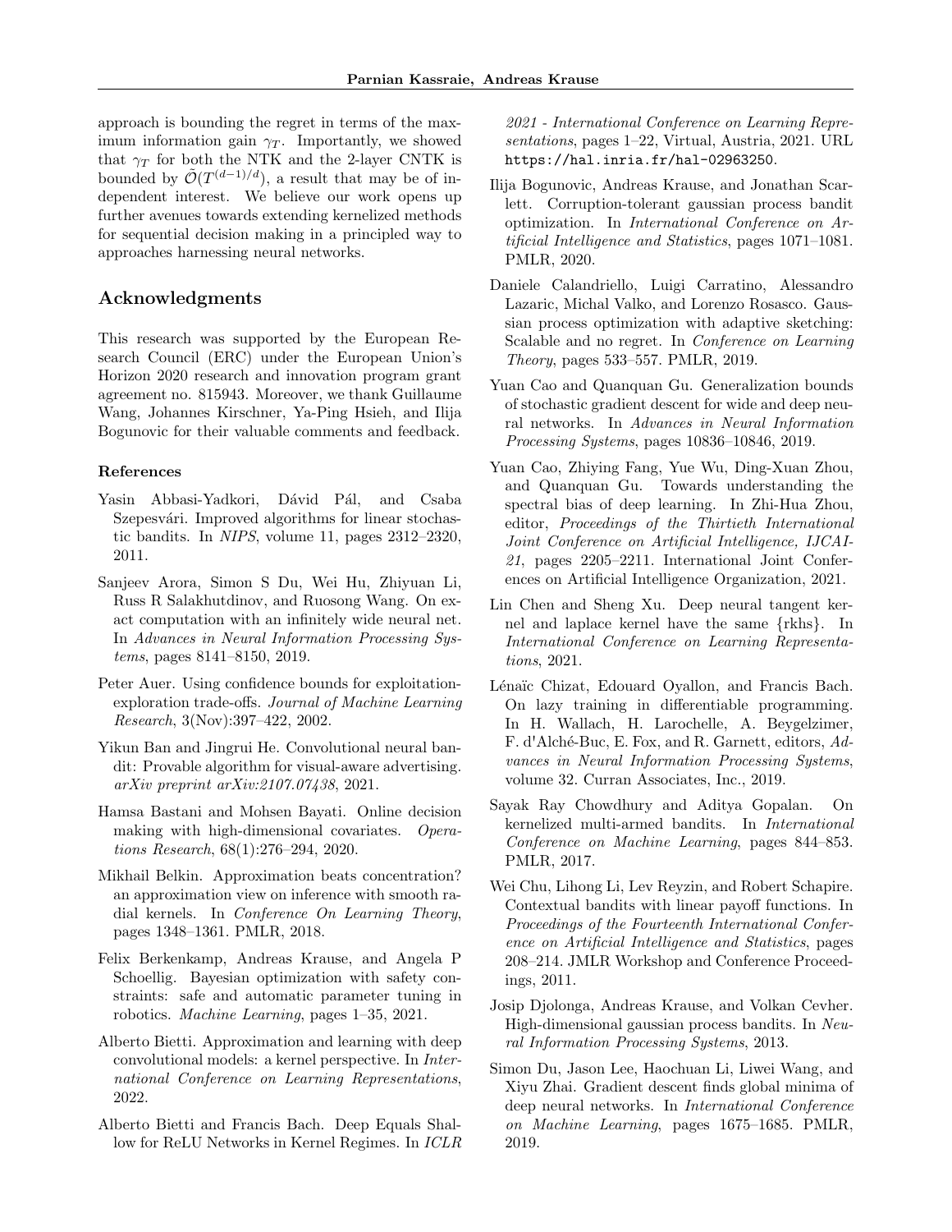approach is bounding the regret in terms of the maximum information gain $\gamma_T$. Importantly, we showed that $\gamma_T$ for both the NTK and the 2-layer CNTK is bounded by $\tilde{\mathcal{O}}(T^{(d-1)/d})$, a result that may be of independent interest. We believe our work opens up further avenues towards extending kernelized methods for sequential decision making in a principled way to approaches harnessing neural networks.

## Acknowledgments

This research was supported by the European Research Council (ERC) under the European Union's Horizon 2020 research and innovation program grant agreement no. 815943. Moreover, we thank Guillaume Wang, Johannes Kirschner, Ya-Ping Hsieh, and Ilija Bogunovic for their valuable comments and feedback.

### References

Yasin Abbasi-Yadkori, Dávid Pál, and Csaba Szepesvári. Improved algorithms for linear stochastic bandits. In *NIPS*, volume 11, pages 2312–2320, 2011.

Sanjeev Arora, Simon S Du, Wei Hu, Zhiyuan Li, Russ R Salakhutdinov, and Ruosong Wang. On exact computation with an infinitely wide neural net. In *Advances in Neural Information Processing Systems*, pages 8141–8150, 2019.

Peter Auer. Using confidence bounds for exploitation-exploration trade-offs. *Journal of Machine Learning Research*, 3(Nov):397–422, 2002.

Yikun Ban and Jingrui He. Convolutional neural bandit: Provable algorithm for visual-aware advertising. *arXiv preprint arXiv:2107.07438*, 2021.

Hamsa Bastani and Mohsen Bayati. Online decision making with high-dimensional covariates. *Operations Research*, 68(1):276–294, 2020.

Mikhail Belkin. Approximation beats concentration? an approximation view on inference with smooth radial kernels. In *Conference On Learning Theory*, pages 1348–1361. PMLR, 2018.

Felix Berkenkamp, Andreas Krause, and Angela P Schoellig. Bayesian optimization with safety constraints: safe and automatic parameter tuning in robotics. *Machine Learning*, pages 1–35, 2021.

Alberto Bietti. Approximation and learning with deep convolutional models: a kernel perspective. In *International Conference on Learning Representations*, 2022.

Alberto Bietti and Francis Bach. Deep Equals Shallow for ReLU Networks in Kernel Regimes. In *ICLR 2021 - International Conference on Learning Representations*, pages 1–22, Virtual, Austria, 2021. URL https://hal.inria.fr/hal-02963250.

Ilija Bogunovic, Andreas Krause, and Jonathan Scarlett. Corruption-tolerant gaussian process bandit optimization. In *International Conference on Artificial Intelligence and Statistics*, pages 1071–1081. PMLR, 2020.

Daniele Calandriello, Luigi Carratino, Alessandro Lazaric, Michal Valko, and Lorenzo Rosasco. Gaussian process optimization with adaptive sketching: Scalable and no regret. In *Conference on Learning Theory*, pages 533–557. PMLR, 2019.

Yuan Cao and Quanquan Gu. Generalization bounds of stochastic gradient descent for wide and deep neural networks. In *Advances in Neural Information Processing Systems*, pages 10836–10846, 2019.

Yuan Cao, Zhiying Fang, Yue Wu, Ding-Xuan Zhou, and Quanquan Gu. Towards understanding the spectral bias of deep learning. In Zhi-Hua Zhou, editor, *Proceedings of the Thirtieth International Joint Conference on Artificial Intelligence, IJCAI-21*, pages 2205–2211. International Joint Conferences on Artificial Intelligence Organization, 2021.

Lin Chen and Sheng Xu. Deep neural tangent kernel and laplace kernel have the same {rkhs}. In *International Conference on Learning Representations*, 2021.

Lénaïc Chizat, Edouard Oyallon, and Francis Bach. On lazy training in differentiable programming. In H. Wallach, H. Larochelle, A. Beygelzimer, F. d'Alché-Buc, E. Fox, and R. Garnett, editors, *Advances in Neural Information Processing Systems*, volume 32. Curran Associates, Inc., 2019.

Sayak Ray Chowdhury and Aditya Gopalan. On kernelized multi-armed bandits. In *International Conference on Machine Learning*, pages 844–853. PMLR, 2017.

Wei Chu, Lihong Li, Lev Reyzin, and Robert Schapire. Contextual bandits with linear payoff functions. In *Proceedings of the Fourteenth International Conference on Artificial Intelligence and Statistics*, pages 208–214. JMLR Workshop and Conference Proceedings, 2011.

Josip Djolonga, Andreas Krause, and Volkan Cevher. High-dimensional gaussian process bandits. In *Neural Information Processing Systems*, 2013.

Simon Du, Jason Lee, Haochuan Li, Liwei Wang, and Xiyu Zhai. Gradient descent finds global minima of deep neural networks. In *International Conference on Machine Learning*, pages 1675–1685. PMLR, 2019.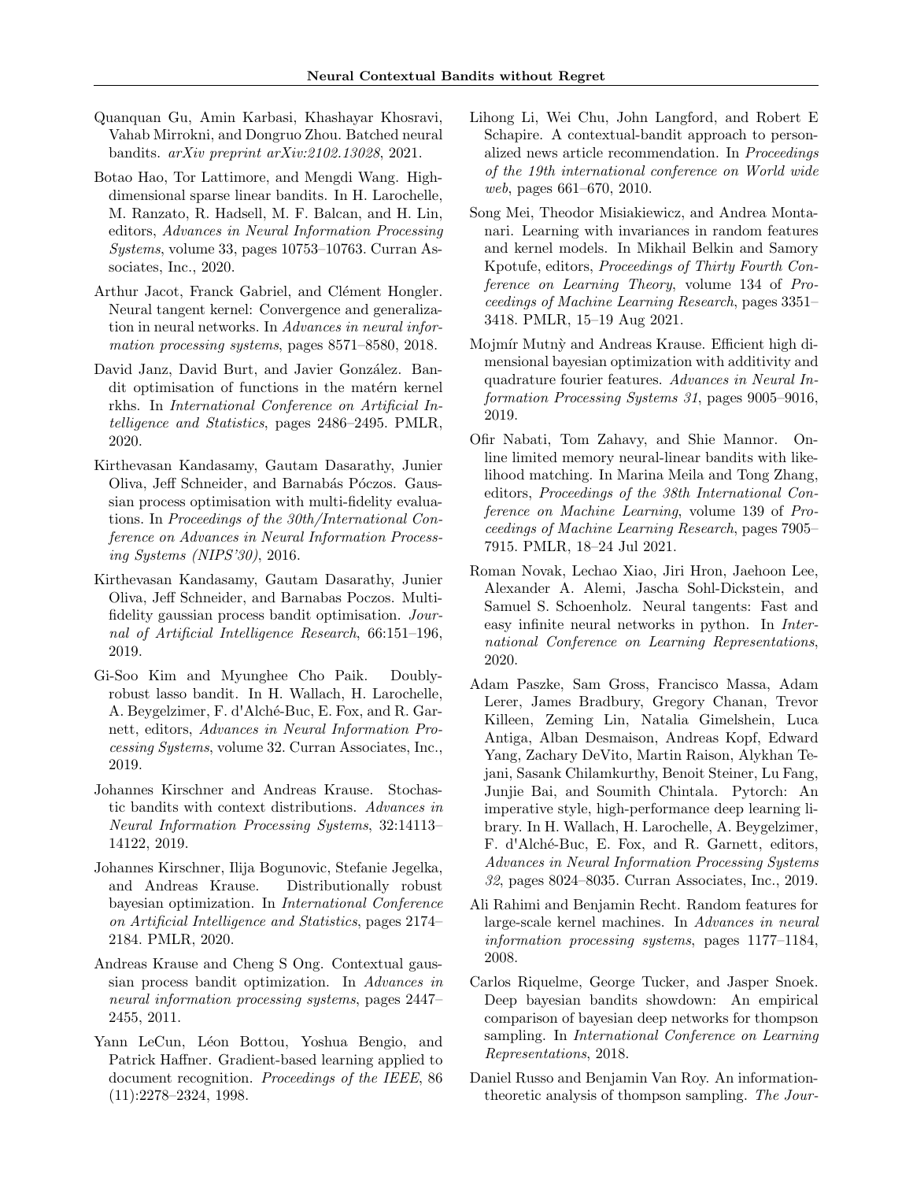Quanquan Gu, Amin Karbasi, Khashayar Khosravi, Vahab Mirrokni, and Dongruo Zhou. Batched neural bandits. *arXiv preprint arXiv:2102.13028*, 2021.

Botao Hao, Tor Lattimore, and Mengdi Wang. High-dimensional sparse linear bandits. In H. Larochelle, M. Ranzato, R. Hadsell, M. F. Balcan, and H. Lin, editors, *Advances in Neural Information Processing Systems*, volume 33, pages 10753–10763. Curran Associates, Inc., 2020.

Arthur Jacot, Franck Gabriel, and Clément Hongler. Neural tangent kernel: Convergence and generalization in neural networks. In *Advances in neural information processing systems*, pages 8571–8580, 2018.

David Janz, David Burt, and Javier González. Bandit optimisation of functions in the matérn kernel rkhs. In *International Conference on Artificial Intelligence and Statistics*, pages 2486–2495. PMLR, 2020.

Kirthevasan Kandasamy, Gautam Dasarathy, Junier Oliva, Jeff Schneider, and Barnabás Póczos. Gaussian process optimisation with multi-fidelity evaluations. In *Proceedings of the 30th/International Conference on Advances in Neural Information Processing Systems (NIPS'30)*, 2016.

Kirthevasan Kandasamy, Gautam Dasarathy, Junier Oliva, Jeff Schneider, and Barnabas Poczos. Multi-fidelity gaussian process bandit optimisation. *Journal of Artificial Intelligence Research*, 66:151–196, 2019.

Gi-Soo Kim and Myunghee Cho Paik. Doubly-robust lasso bandit. In H. Wallach, H. Larochelle, A. Beygelzimer, F. d'Alché-Buc, E. Fox, and R. Garnett, editors, *Advances in Neural Information Processing Systems*, volume 32. Curran Associates, Inc., 2019.

Johannes Kirschner and Andreas Krause. Stochastic bandits with context distributions. *Advances in Neural Information Processing Systems*, 32:14113–14122, 2019.

Johannes Kirschner, Ilija Bogunovic, Stefanie Jegelka, and Andreas Krause. Distributionally robust bayesian optimization. In *International Conference on Artificial Intelligence and Statistics*, pages 2174–2184. PMLR, 2020.

Andreas Krause and Cheng S Ong. Contextual gaussian process bandit optimization. In *Advances in neural information processing systems*, pages 2447–2455, 2011.

Yann LeCun, Léon Bottou, Yoshua Bengio, and Patrick Haffner. Gradient-based learning applied to document recognition. *Proceedings of the IEEE*, 86 (11):2278–2324, 1998.

Lihong Li, Wei Chu, John Langford, and Robert E Schapire. A contextual-bandit approach to personalized news article recommendation. In *Proceedings of the 19th international conference on World wide web*, pages 661–670, 2010.

Song Mei, Theodor Misiakiewicz, and Andrea Montanari. Learning with invariances in random features and kernel models. In Mikhail Belkin and Samory Kpotufe, editors, *Proceedings of Thirty Fourth Conference on Learning Theory*, volume 134 of *Proceedings of Machine Learning Research*, pages 3351–3418. PMLR, 15–19 Aug 2021.

Mojmír Mutnỳ and Andreas Krause. Efficient high dimensional bayesian optimization with additivity and quadrature fourier features. *Advances in Neural Information Processing Systems 31*, pages 9005–9016, 2019.

Ofir Nabati, Tom Zahavy, and Shie Mannor. Online limited memory neural-linear bandits with likelihood matching. In Marina Meila and Tong Zhang, editors, *Proceedings of the 38th International Conference on Machine Learning*, volume 139 of *Proceedings of Machine Learning Research*, pages 7905–7915. PMLR, 18–24 Jul 2021.

Roman Novak, Lechao Xiao, Jiri Hron, Jaehoon Lee, Alexander A. Alemi, Jascha Sohl-Dickstein, and Samuel S. Schoenholz. Neural tangents: Fast and easy infinite neural networks in python. In *International Conference on Learning Representations*, 2020.

Adam Paszke, Sam Gross, Francisco Massa, Adam Lerer, James Bradbury, Gregory Chanan, Trevor Killeen, Zeming Lin, Natalia Gimelshein, Luca Antiga, Alban Desmaison, Andreas Kopf, Edward Yang, Zachary DeVito, Martin Raison, Alykhan Tejani, Sasank Chilamkurthy, Benoit Steiner, Lu Fang, Junjie Bai, and Soumith Chintala. Pytorch: An imperative style, high-performance deep learning library. In H. Wallach, H. Larochelle, A. Beygelzimer, F. d'Alché-Buc, E. Fox, and R. Garnett, editors, *Advances in Neural Information Processing Systems 32*, pages 8024–8035. Curran Associates, Inc., 2019.

Ali Rahimi and Benjamin Recht. Random features for large-scale kernel machines. In *Advances in neural information processing systems*, pages 1177–1184, 2008.

Carlos Riquelme, George Tucker, and Jasper Snoek. Deep bayesian bandits showdown: An empirical comparison of bayesian deep networks for thompson sampling. In *International Conference on Learning Representations*, 2018.

Daniel Russo and Benjamin Van Roy. An information-theoretic analysis of thompson sampling. *The Jour-*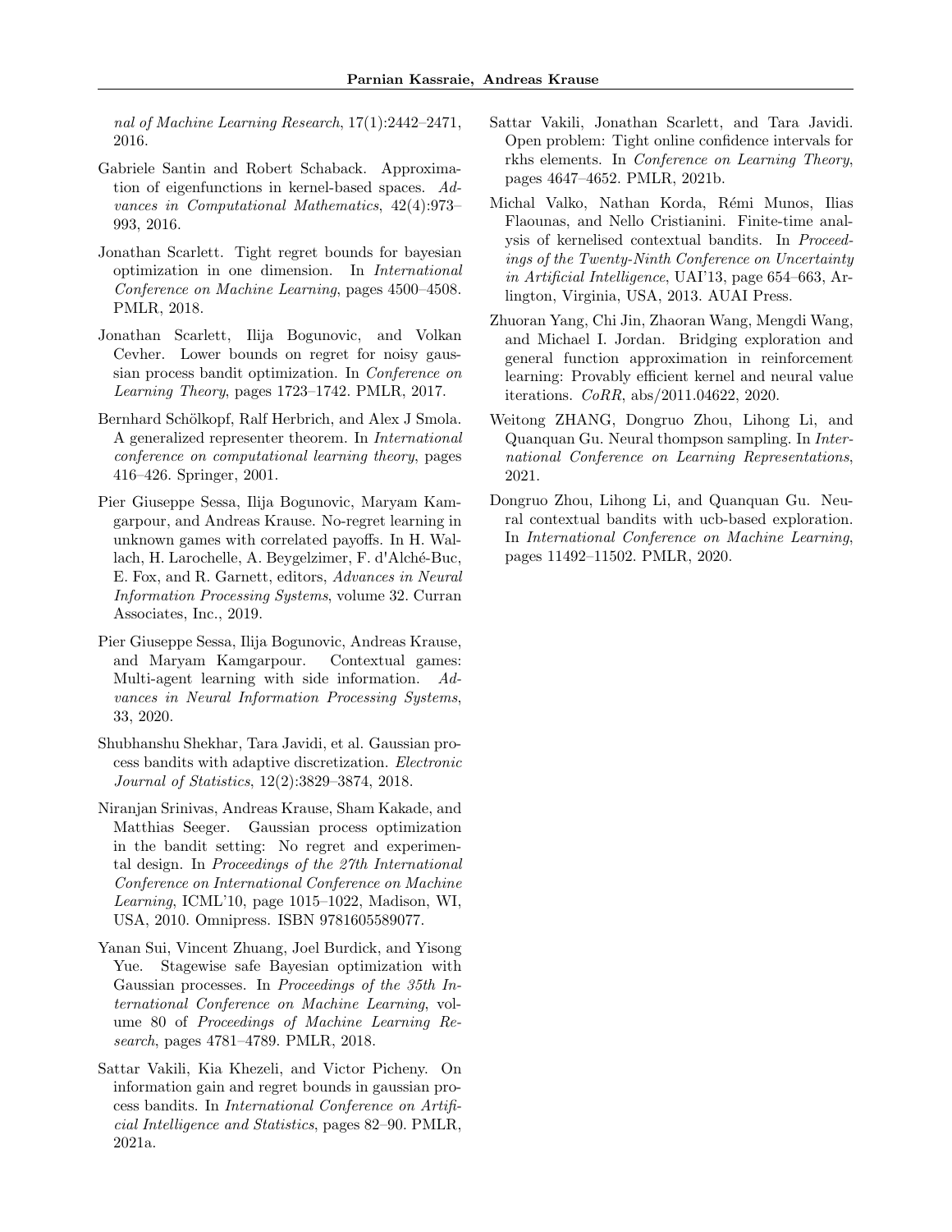*nal of Machine Learning Research*, 17(1):2442–2471, 2016.

Gabriele Santin and Robert Schaback. Approximation of eigenfunctions in kernel-based spaces. *Advances in Computational Mathematics*, 42(4):973–993, 2016.

Jonathan Scarlett. Tight regret bounds for bayesian optimization in one dimension. In *International Conference on Machine Learning*, pages 4500–4508. PMLR, 2018.

Jonathan Scarlett, Ilija Bogunovic, and Volkan Cevher. Lower bounds on regret for noisy gaussian process bandit optimization. In *Conference on Learning Theory*, pages 1723–1742. PMLR, 2017.

Bernhard Schölkopf, Ralf Herbrich, and Alex J Smola. A generalized representer theorem. In *International conference on computational learning theory*, pages 416–426. Springer, 2001.

Pier Giuseppe Sessa, Ilija Bogunovic, Maryam Kamgarpour, and Andreas Krause. No-regret learning in unknown games with correlated payoffs. In H. Wallach, H. Larochelle, A. Beygelzimer, F. d'Alché-Buc, E. Fox, and R. Garnett, editors, *Advances in Neural Information Processing Systems*, volume 32. Curran Associates, Inc., 2019.

Pier Giuseppe Sessa, Ilija Bogunovic, Andreas Krause, and Maryam Kamgarpour. Contextual games: Multi-agent learning with side information. *Advances in Neural Information Processing Systems*, 33, 2020.

Shubhanshu Shekhar, Tara Javidi, et al. Gaussian process bandits with adaptive discretization. *Electronic Journal of Statistics*, 12(2):3829–3874, 2018.

Niranjan Srinivas, Andreas Krause, Sham Kakade, and Matthias Seeger. Gaussian process optimization in the bandit setting: No regret and experimental design. In *Proceedings of the 27th International Conference on International Conference on Machine Learning*, ICML'10, page 1015–1022, Madison, WI, USA, 2010. Omnipress. ISBN 9781605589077.

Yanan Sui, Vincent Zhuang, Joel Burdick, and Yisong Yue. Stagewise safe Bayesian optimization with Gaussian processes. In *Proceedings of the 35th International Conference on Machine Learning*, volume 80 of *Proceedings of Machine Learning Research*, pages 4781–4789. PMLR, 2018.

Sattar Vakili, Kia Khezeli, and Victor Picheny. On information gain and regret bounds in gaussian process bandits. In *International Conference on Artificial Intelligence and Statistics*, pages 82–90. PMLR, 2021a.

Sattar Vakili, Jonathan Scarlett, and Tara Javidi. Open problem: Tight online confidence intervals for rkhs elements. In *Conference on Learning Theory*, pages 4647–4652. PMLR, 2021b.

Michal Valko, Nathan Korda, Rémi Munos, Ilias Flaounas, and Nello Cristianini. Finite-time analysis of kernelised contextual bandits. In *Proceedings of the Twenty-Ninth Conference on Uncertainty in Artificial Intelligence*, UAI'13, page 654–663, Arlington, Virginia, USA, 2013. AUAI Press.

Zhuoran Yang, Chi Jin, Zhaoran Wang, Mengdi Wang, and Michael I. Jordan. Bridging exploration and general function approximation in reinforcement learning: Provably efficient kernel and neural value iterations. *CoRR*, abs/2011.04622, 2020.

Weitong ZHANG, Dongruo Zhou, Lihong Li, and Quanquan Gu. Neural thompson sampling. In *International Conference on Learning Representations*, 2021.

Dongruo Zhou, Lihong Li, and Quanquan Gu. Neural contextual bandits with ucb-based exploration. In *International Conference on Machine Learning*, pages 11492–11502. PMLR, 2020.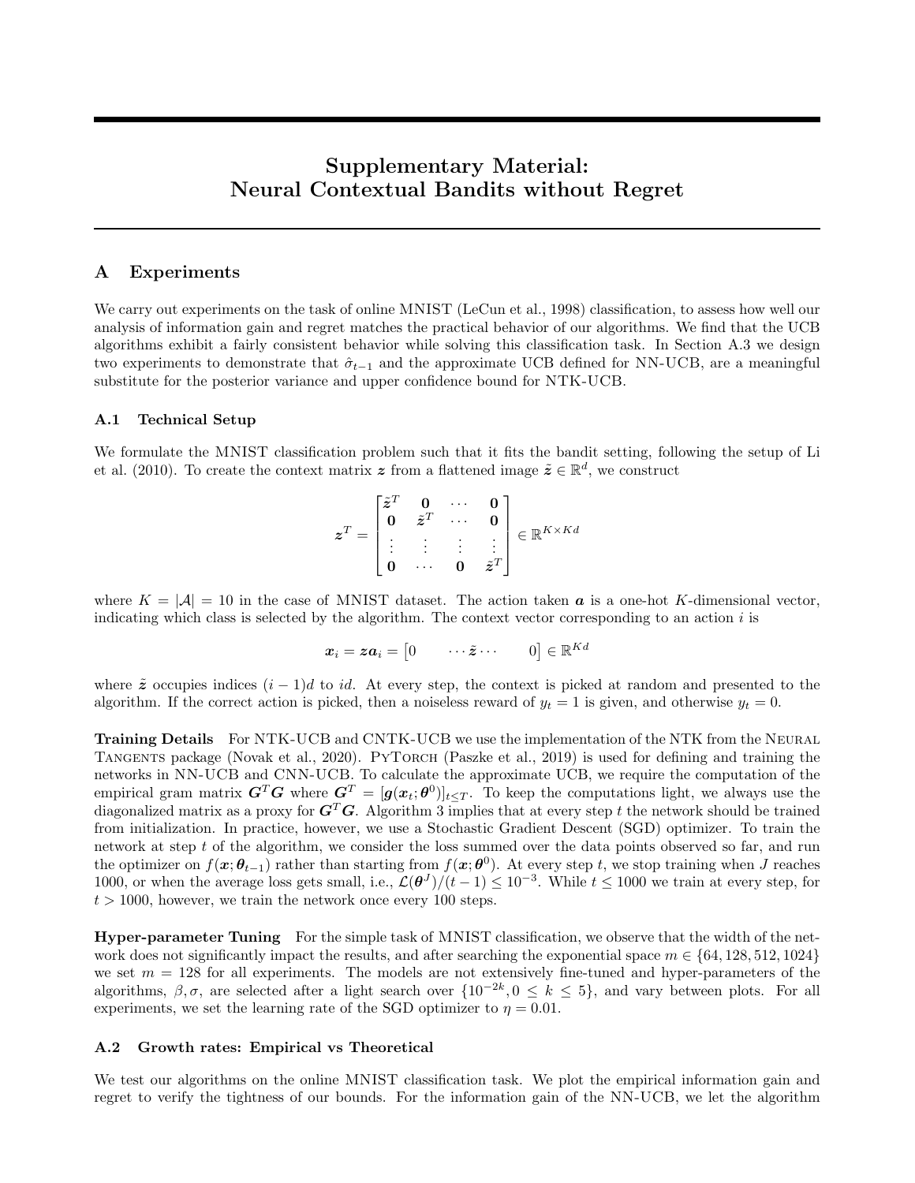# Supplementary Material: Neural Contextual Bandits without Regret

## A Experiments

We carry out experiments on the task of online MNIST (LeCun et al., 1998) classification, to assess how well our analysis of information gain and regret matches the practical behavior of our algorithms. We find that the UCB algorithms exhibit a fairly consistent behavior while solving this classification task. In Section A.3 we design two experiments to demonstrate that $\hat{\sigma}_{t-1}$ and the approximate UCB defined for NN-UCB, are a meaningful substitute for the posterior variance and upper confidence bound for NTK-UCB.

### A.1 Technical Setup

We formulate the MNIST classification problem such that it fits the bandit setting, following the setup of Li et al. (2010). To create the context matrix $\boldsymbol{z}$ from a flattened image $\tilde{\boldsymbol{z}} \in \mathbb{R}^d$, we construct

$$\boldsymbol{z}^T = \begin{bmatrix} \tilde{\boldsymbol{z}}^T & \boldsymbol{0} & \cdots & \boldsymbol{0} \\ \boldsymbol{0} & \tilde{\boldsymbol{z}}^T & \cdots & \boldsymbol{0} \\ \vdots & \vdots & \vdots & \vdots \\ \boldsymbol{0} & \cdots & \boldsymbol{0} & \tilde{\boldsymbol{z}}^T \end{bmatrix} \in \mathbb{R}^{K \times Kd}$$

where $K = |\mathcal{A}| = 10$ in the case of MNIST dataset. The action taken $\boldsymbol{a}$ is a one-hot $K$-dimensional vector, indicating which class is selected by the algorithm. The context vector corresponding to an action $i$ is

$$\boldsymbol{x}_i = \boldsymbol{z}\boldsymbol{a}_i = \begin{bmatrix} 0 & \cdots \tilde{\boldsymbol{z}} \cdots & 0 \end{bmatrix} \in \mathbb{R}^{Kd}$$

where $\tilde{\boldsymbol{z}}$ occupies indices $(i-1)d$ to $id$. At every step, the context is picked at random and presented to the algorithm. If the correct action is picked, then a noiseless reward of $y_t = 1$ is given, and otherwise $y_t = 0$.

**Training Details** For NTK-UCB and CNTK-UCB we use the implementation of the NTK from the Neural Tangents package (Novak et al., 2020). PyTorch (Paszke et al., 2019) is used for defining and training the networks in NN-UCB and CNN-UCB. To calculate the approximate UCB, we require the computation of the empirical gram matrix $\boldsymbol{G}^T\boldsymbol{G}$ where $\boldsymbol{G}^T = [\boldsymbol{g}(\boldsymbol{x}_t; \boldsymbol{\theta}^0)]_{t \leq T}$. To keep the computations light, we always use the diagonalized matrix as a proxy for $\boldsymbol{G}^T\boldsymbol{G}$. Algorithm 3 implies that at every step $t$ the network should be trained from initialization. In practice, however, we use a Stochastic Gradient Descent (SGD) optimizer. To train the network at step $t$ of the algorithm, we consider the loss summed over the data points observed so far, and run the optimizer on $f(\boldsymbol{x}; \boldsymbol{\theta}_{t-1})$ rather than starting from $f(\boldsymbol{x}; \boldsymbol{\theta}^0)$. At every step $t$, we stop training when $J$ reaches 1000, or when the average loss gets small, i.e., $\mathcal{L}(\boldsymbol{\theta}^J)/(t-1) \leq 10^{-3}$. While $t \leq 1000$ we train at every step, for $t > 1000$, however, we train the network once every 100 steps.

**Hyper-parameter Tuning** For the simple task of MNIST classification, we observe that the width of the network does not significantly impact the results, and after searching the exponential space $m \in \{64, 128, 512, 1024\}$ we set $m = 128$ for all experiments. The models are not extensively fine-tuned and hyper-parameters of the algorithms, $\beta, \sigma$, are selected after a light search over $\{10^{-2k}, 0 \leq k \leq 5\}$, and vary between plots. For all experiments, we set the learning rate of the SGD optimizer to $\eta = 0.01$.

### A.2 Growth rates: Empirical vs Theoretical

We test our algorithms on the online MNIST classification task. We plot the empirical information gain and regret to verify the tightness of our bounds. For the information gain of the NN-UCB, we let the algorithm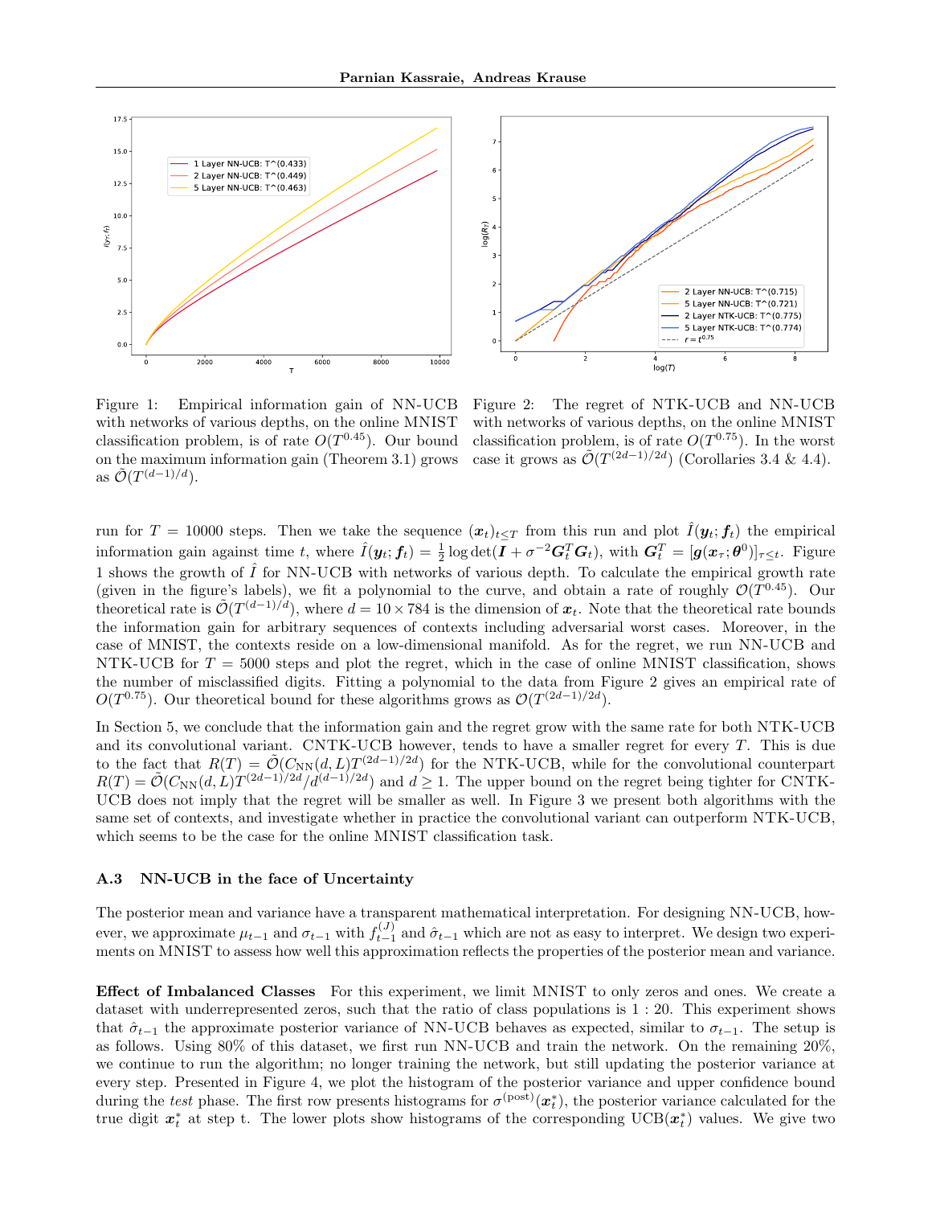Figure 1: Empirical information gain of NN-UCB with networks of various depths, on the online MNIST classification problem, is of rate $O(T^{0.45})$. Our bound on the maximum information gain (Theorem 3.1) grows as $\tilde{\mathcal{O}}(T^{(d-1)/d})$.

Figure 2: The regret of NTK-UCB and NN-UCB with networks of various depths, on the online MNIST classification problem, is of rate $O(T^{0.75})$. In the worst case it grows as $\tilde{\mathcal{O}}(T^{(2d-1)/2d})$ (Corollaries 3.4 & 4.4).

run for $T = 10000$ steps. Then we take the sequence $(\boldsymbol{x}_t)_{t\leq T}$ from this run and plot $\hat{I}(\boldsymbol{y}_t; \boldsymbol{f}_t)$ the empirical information gain against time $t$, where $\hat{I}(\boldsymbol{y}_t; \boldsymbol{f}_t) = \frac{1}{2}\log\det(\boldsymbol{I} + \sigma^{-2}\boldsymbol{G}_t^T\boldsymbol{G}_t)$, with $\boldsymbol{G}_t^T = [\boldsymbol{g}(\boldsymbol{x}_\tau; \boldsymbol{\theta}^0)]_{\tau\leq t}$. Figure 1 shows the growth of $\hat{I}$ for NN-UCB with networks of various depth. To calculate the empirical growth rate (given in the figure's labels), we fit a polynomial to the curve, and obtain a rate of roughly $\mathcal{O}(T^{0.45})$. Our theoretical rate is $\tilde{\mathcal{O}}(T^{(d-1)/d})$, where $d = 10 \times 784$ is the dimension of $\boldsymbol{x}_t$. Note that the theoretical rate bounds the information gain for arbitrary sequences of contexts including adversarial worst cases. Moreover, in the case of MNIST, the contexts reside on a low-dimensional manifold. As for the regret, we run NN-UCB and NTK-UCB for $T = 5000$ steps and plot the regret, which in the case of online MNIST classification, shows the number of misclassified digits. Fitting a polynomial to the data from Figure 2 gives an empirical rate of $O(T^{0.75})$. Our theoretical bound for these algorithms grows as $\mathcal{O}(T^{(2d-1)/2d})$.

In Section 5, we conclude that the information gain and the regret grow with the same rate for both NTK-UCB and its convolutional variant. CNTK-UCB however, tends to have a smaller regret for every $T$. This is due to the fact that $R(T) = \tilde{\mathcal{O}}(C_{\text{NN}}(d, L)T^{(2d-1)/2d})$ for the NTK-UCB, while for the convolutional counterpart $R(T) = \tilde{\mathcal{O}}(C_{\text{NN}}(d, L)T^{(2d-1)/2d}/d^{(d-1)/2d})$ and $d \geq 1$. The upper bound on the regret being tighter for CNTK-UCB does not imply that the regret will be smaller as well. In Figure 3 we present both algorithms with the same set of contexts, and investigate whether in practice the convolutional variant can outperform NTK-UCB, which seems to be the case for the online MNIST classification task.

### A.3 NN-UCB in the face of Uncertainty

The posterior mean and variance have a transparent mathematical interpretation. For designing NN-UCB, however, we approximate $\mu_{t-1}$ and $\sigma_{t-1}$ with $f_{t-1}^{(J)}$ and $\hat{\sigma}_{t-1}$ which are not as easy to interpret. We design two experiments on MNIST to assess how well this approximation reflects the properties of the posterior mean and variance.

**Effect of Imbalanced Classes** For this experiment, we limit MNIST to only zeros and ones. We create a dataset with underrepresented zeros, such that the ratio of class populations is $1 : 20$. This experiment shows that $\hat{\sigma}_{t-1}$ the approximate posterior variance of NN-UCB behaves as expected, similar to $\sigma_{t-1}$. The setup is as follows. Using 80% of this dataset, we first run NN-UCB and train the network. On the remaining 20%, we continue to run the algorithm; no longer training the network, but still updating the posterior variance at every step. Presented in Figure 4, we plot the histogram of the posterior variance and upper confidence bound during the *test* phase. The first row presents histograms for $\sigma^{(\text{post})}(\boldsymbol{x}_t^*)$, the posterior variance calculated for the true digit $\boldsymbol{x}_t^*$ at step t. The lower plots show histograms of the corresponding $\text{UCB}(\boldsymbol{x}_t^*)$ values. We give two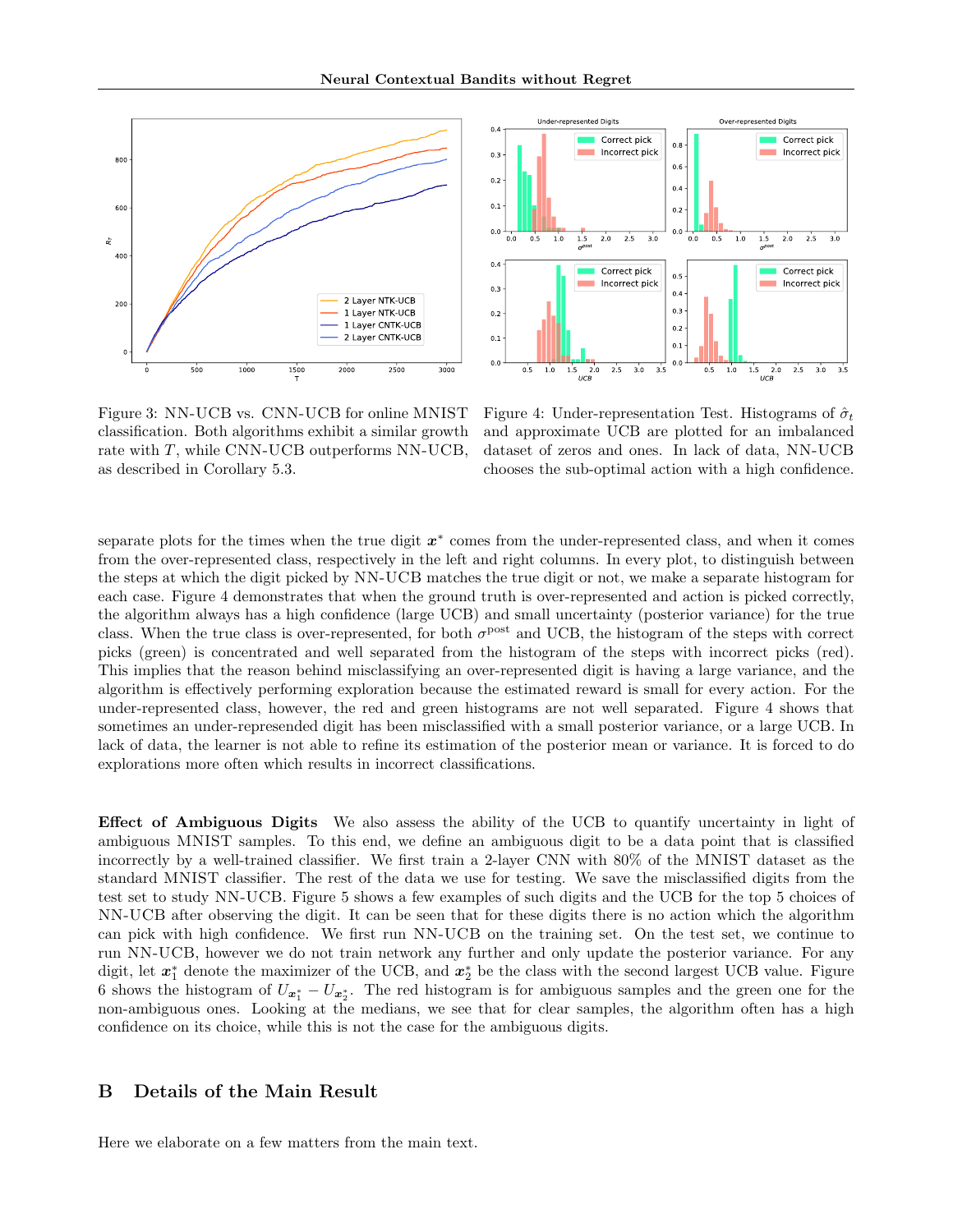Figure 3: NN-UCB vs. CNN-UCB for online MNIST classification. Both algorithms exhibit a similar growth rate with $T$, while CNN-UCB outperforms NN-UCB, as described in Corollary 5.3.

Figure 4: Under-representation Test. Histograms of $\hat{\sigma}_t$ and approximate UCB are plotted for an imbalanced dataset of zeros and ones. In lack of data, NN-UCB chooses the sub-optimal action with a high confidence.

separate plots for the times when the true digit $\boldsymbol{x}^*$ comes from the under-represented class, and when it comes from the over-represented class, respectively in the left and right columns. In every plot, to distinguish between the steps at which the digit picked by NN-UCB matches the true digit or not, we make a separate histogram for each case. Figure 4 demonstrates that when the ground truth is over-represented and action is picked correctly, the algorithm always has a high confidence (large UCB) and small uncertainty (posterior variance) for the true class. When the true class is over-represented, for both $\sigma^{\text{post}}$ and UCB, the histogram of the steps with correct picks (green) is concentrated and well separated from the histogram of the steps with incorrect picks (red). This implies that the reason behind misclassifying an over-represented digit is having a large variance, and the algorithm is effectively performing exploration because the estimated reward is small for every action. For the under-represented class, however, the red and green histograms are not well separated. Figure 4 shows that sometimes an under-represended digit has been misclassified with a small posterior variance, or a large UCB. In lack of data, the learner is not able to refine its estimation of the posterior mean or variance. It is forced to do explorations more often which results in incorrect classifications.

**Effect of Ambiguous Digits** We also assess the ability of the UCB to quantify uncertainty in light of ambiguous MNIST samples. To this end, we define an ambiguous digit to be a data point that is classified incorrectly by a well-trained classifier. We first train a 2-layer CNN with 80% of the MNIST dataset as the standard MNIST classifier. The rest of the data we use for testing. We save the misclassified digits from the test set to study NN-UCB. Figure 5 shows a few examples of such digits and the UCB for the top 5 choices of NN-UCB after observing the digit. It can be seen that for these digits there is no action which the algorithm can pick with high confidence. We first run NN-UCB on the training set. On the test set, we continue to run NN-UCB, however we do not train network any further and only update the posterior variance. For any digit, let $\boldsymbol{x}_1^*$ denote the maximizer of the UCB, and $\boldsymbol{x}_2^*$ be the class with the second largest UCB value. Figure 6 shows the histogram of $U_{\boldsymbol{x}_1^*} - U_{\boldsymbol{x}_2^*}$. The red histogram is for ambiguous samples and the green one for the non-ambiguous ones. Looking at the medians, we see that for clear samples, the algorithm often has a high confidence on its choice, while this is not the case for the ambiguous digits.

## B Details of the Main Result

Here we elaborate on a few matters from the main text.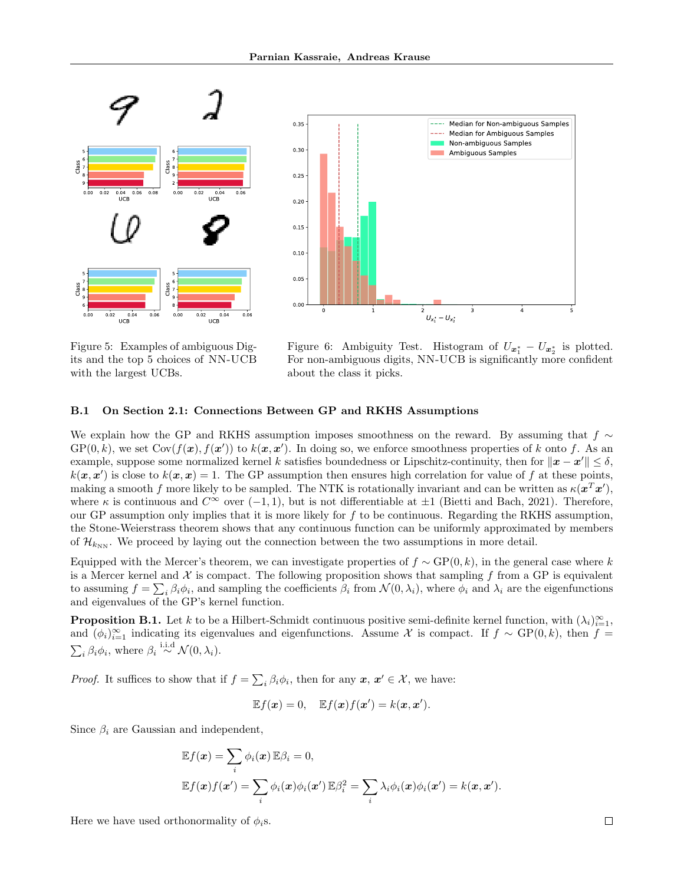Figure 5: Examples of ambiguous Digits and the top 5 choices of NN-UCB with the largest UCBs.

Figure 6: Ambiguity Test. Histogram of $U_{\boldsymbol{x}_1^*} - U_{\boldsymbol{x}_2^*}$ is plotted. For non-ambiguous digits, NN-UCB is significantly more confident about the class it picks.

### B.1 On Section 2.1: Connections Between GP and RKHS Assumptions

We explain how the GP and RKHS assumption imposes smoothness on the reward. By assuming that $f \sim \mathrm{GP}(0, k)$, we set $\mathrm{Cov}(f(\boldsymbol{x}), f(\boldsymbol{x}'))$ to $k(\boldsymbol{x}, \boldsymbol{x}')$. In doing so, we enforce smoothness properties of $k$ onto $f$. As an example, suppose some normalized kernel $k$ satisfies boundedness or Lipschitz-continuity, then for $\|\boldsymbol{x} - \boldsymbol{x}'\| \leq \delta$, $k(\boldsymbol{x}, \boldsymbol{x}')$ is close to $k(\boldsymbol{x}, \boldsymbol{x}) = 1$. The GP assumption then ensures high correlation for value of $f$ at these points, making a smooth $f$ more likely to be sampled. The NTK is rotationally invariant and can be written as $\kappa(\boldsymbol{x}^T\boldsymbol{x}')$, where $\kappa$ is continuous and $C^\infty$ over $(-1, 1)$, but is not differentiable at $\pm 1$ (Bietti and Bach, 2021). Therefore, our GP assumption only implies that it is more likely for $f$ to be continuous. Regarding the RKHS assumption, the Stone-Weierstrass theorem shows that any continuous function can be uniformly approximated by members of $\mathcal{H}_{k_{\mathrm{NN}}}$. We proceed by laying out the connection between the two assumptions in more detail.

Equipped with the Mercer's theorem, we can investigate properties of $f \sim \mathrm{GP}(0, k)$, in the general case where $k$ is a Mercer kernel and $\mathcal{X}$ is compact. The following proposition shows that sampling $f$ from a GP is equivalent to assuming $f = \sum_i \beta_i \phi_i$, and sampling the coefficients $\beta_i$ from $\mathcal{N}(0, \lambda_i)$, where $\phi_i$ and $\lambda_i$ are the eigenfunctions and eigenvalues of the GP's kernel function.

**Proposition B.1.** Let $k$ to be a Hilbert-Schmidt continuous positive semi-definite kernel function, with $(\lambda_i)_{i=1}^\infty$, and $(\phi_i)_{i=1}^\infty$ indicating its eigenvalues and eigenfunctions. Assume $\mathcal{X}$ is compact. If $f \sim \mathrm{GP}(0, k)$, then $f = \sum_i \beta_i \phi_i$, where $\beta_i \overset{\text{i.i.d}}{\sim} \mathcal{N}(0, \lambda_i)$.

*Proof.* It suffices to show that if $f = \sum_i \beta_i \phi_i$, then for any $\boldsymbol{x}$, $\boldsymbol{x}' \in \mathcal{X}$, we have:

$$\mathbb{E}f(\boldsymbol{x}) = 0, \quad \mathbb{E}f(\boldsymbol{x})f(\boldsymbol{x}') = k(\boldsymbol{x}, \boldsymbol{x}').$$

Since $\beta_i$ are Gaussian and independent,

$$\mathbb{E}f(\boldsymbol{x}) = \sum_i \phi_i(\boldsymbol{x})\, \mathbb{E}\beta_i = 0,$$

$$\mathbb{E}f(\boldsymbol{x})f(\boldsymbol{x}') = \sum_i \phi_i(\boldsymbol{x})\phi_i(\boldsymbol{x}')\, \mathbb{E}\beta_i^2 = \sum_i \lambda_i \phi_i(\boldsymbol{x})\phi_i(\boldsymbol{x}') = k(\boldsymbol{x}, \boldsymbol{x}').$$

Here we have used orthonormality of $\phi_i$s. ∎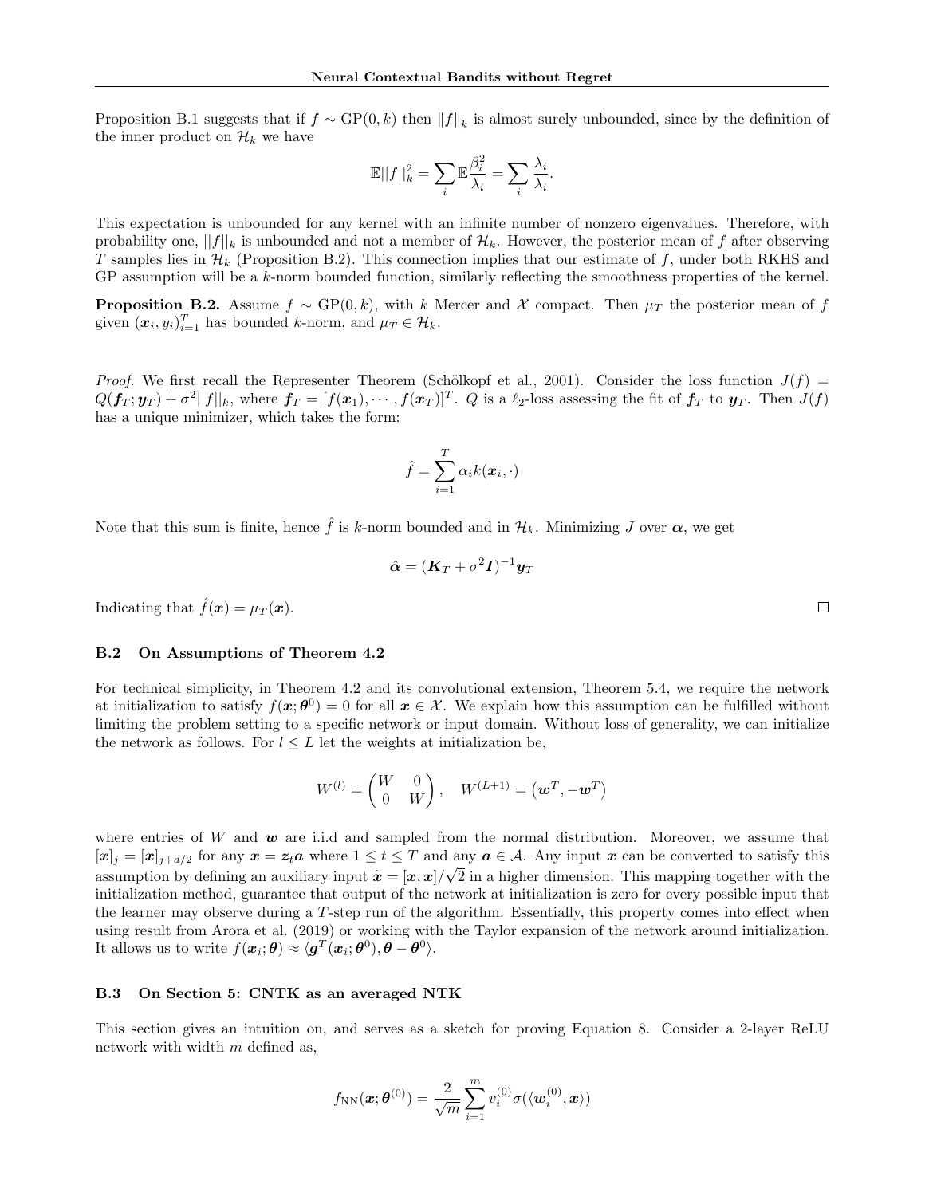Proposition B.1 suggests that if $f \sim \mathrm{GP}(0, k)$ then $\|f\|_k$ is almost surely unbounded, since by the definition of the inner product on $\mathcal{H}_k$ we have

$$\mathbb{E}||f||_k^2 = \sum_i \mathbb{E}\frac{\beta_i^2}{\lambda_i} = \sum_i \frac{\lambda_i}{\lambda_i}.$$

This expectation is unbounded for any kernel with an infinite number of nonzero eigenvalues. Therefore, with probability one, $||f||_k$ is unbounded and not a member of $\mathcal{H}_k$. However, the posterior mean of $f$ after observing $T$ samples lies in $\mathcal{H}_k$ (Proposition B.2). This connection implies that our estimate of $f$, under both RKHS and GP assumption will be a $k$-norm bounded function, similarly reflecting the smoothness properties of the kernel.

**Proposition B.2.** Assume $f \sim \mathrm{GP}(0, k)$, with $k$ Mercer and $\mathcal{X}$ compact. Then $\mu_T$ the posterior mean of $f$ given $(\boldsymbol{x}_i, y_i)_{i=1}^T$ has bounded $k$-norm, and $\mu_T \in \mathcal{H}_k$.

*Proof.* We first recall the Representer Theorem (Schölkopf et al., 2001). Consider the loss function $J(f) = Q(\boldsymbol{f}_T; \boldsymbol{y}_T) + \sigma^2||f||_k$, where $\boldsymbol{f}_T = [f(\boldsymbol{x}_1), \cdots, f(\boldsymbol{x}_T)]^T$. $Q$ is a $\ell_2$-loss assessing the fit of $\boldsymbol{f}_T$ to $\boldsymbol{y}_T$. Then $J(f)$ has a unique minimizer, which takes the form:

$$\hat{f} = \sum_{i=1}^T \alpha_i k(\boldsymbol{x}_i, \cdot)$$

Note that this sum is finite, hence $\hat{f}$ is $k$-norm bounded and in $\mathcal{H}_k$. Minimizing $J$ over $\boldsymbol{\alpha}$, we get

$$\hat{\boldsymbol{\alpha}} = (\boldsymbol{K}_T + \sigma^2 \boldsymbol{I})^{-1}\boldsymbol{y}_T$$

Indicating that $\hat{f}(\boldsymbol{x}) = \mu_T(\boldsymbol{x})$. □

### B.2 On Assumptions of Theorem 4.2

For technical simplicity, in Theorem 4.2 and its convolutional extension, Theorem 5.4, we require the network at initialization to satisfy $f(\boldsymbol{x}; \boldsymbol{\theta}^0) = 0$ for all $\boldsymbol{x} \in \mathcal{X}$. We explain how this assumption can be fulfilled without limiting the problem setting to a specific network or input domain. Without loss of generality, we can initialize the network as follows. For $l \leq L$ let the weights at initialization be,

$$W^{(l)} = \begin{pmatrix} W & 0 \\ 0 & W \end{pmatrix}, \quad W^{(L+1)} = \left(\boldsymbol{w}^T, -\boldsymbol{w}^T\right)$$

where entries of $W$ and $\boldsymbol{w}$ are i.i.d and sampled from the normal distribution. Moreover, we assume that $[\boldsymbol{x}]_j = [\boldsymbol{x}]_{j+d/2}$ for any $\boldsymbol{x} = \boldsymbol{z}_t\boldsymbol{a}$ where $1 \leq t \leq T$ and any $\boldsymbol{a} \in \mathcal{A}$. Any input $\boldsymbol{x}$ can be converted to satisfy this assumption by defining an auxiliary input $\tilde{\boldsymbol{x}} = [\boldsymbol{x}, \boldsymbol{x}]/\sqrt{2}$ in a higher dimension. This mapping together with the initialization method, guarantee that output of the network at initialization is zero for every possible input that the learner may observe during a $T$-step run of the algorithm. Essentially, this property comes into effect when using result from Arora et al. (2019) or working with the Taylor expansion of the network around initialization. It allows us to write $f(\boldsymbol{x}_i; \boldsymbol{\theta}) \approx \langle \boldsymbol{g}^T(\boldsymbol{x}_i; \boldsymbol{\theta}^0), \boldsymbol{\theta} - \boldsymbol{\theta}^0 \rangle$.

### B.3 On Section 5: CNTK as an averaged NTK

This section gives an intuition on, and serves as a sketch for proving Equation 8. Consider a 2-layer ReLU network with width $m$ defined as,

$$f_{\mathrm{NN}}(\boldsymbol{x}; \boldsymbol{\theta}^{(0)}) = \frac{2}{\sqrt{m}} \sum_{i=1}^m v_i^{(0)} \sigma(\langle \boldsymbol{w}_i^{(0)}, \boldsymbol{x} \rangle)$$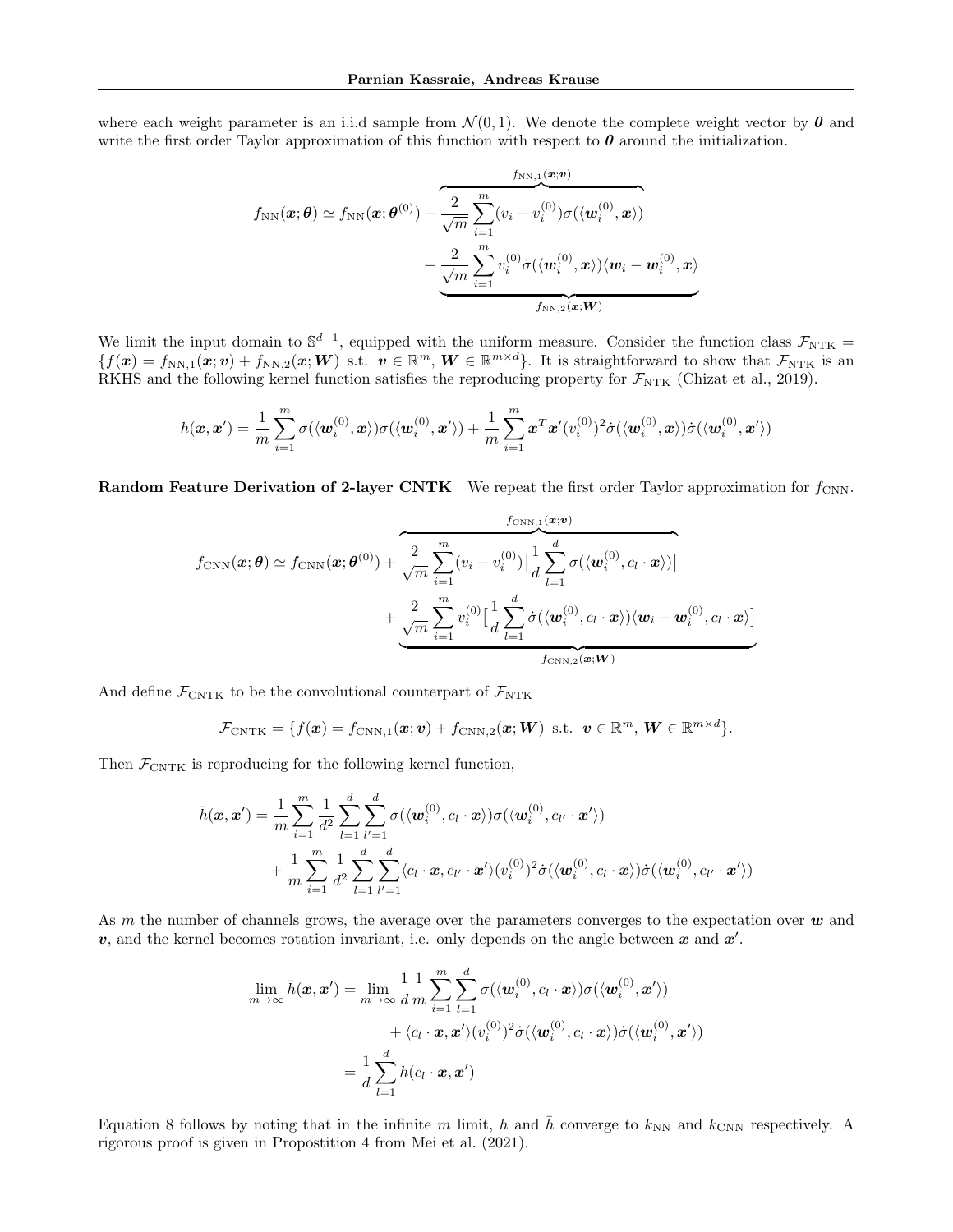where each weight parameter is an i.i.d sample from $\mathcal{N}(0,1)$. We denote the complete weight vector by $\boldsymbol{\theta}$ and write the first order Taylor approximation of this function with respect to $\boldsymbol{\theta}$ around the initialization.

$$
\begin{aligned}
f_{\mathrm{NN}}(\boldsymbol{x};\boldsymbol{\theta}) \simeq f_{\mathrm{NN}}(\boldsymbol{x};\boldsymbol{\theta}^{(0)}) + \overbrace{\frac{2}{\sqrt{m}}\sum_{i=1}^{m}(v_i - v_i^{(0)})\sigma(\langle \boldsymbol{w}_i^{(0)}, \boldsymbol{x}\rangle)}^{f_{\mathrm{NN},1}(\boldsymbol{x};\boldsymbol{v})} \\
+ \underbrace{\frac{2}{\sqrt{m}}\sum_{i=1}^{m} v_i^{(0)}\dot{\sigma}(\langle \boldsymbol{w}_i^{(0)}, \boldsymbol{x}\rangle)\langle \boldsymbol{w}_i - \boldsymbol{w}_i^{(0)}, \boldsymbol{x}\rangle}_{f_{\mathrm{NN},2}(\boldsymbol{x};\boldsymbol{W})}
\end{aligned}
$$

We limit the input domain to $\mathbb{S}^{d-1}$, equipped with the uniform measure. Consider the function class $\mathcal{F}_{\mathrm{NTK}} = \{f(\boldsymbol{x}) = f_{\mathrm{NN},1}(\boldsymbol{x};\boldsymbol{v}) + f_{\mathrm{NN},2}(\boldsymbol{x};\boldsymbol{W}) \text{ s.t. } \boldsymbol{v}\in\mathbb{R}^m, \boldsymbol{W}\in\mathbb{R}^{m\times d}\}$. It is straightforward to show that $\mathcal{F}_{\mathrm{NTK}}$ is an RKHS and the following kernel function satisfies the reproducing property for $\mathcal{F}_{\mathrm{NTK}}$ (Chizat et al., 2019).

$$
h(\boldsymbol{x},\boldsymbol{x}') = \frac{1}{m}\sum_{i=1}^{m}\sigma(\langle \boldsymbol{w}_i^{(0)}, \boldsymbol{x}\rangle)\sigma(\langle \boldsymbol{w}_i^{(0)}, \boldsymbol{x}'\rangle) + \frac{1}{m}\sum_{i=1}^{m}\boldsymbol{x}^T\boldsymbol{x}'(v_i^{(0)})^2\dot{\sigma}(\langle \boldsymbol{w}_i^{(0)}, \boldsymbol{x}\rangle)\dot{\sigma}(\langle \boldsymbol{w}_i^{(0)}, \boldsymbol{x}'\rangle)
$$

**Random Feature Derivation of 2-layer CNTK** We repeat the first order Taylor approximation for $f_{\mathrm{CNN}}$.

$$
\begin{aligned}
f_{\mathrm{CNN}}(\boldsymbol{x};\boldsymbol{\theta}) \simeq f_{\mathrm{CNN}}(\boldsymbol{x};\boldsymbol{\theta}^{(0)}) + \overbrace{\frac{2}{\sqrt{m}}\sum_{i=1}^{m}(v_i - v_i^{(0)})\big[\frac{1}{d}\sum_{l=1}^{d}\sigma(\langle \boldsymbol{w}_i^{(0)}, c_l\cdot\boldsymbol{x}\rangle)\big]}^{f_{\mathrm{CNN},1}(\boldsymbol{x};\boldsymbol{v})} \\
+ \underbrace{\frac{2}{\sqrt{m}}\sum_{i=1}^{m} v_i^{(0)}\big[\frac{1}{d}\sum_{l=1}^{d}\dot{\sigma}(\langle \boldsymbol{w}_i^{(0)}, c_l\cdot\boldsymbol{x}\rangle)\langle \boldsymbol{w}_i - \boldsymbol{w}_i^{(0)}, c_l\cdot\boldsymbol{x}\rangle\big]}_{f_{\mathrm{CNN},2}(\boldsymbol{x};\boldsymbol{W})}
\end{aligned}
$$

And define $\mathcal{F}_{\mathrm{CNTK}}$ to be the convolutional counterpart of $\mathcal{F}_{\mathrm{NTK}}$

$$
\mathcal{F}_{\mathrm{CNTK}} = \{f(\boldsymbol{x}) = f_{\mathrm{CNN},1}(\boldsymbol{x};\boldsymbol{v}) + f_{\mathrm{CNN},2}(\boldsymbol{x};\boldsymbol{W}) \text{ s.t. } \boldsymbol{v}\in\mathbb{R}^m,\ \boldsymbol{W}\in\mathbb{R}^{m\times d}\}.
$$

Then $\mathcal{F}_{\mathrm{CNTK}}$ is reproducing for the following kernel function,

$$
\begin{aligned}
\bar{h}(\boldsymbol{x},\boldsymbol{x}') = &\frac{1}{m}\sum_{i=1}^{m}\frac{1}{d^2}\sum_{l=1}^{d}\sum_{l'=1}^{d}\sigma(\langle \boldsymbol{w}_i^{(0)}, c_l\cdot\boldsymbol{x}\rangle)\sigma(\langle \boldsymbol{w}_i^{(0)}, c_{l'}\cdot\boldsymbol{x}'\rangle) \\
&+ \frac{1}{m}\sum_{i=1}^{m}\frac{1}{d^2}\sum_{l=1}^{d}\sum_{l'=1}^{d}\langle c_l\cdot\boldsymbol{x}, c_{l'}\cdot\boldsymbol{x}'\rangle(v_i^{(0)})^2\dot{\sigma}(\langle \boldsymbol{w}_i^{(0)}, c_l\cdot\boldsymbol{x}\rangle)\dot{\sigma}(\langle \boldsymbol{w}_i^{(0)}, c_{l'}\cdot\boldsymbol{x}'\rangle)
\end{aligned}
$$

As $m$ the number of channels grows, the average over the parameters converges to the expectation over $\boldsymbol{w}$ and $\boldsymbol{v}$, and the kernel becomes rotation invariant, i.e. only depends on the angle between $\boldsymbol{x}$ and $\boldsymbol{x}'$.

$$
\begin{aligned}
\lim_{m\to\infty}\bar{h}(\boldsymbol{x},\boldsymbol{x}') &= \lim_{m\to\infty}\frac{1}{d}\frac{1}{m}\sum_{i=1}^{m}\sum_{l=1}^{d}\sigma(\langle \boldsymbol{w}_i^{(0)}, c_l\cdot\boldsymbol{x}\rangle)\sigma(\langle \boldsymbol{w}_i^{(0)}, \boldsymbol{x}'\rangle) \\
&\qquad + \langle c_l\cdot\boldsymbol{x}, \boldsymbol{x}'\rangle(v_i^{(0)})^2\dot{\sigma}(\langle \boldsymbol{w}_i^{(0)}, c_l\cdot\boldsymbol{x}\rangle)\dot{\sigma}(\langle \boldsymbol{w}_i^{(0)}, \boldsymbol{x}'\rangle) \\
&= \frac{1}{d}\sum_{l=1}^{d}h(c_l\cdot\boldsymbol{x}, \boldsymbol{x}')
\end{aligned}
$$

Equation 8 follows by noting that in the infinite $m$ limit, $h$ and $\bar{h}$ converge to $k_{\mathrm{NN}}$ and $k_{\mathrm{CNN}}$ respectively. A rigorous proof is given in Propostition 4 from Mei et al. (2021).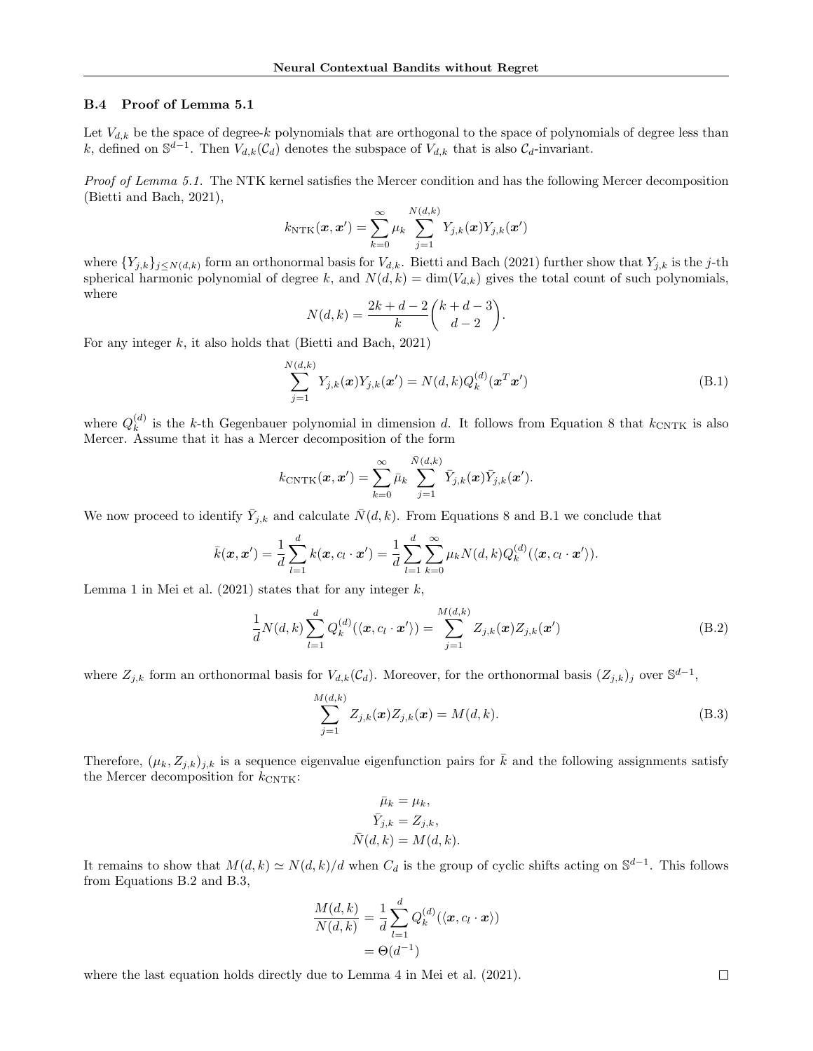### B.4 Proof of Lemma 5.1

Let $V_{d,k}$ be the space of degree-$k$ polynomials that are orthogonal to the space of polynomials of degree less than $k$, defined on $\mathbb{S}^{d-1}$. Then $V_{d,k}(\mathcal{C}_d)$ denotes the subspace of $V_{d,k}$ that is also $\mathcal{C}_d$-invariant.

*Proof of Lemma 5.1.* The NTK kernel satisfies the Mercer condition and has the following Mercer decomposition (Bietti and Bach, 2021),

$$k_{\text{NTK}}(\boldsymbol{x}, \boldsymbol{x}') = \sum_{k=0}^{\infty} \mu_k \sum_{j=1}^{N(d,k)} Y_{j,k}(\boldsymbol{x}) Y_{j,k}(\boldsymbol{x}')$$

where $\{Y_{j,k}\}_{j \le N(d,k)}$ form an orthonormal basis for $V_{d,k}$. Bietti and Bach (2021) further show that $Y_{j,k}$ is the $j$-th spherical harmonic polynomial of degree $k$, and $N(d,k) = \dim(V_{d,k})$ gives the total count of such polynomials, where

$$N(d,k) = \frac{2k+d-2}{k} \binom{k+d-3}{d-2}.$$

For any integer $k$, it also holds that (Bietti and Bach, 2021)

$$\sum_{j=1}^{N(d,k)} Y_{j,k}(\boldsymbol{x}) Y_{j,k}(\boldsymbol{x}') = N(d,k) Q_k^{(d)}(\boldsymbol{x}^T \boldsymbol{x}') \tag{B.1}$$

where $Q_k^{(d)}$ is the $k$-th Gegenbauer polynomial in dimension $d$. It follows from Equation 8 that $k_{\text{CNTK}}$ is also Mercer. Assume that it has a Mercer decomposition of the form

$$k_{\text{CNTK}}(\boldsymbol{x}, \boldsymbol{x}') = \sum_{k=0}^{\infty} \bar{\mu}_k \sum_{j=1}^{\bar{N}(d,k)} \bar{Y}_{j,k}(\boldsymbol{x}) \bar{Y}_{j,k}(\boldsymbol{x}').$$

We now proceed to identify $\bar{Y}_{j,k}$ and calculate $\bar{N}(d,k)$. From Equations 8 and B.1 we conclude that

$$\bar{k}(\boldsymbol{x}, \boldsymbol{x}') = \frac{1}{d} \sum_{l=1}^{d} k(\boldsymbol{x}, c_l \cdot \boldsymbol{x}') = \frac{1}{d} \sum_{l=1}^{d} \sum_{k=0}^{\infty} \mu_k N(d,k) Q_k^{(d)}(\langle \boldsymbol{x}, c_l \cdot \boldsymbol{x}' \rangle).$$

Lemma 1 in Mei et al. (2021) states that for any integer $k$,

$$\frac{1}{d} N(d,k) \sum_{l=1}^{d} Q_k^{(d)}(\langle \boldsymbol{x}, c_l \cdot \boldsymbol{x}' \rangle) = \sum_{j=1}^{M(d,k)} Z_{j,k}(\boldsymbol{x}) Z_{j,k}(\boldsymbol{x}') \tag{B.2}$$

where $Z_{j,k}$ form an orthonormal basis for $V_{d,k}(\mathcal{C}_d)$. Moreover, for the orthonormal basis $(Z_{j,k})_j$ over $\mathbb{S}^{d-1}$,

$$\sum_{j=1}^{M(d,k)} Z_{j,k}(\boldsymbol{x}) Z_{j,k}(\boldsymbol{x}) = M(d,k). \tag{B.3}$$

Therefore, $(\mu_k, Z_{j,k})_{j,k}$ is a sequence eigenvalue eigenfunction pairs for $\bar{k}$ and the following assignments satisfy the Mercer decomposition for $k_{\text{CNTK}}$:

$$\begin{aligned}
\bar{\mu}_k &= \mu_k, \\
\bar{Y}_{j,k} &= Z_{j,k}, \\
\bar{N}(d,k) &= M(d,k).
\end{aligned}$$

It remains to show that $M(d,k) \simeq N(d,k)/d$ when $C_d$ is the group of cyclic shifts acting on $\mathbb{S}^{d-1}$. This follows from Equations B.2 and B.3,

$$\begin{aligned}
\frac{M(d,k)}{N(d,k)} &= \frac{1}{d} \sum_{l=1}^{d} Q_k^{(d)}(\langle \boldsymbol{x}, c_l \cdot \boldsymbol{x} \rangle) \\
&= \Theta(d^{-1})
\end{aligned}$$

where the last equation holds directly due to Lemma 4 in Mei et al. (2021). $\square$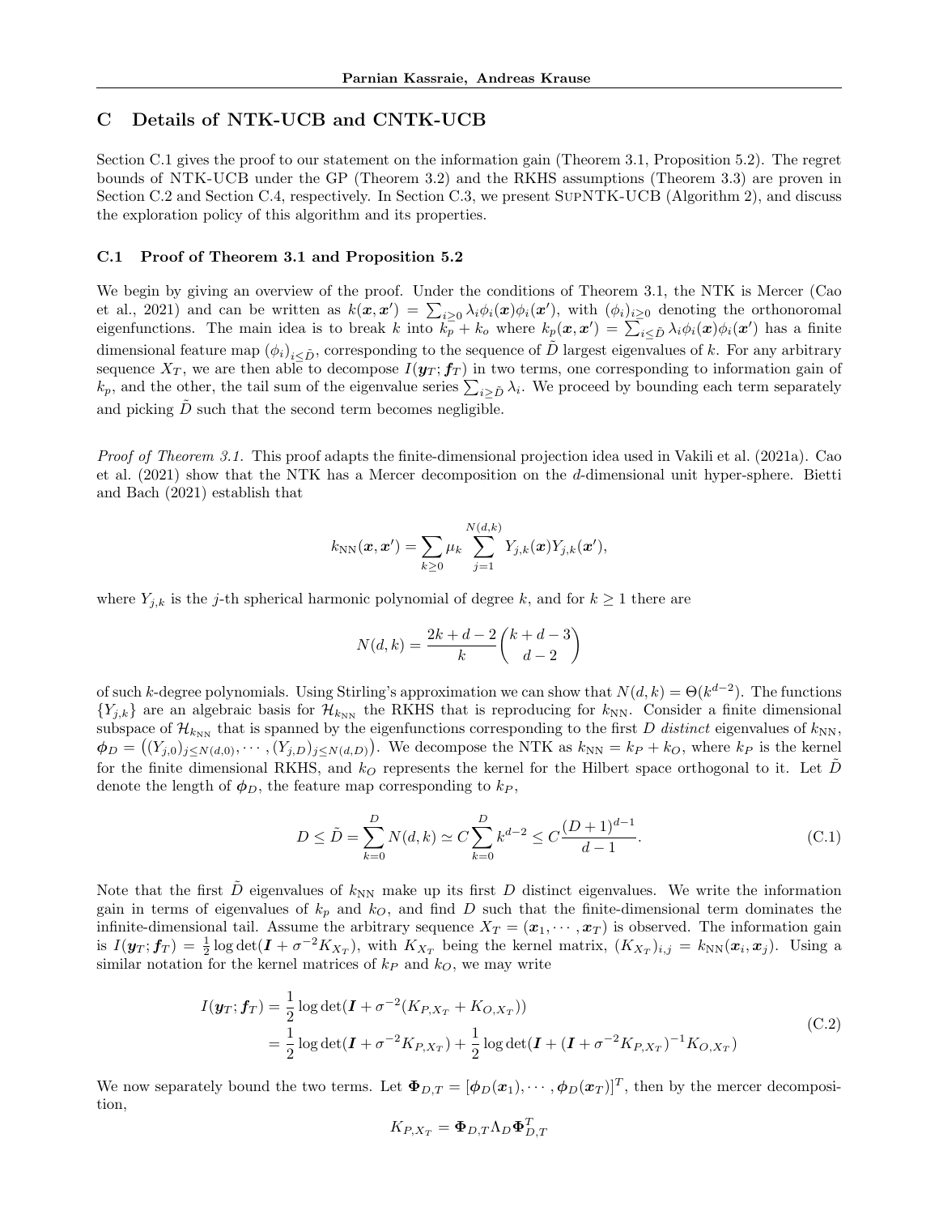# C Details of NTK-UCB and CNTK-UCB

Section C.1 gives the proof to our statement on the information gain (Theorem 3.1, Proposition 5.2). The regret bounds of NTK-UCB under the GP (Theorem 3.2) and the RKHS assumptions (Theorem 3.3) are proven in Section C.2 and Section C.4, respectively. In Section C.3, we present SupNTK-UCB (Algorithm 2), and discuss the exploration policy of this algorithm and its properties.

## C.1 Proof of Theorem 3.1 and Proposition 5.2

We begin by giving an overview of the proof. Under the conditions of Theorem 3.1, the NTK is Mercer (Cao et al., 2021) and can be written as $k(\boldsymbol{x}, \boldsymbol{x}') = \sum_{i\geq 0} \lambda_i \phi_i(\boldsymbol{x})\phi_i(\boldsymbol{x}')$, with $(\phi_i)_{i\geq 0}$ denoting the orthonoromal eigenfunctions. The main idea is to break $k$ into $k_p + k_o$ where $k_p(\boldsymbol{x}, \boldsymbol{x}') = \sum_{i\leq \tilde{D}} \lambda_i\phi_i(\boldsymbol{x})\phi_i(\boldsymbol{x}')$ has a finite dimensional feature map $(\phi_i)_{i\leq \tilde{D}}$, corresponding to the sequence of $\tilde{D}$ largest eigenvalues of $k$. For any arbitrary sequence $X_T$, we are then able to decompose $I(\boldsymbol{y}_T; \boldsymbol{f}_T)$ in two terms, one corresponding to information gain of $k_p$, and the other, the tail sum of the eigenvalue series $\sum_{i\geq \tilde{D}} \lambda_i$. We proceed by bounding each term separately and picking $\tilde{D}$ such that the second term becomes negligible.

*Proof of Theorem 3.1.* This proof adapts the finite-dimensional projection idea used in Vakili et al. (2021a). Cao et al. (2021) show that the NTK has a Mercer decomposition on the $d$-dimensional unit hyper-sphere. Bietti and Bach (2021) establish that

$$k_{\text{NN}}(\boldsymbol{x}, \boldsymbol{x}') = \sum_{k\geq 0} \mu_k \sum_{j=1}^{N(d,k)} Y_{j,k}(\boldsymbol{x})Y_{j,k}(\boldsymbol{x}'),$$

where $Y_{j,k}$ is the $j$-th spherical harmonic polynomial of degree $k$, and for $k \geq 1$ there are

$$N(d,k) = \frac{2k + d - 2}{k}\binom{k+d-3}{d-2}$$

of such $k$-degree polynomials. Using Stirling's approximation we can show that $N(d,k) = \Theta(k^{d-2})$. The functions $\{Y_{j,k}\}$ are an algebraic basis for $\mathcal{H}_{k_{\text{NN}}}$ the RKHS that is reproducing for $k_{\text{NN}}$. Consider a finite dimensional subspace of $\mathcal{H}_{k_{\text{NN}}}$ that is spanned by the eigenfunctions corresponding to the first $D$ *distinct* eigenvalues of $k_{\text{NN}}$, $\boldsymbol{\phi}_D = \left((Y_{j,0})_{j\leq N(d,0)}, \cdots, (Y_{j,D})_{j\leq N(d,D)}\right)$. We decompose the NTK as $k_{\text{NN}} = k_P + k_O$, where $k_P$ is the kernel for the finite dimensional RKHS, and $k_O$ represents the kernel for the Hilbert space orthogonal to it. Let $\tilde{D}$ denote the length of $\boldsymbol{\phi}_D$, the feature map corresponding to $k_P$,

$$D \leq \tilde{D} = \sum_{k=0}^{D} N(d,k) \simeq C\sum_{k=0}^{D} k^{d-2} \leq C\frac{(D+1)^{d-1}}{d-1}. \tag{C.1}$$

Note that the first $\tilde{D}$ eigenvalues of $k_{\text{NN}}$ make up its first $D$ distinct eigenvalues. We write the information gain in terms of eigenvalues of $k_p$ and $k_O$, and find $D$ such that the finite-dimensional term dominates the infinite-dimensional tail. Assume the arbitrary sequence $X_T = (\boldsymbol{x}_1, \cdots, \boldsymbol{x}_T)$ is observed. The information gain is $I(\boldsymbol{y}_T; \boldsymbol{f}_T) = \frac{1}{2}\log\det(\boldsymbol{I} + \sigma^{-2}K_{X_T})$, with $K_{X_T}$ being the kernel matrix, $(K_{X_T})_{i,j} = k_{\text{NN}}(\boldsymbol{x}_i, \boldsymbol{x}_j)$. Using a similar notation for the kernel matrices of $k_P$ and $k_O$, we may write

$$\begin{aligned}
I(\boldsymbol{y}_T; \boldsymbol{f}_T) &= \frac{1}{2}\log\det(\boldsymbol{I} + \sigma^{-2}(K_{P,X_T} + K_{O,X_T})) \\
&= \frac{1}{2}\log\det(\boldsymbol{I} + \sigma^{-2}K_{P,X_T}) + \frac{1}{2}\log\det(\boldsymbol{I} + (\boldsymbol{I} + \sigma^{-2}K_{P,X_T})^{-1}K_{O,X_T})
\end{aligned} \tag{C.2}$$

We now separately bound the two terms. Let $\boldsymbol{\Phi}_{D,T} = [\boldsymbol{\phi}_D(\boldsymbol{x}_1), \cdots, \boldsymbol{\phi}_D(\boldsymbol{x}_T)]^T$, then by the mercer decomposition,

$$K_{P,X_T} = \boldsymbol{\Phi}_{D,T}\Lambda_D\boldsymbol{\Phi}_{D,T}^T$$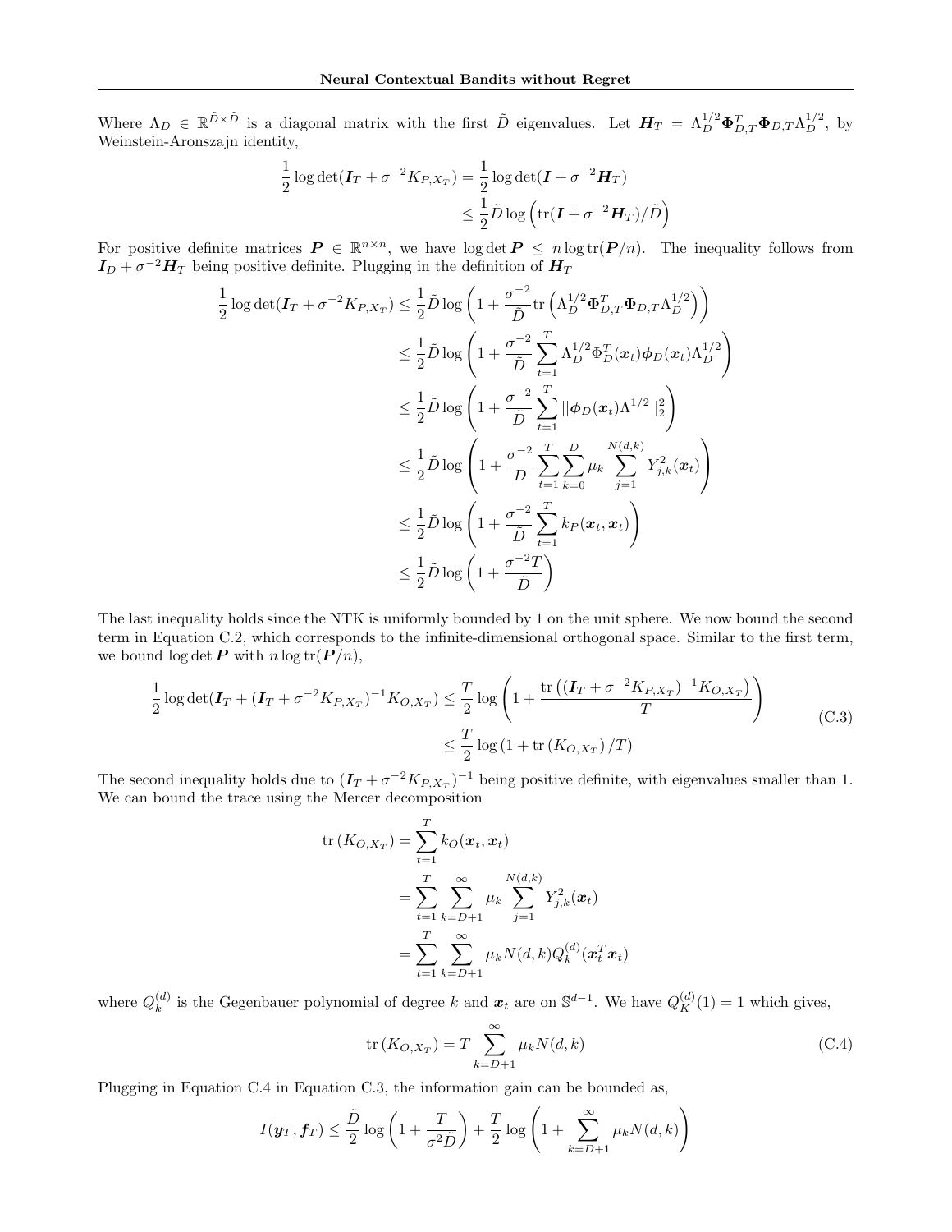Where $\Lambda_D \in \mathbb{R}^{\tilde{D}\times\tilde{D}}$ is a diagonal matrix with the first $\tilde{D}$ eigenvalues. Let $\boldsymbol{H}_T = \Lambda_D^{1/2}\boldsymbol{\Phi}_{D,T}^T\boldsymbol{\Phi}_{D,T}\Lambda_D^{1/2}$, by Weinstein-Aronszajn identity,

$$
\begin{aligned}
\frac{1}{2}\log\det(\boldsymbol{I}_T + \sigma^{-2}K_{P,X_T}) &= \frac{1}{2}\log\det(\boldsymbol{I} + \sigma^{-2}\boldsymbol{H}_T) \\
&\leq \frac{1}{2}\tilde{D}\log\left(\operatorname{tr}(\boldsymbol{I} + \sigma^{-2}\boldsymbol{H}_T)/\tilde{D}\right)
\end{aligned}
$$

For positive definite matrices $\boldsymbol{P} \in \mathbb{R}^{n\times n}$, we have $\log\det\boldsymbol{P} \leq n\log\operatorname{tr}(\boldsymbol{P}/n)$. The inequality follows from $\boldsymbol{I}_D + \sigma^{-2}\boldsymbol{H}_T$ being positive definite. Plugging in the definition of $\boldsymbol{H}_T$

$$
\begin{aligned}
\frac{1}{2}\log\det(\boldsymbol{I}_T + \sigma^{-2}K_{P,X_T}) &\leq \frac{1}{2}\tilde{D}\log\left(1 + \frac{\sigma^{-2}}{\tilde{D}}\operatorname{tr}\left(\Lambda_D^{1/2}\boldsymbol{\Phi}_{D,T}^T\boldsymbol{\Phi}_{D,T}\Lambda_D^{1/2}\right)\right) \\
&\leq \frac{1}{2}\tilde{D}\log\left(1 + \frac{\sigma^{-2}}{\tilde{D}}\sum_{t=1}^{T}\Lambda_D^{1/2}\Phi_D^T(\boldsymbol{x}_t)\boldsymbol{\phi}_D(\boldsymbol{x}_t)\Lambda_D^{1/2}\right) \\
&\leq \frac{1}{2}\tilde{D}\log\left(1 + \frac{\sigma^{-2}}{\tilde{D}}\sum_{t=1}^{T}||\boldsymbol{\phi}_D(\boldsymbol{x}_t)\Lambda^{1/2}||_2^2\right) \\
&\leq \frac{1}{2}\tilde{D}\log\left(1 + \frac{\sigma^{-2}}{D}\sum_{t=1}^{T}\sum_{k=0}^{D}\mu_k\sum_{j=1}^{N(d,k)}Y_{j,k}^2(\boldsymbol{x}_t)\right) \\
&\leq \frac{1}{2}\tilde{D}\log\left(1 + \frac{\sigma^{-2}}{\tilde{D}}\sum_{t=1}^{T}k_P(\boldsymbol{x}_t,\boldsymbol{x}_t)\right) \\
&\leq \frac{1}{2}\tilde{D}\log\left(1 + \frac{\sigma^{-2}T}{\tilde{D}}\right)
\end{aligned}
$$

The last inequality holds since the NTK is uniformly bounded by 1 on the unit sphere. We now bound the second term in Equation C.2, which corresponds to the infinite-dimensional orthogonal space. Similar to the first term, we bound $\log\det\boldsymbol{P}$ with $n\log\operatorname{tr}(\boldsymbol{P}/n)$,

$$
\begin{aligned}
\frac{1}{2}\log\det(\boldsymbol{I}_T + (\boldsymbol{I}_T + \sigma^{-2}K_{P,X_T})^{-1}K_{O,X_T}) &\leq \frac{T}{2}\log\left(1 + \frac{\operatorname{tr}\left((\boldsymbol{I}_T + \sigma^{-2}K_{P,X_T})^{-1}K_{O,X_T}\right)}{T}\right) \\
&\leq \frac{T}{2}\log\left(1 + \operatorname{tr}\left(K_{O,X_T}\right)/T\right)
\end{aligned}
\tag{C.3}
$$

The second inequality holds due to $(\boldsymbol{I}_T + \sigma^{-2}K_{P,X_T})^{-1}$ being positive definite, with eigenvalues smaller than 1. We can bound the trace using the Mercer decomposition

$$
\begin{aligned}
\operatorname{tr}\left(K_{O,X_T}\right) &= \sum_{t=1}^{T}k_O(\boldsymbol{x}_t,\boldsymbol{x}_t) \\
&= \sum_{t=1}^{T}\sum_{k=D+1}^{\infty}\mu_k\sum_{j=1}^{N(d,k)}Y_{j,k}^2(\boldsymbol{x}_t) \\
&= \sum_{t=1}^{T}\sum_{k=D+1}^{\infty}\mu_k N(d,k)Q_k^{(d)}(\boldsymbol{x}_t^T\boldsymbol{x}_t)
\end{aligned}
$$

where $Q_k^{(d)}$ is the Gegenbauer polynomial of degree $k$ and $\boldsymbol{x}_t$ are on $\mathbb{S}^{d-1}$. We have $Q_K^{(d)}(1) = 1$ which gives,

$$
\operatorname{tr}\left(K_{O,X_T}\right) = T\sum_{k=D+1}^{\infty}\mu_k N(d,k) \tag{C.4}
$$

Plugging in Equation C.4 in Equation C.3, the information gain can be bounded as,

$$
I(\boldsymbol{y}_T, \boldsymbol{f}_T) \leq \frac{\tilde{D}}{2}\log\left(1 + \frac{T}{\sigma^2\tilde{D}}\right) + \frac{T}{2}\log\left(1 + \sum_{k=D+1}^{\infty}\mu_k N(d,k)\right)
$$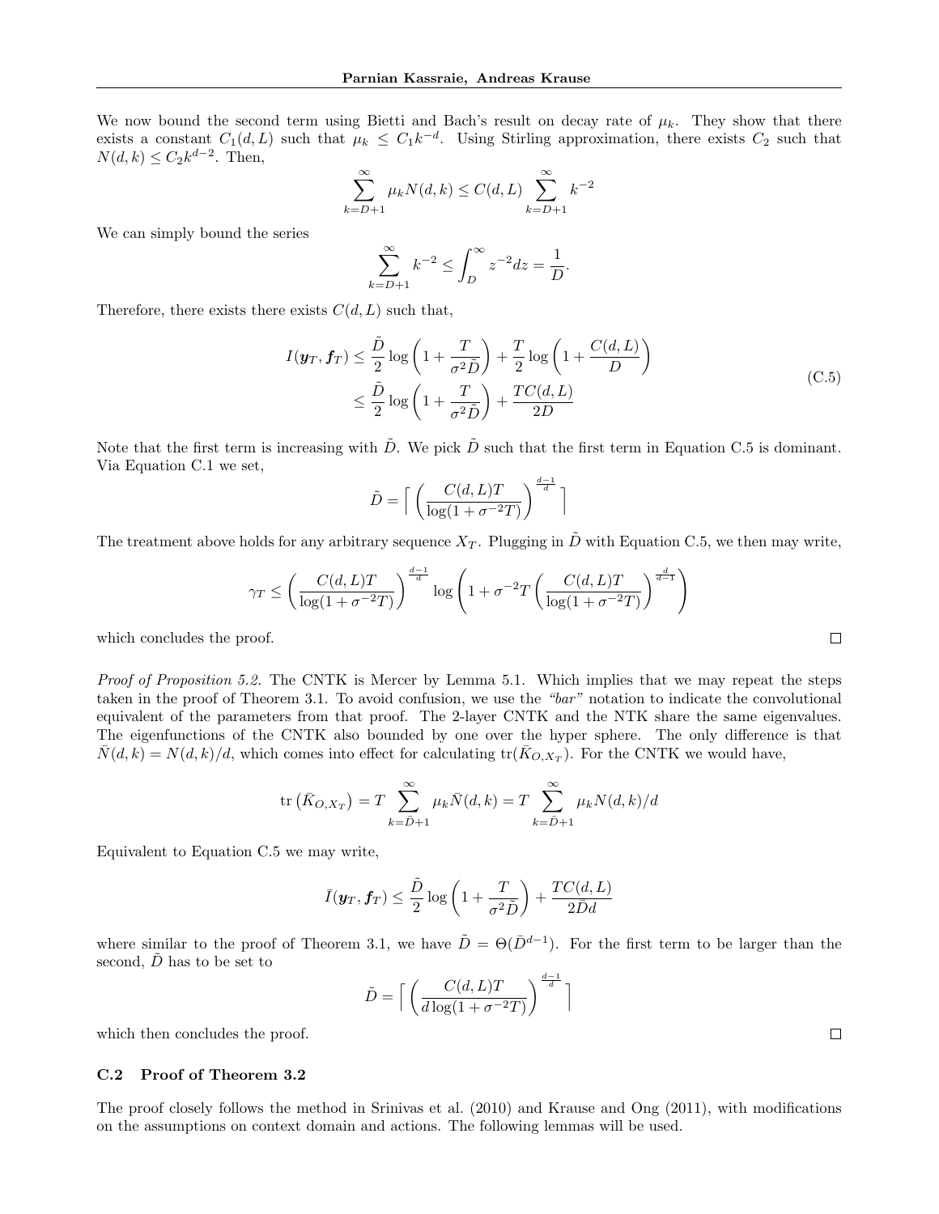We now bound the second term using Bietti and Bach's result on decay rate of $\mu_k$. They show that there exists a constant $C_1(d, L)$ such that $\mu_k \leq C_1 k^{-d}$. Using Stirling approximation, there exists $C_2$ such that $N(d, k) \leq C_2 k^{d-2}$. Then,

$$\sum_{k=D+1}^{\infty} \mu_k N(d,k) \leq C(d,L) \sum_{k=D+1}^{\infty} k^{-2}$$

We can simply bound the series

$$\sum_{k=D+1}^{\infty} k^{-2} \leq \int_{D}^{\infty} z^{-2} dz = \frac{1}{D}.$$

Therefore, there exists there exists $C(d, L)$ such that,

$$\begin{aligned} I(\boldsymbol{y}_T, \boldsymbol{f}_T) &\leq \frac{\tilde{D}}{2} \log\left(1 + \frac{T}{\sigma^2 \tilde{D}}\right) + \frac{T}{2} \log\left(1 + \frac{C(d,L)}{D}\right) \\ &\leq \frac{\tilde{D}}{2} \log\left(1 + \frac{T}{\sigma^2 \tilde{D}}\right) + \frac{TC(d,L)}{2D} \end{aligned} \tag{C.5}$$

Note that the first term is increasing with $\tilde{D}$. We pick $\tilde{D}$ such that the first term in Equation C.5 is dominant. Via Equation C.1 we set,

$$\tilde{D} = \left\lceil \left(\frac{C(d,L)T}{\log(1+\sigma^{-2}T)}\right)^{\frac{d-1}{d}} \right\rceil$$

The treatment above holds for any arbitrary sequence $X_T$. Plugging in $\tilde{D}$ with Equation C.5, we then may write,

$$\gamma_T \leq \left(\frac{C(d,L)T}{\log(1+\sigma^{-2}T)}\right)^{\frac{d-1}{d}} \log\left(1 + \sigma^{-2} T \left(\frac{C(d,L)T}{\log(1+\sigma^{-2}T)}\right)^{\frac{d}{d-1}}\right)$$

which concludes the proof. □

*Proof of Proposition 5.2.* The CNTK is Mercer by Lemma 5.1. Which implies that we may repeat the steps taken in the proof of Theorem 3.1. To avoid confusion, we use the *"bar"* notation to indicate the convolutional equivalent of the parameters from that proof. The 2-layer CNTK and the NTK share the same eigenvalues. The eigenfunctions of the CNTK also bounded by one over the hyper sphere. The only difference is that $\bar{N}(d,k) = N(d,k)/d$, which comes into effect for calculating $\mathrm{tr}(\bar{K}_{O,X_T})$. For the CNTK we would have,

$$\mathrm{tr}\left(\bar{K}_{O,X_T}\right) = T \sum_{k=\bar{D}+1}^{\infty} \mu_k \bar{N}(d,k) = T \sum_{k=\bar{D}+1}^{\infty} \mu_k N(d,k)/d$$

Equivalent to Equation C.5 we may write,

$$\bar{I}(\boldsymbol{y}_T, \boldsymbol{f}_T) \leq \frac{\tilde{D}}{2} \log\left(1 + \frac{T}{\sigma^2 \tilde{D}}\right) + \frac{TC(d,L)}{2\bar{D}d}$$

where similar to the proof of Theorem 3.1, we have $\tilde{D} = \Theta(\bar{D}^{d-1})$. For the first term to be larger than the second, $\tilde{D}$ has to be set to

$$\tilde{D} = \left\lceil \left(\frac{C(d,L)T}{d\log(1+\sigma^{-2}T)}\right)^{\frac{d-1}{d}} \right\rceil$$

which then concludes the proof. □

### C.2 Proof of Theorem 3.2

The proof closely follows the method in Srinivas et al. (2010) and Krause and Ong (2011), with modifications on the assumptions on context domain and actions. The following lemmas will be used.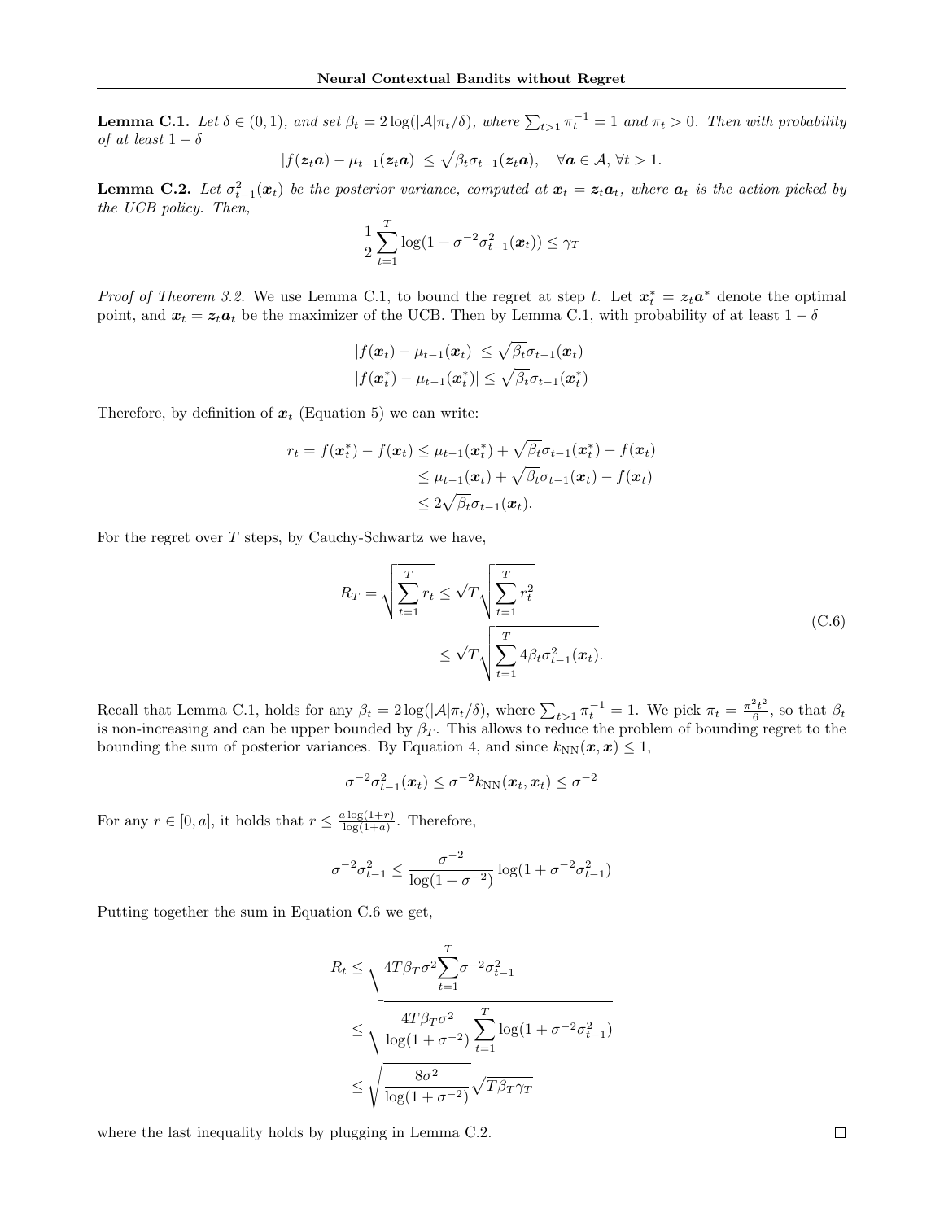**Lemma C.1.** *Let $\delta \in (0, 1)$, and set $\beta_t = 2\log(|\mathcal{A}|\pi_t/\delta)$, where $\sum_{t>1} \pi_t^{-1} = 1$ and $\pi_t > 0$. Then with probability of at least $1 - \delta$*

$$|f(\boldsymbol{z}_t \boldsymbol{a}) - \mu_{t-1}(\boldsymbol{z}_t \boldsymbol{a})| \leq \sqrt{\beta_t}\sigma_{t-1}(\boldsymbol{z}_t \boldsymbol{a}), \quad \forall \boldsymbol{a} \in \mathcal{A},\ \forall t > 1.$$

**Lemma C.2.** *Let $\sigma_{t-1}^2(\boldsymbol{x}_t)$ be the posterior variance, computed at $\boldsymbol{x}_t = \boldsymbol{z}_t \boldsymbol{a}_t$, where $\boldsymbol{a}_t$ is the action picked by the UCB policy. Then,*

$$\frac{1}{2}\sum_{t=1}^{T} \log(1 + \sigma^{-2}\sigma_{t-1}^2(\boldsymbol{x}_t)) \leq \gamma_T$$

*Proof of Theorem 3.2.* We use Lemma C.1, to bound the regret at step $t$. Let $\boldsymbol{x}_t^* = \boldsymbol{z}_t \boldsymbol{a}^*$ denote the optimal point, and $\boldsymbol{x}_t = \boldsymbol{z}_t \boldsymbol{a}_t$ be the maximizer of the UCB. Then by Lemma C.1, with probability of at least $1 - \delta$

$$|f(\boldsymbol{x}_t) - \mu_{t-1}(\boldsymbol{x}_t)| \leq \sqrt{\beta_t}\sigma_{t-1}(\boldsymbol{x}_t)$$
$$|f(\boldsymbol{x}_t^*) - \mu_{t-1}(\boldsymbol{x}_t^*)| \leq \sqrt{\beta_t}\sigma_{t-1}(\boldsymbol{x}_t^*)$$

Therefore, by definition of $\boldsymbol{x}_t$ (Equation 5) we can write:

$$\begin{aligned} r_t = f(\boldsymbol{x}_t^*) - f(\boldsymbol{x}_t) &\leq \mu_{t-1}(\boldsymbol{x}_t^*) + \sqrt{\beta_t}\sigma_{t-1}(\boldsymbol{x}_t^*) - f(\boldsymbol{x}_t) \\ &\leq \mu_{t-1}(\boldsymbol{x}_t) + \sqrt{\beta_t}\sigma_{t-1}(\boldsymbol{x}_t) - f(\boldsymbol{x}_t) \\ &\leq 2\sqrt{\beta_t}\sigma_{t-1}(\boldsymbol{x}_t). \end{aligned}$$

For the regret over $T$ steps, by Cauchy-Schwartz we have,

$$\begin{aligned} R_T = \sqrt{\sum_{t=1}^{T} r_t} &\leq \sqrt{T}\sqrt{\sum_{t=1}^{T} r_t^2} \\ &\leq \sqrt{T}\sqrt{\sum_{t=1}^{T} 4\beta_t\sigma_{t-1}^2(\boldsymbol{x}_t)}. \end{aligned} \tag{C.6}$$

Recall that Lemma C.1, holds for any $\beta_t = 2\log(|\mathcal{A}|\pi_t/\delta)$, where $\sum_{t>1} \pi_t^{-1} = 1$. We pick $\pi_t = \frac{\pi^2 t^2}{6}$, so that $\beta_t$ is non-increasing and can be upper bounded by $\beta_T$. This allows to reduce the problem of bounding regret to the bounding the sum of posterior variances. By Equation 4, and since $k_{\text{NN}}(\boldsymbol{x}, \boldsymbol{x}) \leq 1$,

$$\sigma^{-2}\sigma_{t-1}^2(\boldsymbol{x}_t) \leq \sigma^{-2}k_{\text{NN}}(\boldsymbol{x}_t, \boldsymbol{x}_t) \leq \sigma^{-2}$$

For any $r \in [0, a]$, it holds that $r \leq \frac{a\log(1+r)}{\log(1+a)}$. Therefore,

$$\sigma^{-2}\sigma_{t-1}^2 \leq \frac{\sigma^{-2}}{\log(1+\sigma^{-2})}\log(1 + \sigma^{-2}\sigma_{t-1}^2)$$

Putting together the sum in Equation C.6 we get,

$$\begin{aligned} R_t &\leq \sqrt{4T\beta_T\sigma^2 \sum_{t=1}^{T} \sigma^{-2}\sigma_{t-1}^2} \\ &\leq \sqrt{\frac{4T\beta_T\sigma^2}{\log(1+\sigma^{-2})}\sum_{t=1}^{T}\log(1+\sigma^{-2}\sigma_{t-1}^2)} \\ &\leq \sqrt{\frac{8\sigma^2}{\log(1+\sigma^{-2})}}\sqrt{T\beta_T\gamma_T} \end{aligned}$$

where the last inequality holds by plugging in Lemma C.2. $\square$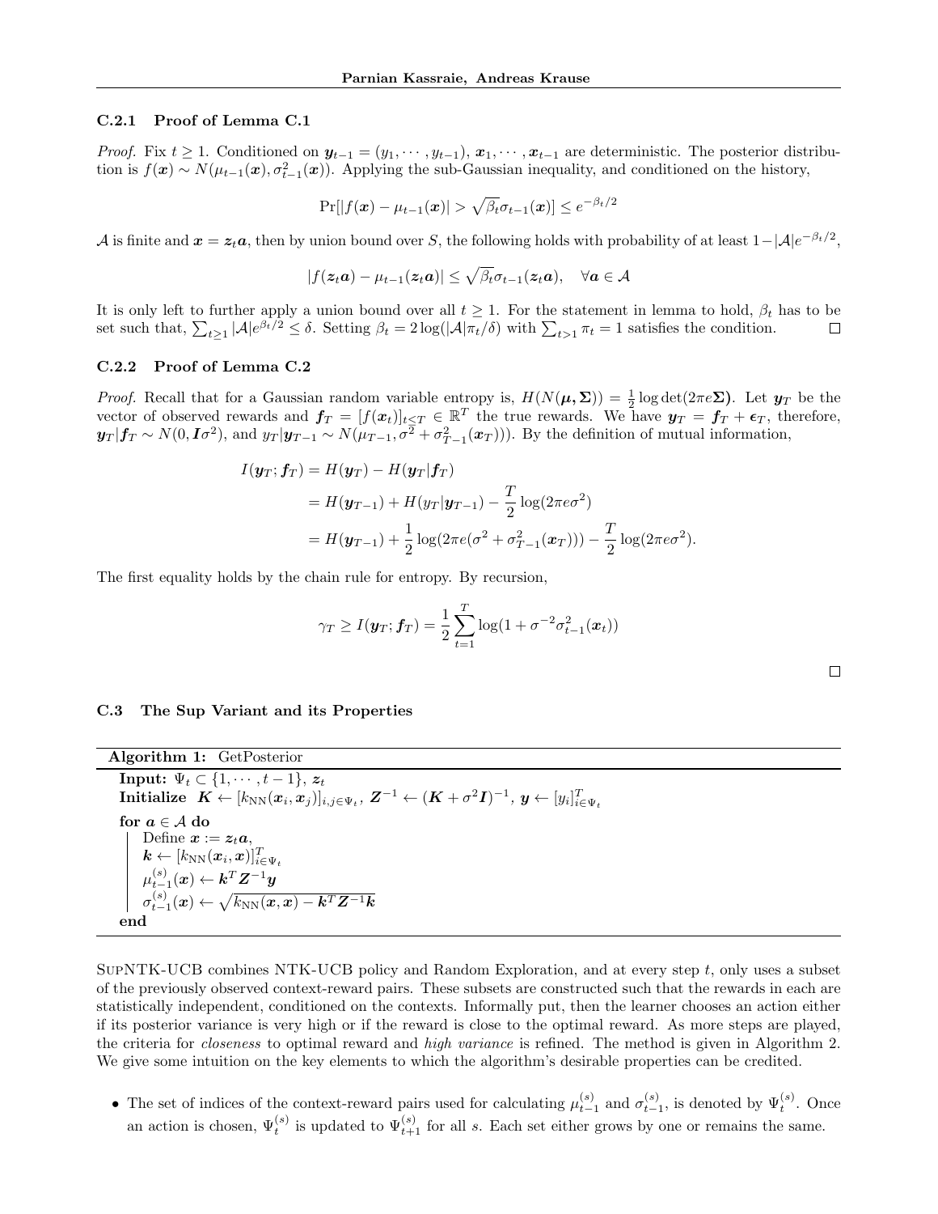### C.2.1 Proof of Lemma C.1

*Proof.* Fix $t \geq 1$. Conditioned on $\boldsymbol{y}_{t-1} = (y_1, \cdots, y_{t-1})$, $\boldsymbol{x}_1, \cdots, \boldsymbol{x}_{t-1}$ are deterministic. The posterior distribution is $f(\boldsymbol{x}) \sim N(\mu_{t-1}(\boldsymbol{x}), \sigma^2_{t-1}(\boldsymbol{x}))$. Applying the sub-Gaussian inequality, and conditioned on the history,

$$\Pr[|f(\boldsymbol{x}) - \mu_{t-1}(\boldsymbol{x})| > \sqrt{\beta_t}\sigma_{t-1}(\boldsymbol{x})] \leq e^{-\beta_t/2}$$

$\mathcal{A}$ is finite and $\boldsymbol{x} = \boldsymbol{z}_t\boldsymbol{a}$, then by union bound over $S$, the following holds with probability of at least $1 - |\mathcal{A}|e^{-\beta_t/2}$,

$$|f(\boldsymbol{z}_t\boldsymbol{a}) - \mu_{t-1}(\boldsymbol{z}_t\boldsymbol{a})| \leq \sqrt{\beta_t}\sigma_{t-1}(\boldsymbol{z}_t\boldsymbol{a}), \quad \forall \boldsymbol{a} \in \mathcal{A}$$

It is only left to further apply a union bound over all $t \geq 1$. For the statement in lemma to hold, $\beta_t$ has to be set such that, $\sum_{t\geq 1} |\mathcal{A}|e^{\beta_t/2} \leq \delta$. Setting $\beta_t = 2\log(|\mathcal{A}|\pi_t/\delta)$ with $\sum_{t>1}\pi_t = 1$ satisfies the condition. □

### C.2.2 Proof of Lemma C.2

*Proof.* Recall that for a Gaussian random variable entropy is, $H(N(\boldsymbol{\mu}, \boldsymbol{\Sigma})) = \frac{1}{2}\log\det(2\pi e\boldsymbol{\Sigma})$. Let $\boldsymbol{y}_T$ be the vector of observed rewards and $\boldsymbol{f}_T = [f(\boldsymbol{x}_t)]_{t\leq T} \in \mathbb{R}^T$ the true rewards. We have $\boldsymbol{y}_T = \boldsymbol{f}_T + \boldsymbol{\epsilon}_T$, therefore, $\boldsymbol{y}_T|\boldsymbol{f}_T \sim N(0, \boldsymbol{I}\sigma^2)$, and $y_T|\boldsymbol{y}_{T-1} \sim N(\mu_{T-1}, \sigma^2 + \sigma^2_{T-1}(\boldsymbol{x}_T)))$. By the definition of mutual information,

$$\begin{aligned}
I(\boldsymbol{y}_T; \boldsymbol{f}_T) &= H(\boldsymbol{y}_T) - H(\boldsymbol{y}_T|\boldsymbol{f}_T) \\
&= H(\boldsymbol{y}_{T-1}) + H(y_T|\boldsymbol{y}_{T-1}) - \frac{T}{2}\log(2\pi e\sigma^2) \\
&= H(\boldsymbol{y}_{T-1}) + \frac{1}{2}\log(2\pi e(\sigma^2 + \sigma^2_{T-1}(\boldsymbol{x}_T))) - \frac{T}{2}\log(2\pi e\sigma^2).
\end{aligned}$$

The first equality holds by the chain rule for entropy. By recursion,

$$\gamma_T \geq I(\boldsymbol{y}_T; \boldsymbol{f}_T) = \frac{1}{2}\sum_{t=1}^{T}\log(1 + \sigma^{-2}\sigma^2_{t-1}(\boldsymbol{x}_t))$$

□

## C.3 The Sup Variant and its Properties

**Algorithm 1:** GetPosterior

```
Input: Ψ_t ⊂ {1, ··· , t − 1}, z_t
Initialize  K ← [k_NN(x_i, x_j)]_{i,j∈Ψ_t}, Z^{-1} ← (K + σ^2 I)^{-1}, y ← [y_i]^T_{i∈Ψ_t}
for a ∈ A do
    Define x := z_t a,
    k ← [k_NN(x_i, x)]^T_{i∈Ψ_t}
    μ^{(s)}_{t-1}(x) ← k^T Z^{-1} y
    σ^{(s)}_{t-1}(x) ← sqrt(k_NN(x, x) − k^T Z^{-1} k)
end
```

SupNTK-UCB combines NTK-UCB policy and Random Exploration, and at every step $t$, only uses a subset of the previously observed context-reward pairs. These subsets are constructed such that the rewards in each are statistically independent, conditioned on the contexts. Informally put, then the learner chooses an action either if its posterior variance is very high or if the reward is close to the optimal reward. As more steps are played, the criteria for *closeness* to optimal reward and *high variance* is refined. The method is given in Algorithm 2. We give some intuition on the key elements to which the algorithm's desirable properties can be credited.

- The set of indices of the context-reward pairs used for calculating $\mu^{(s)}_{t-1}$ and $\sigma^{(s)}_{t-1}$, is denoted by $\Psi^{(s)}_t$. Once an action is chosen, $\Psi^{(s)}_t$ is updated to $\Psi^{(s)}_{t+1}$ for all $s$. Each set either grows by one or remains the same.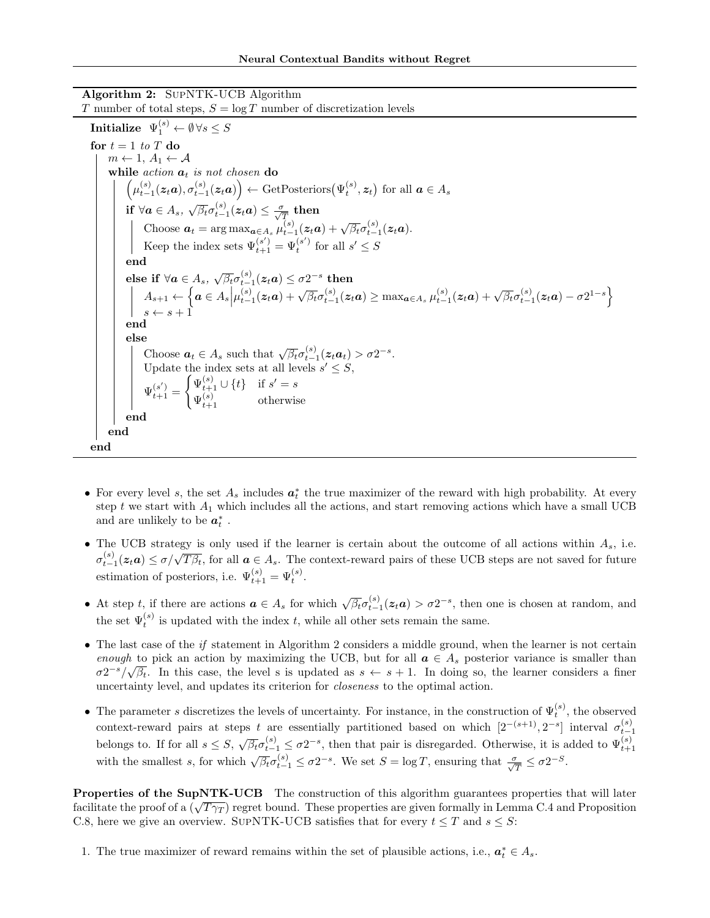**Algorithm 2:** SupNTK-UCB Algorithm
$T$ number of total steps, $S = \log T$ number of discretization levels

```
Initialize Ψ_1^(s) ← ∅ ∀s ≤ S
for t = 1 to T do
    m ← 1, A_1 ← 𝒜
    while action a_t is not chosen do
        (μ_{t-1}^(s)(z_t a), σ_{t-1}^(s)(z_t a)) ← GetPosteriors(Ψ_t^(s), z_t) for all a ∈ A_s
        if ∀a ∈ A_s, √β_t σ_{t-1}^(s)(z_t a) ≤ σ/√T then
            Choose a_t = argmax_{a∈A_s} μ_{t-1}^(s)(z_t a) + √β_t σ_{t-1}^(s)(z_t a).
            Keep the index sets Ψ_{t+1}^(s') = Ψ_t^(s') for all s' ≤ S
        end
        else if ∀a ∈ A_s, √β_t σ_{t-1}^(s)(z_t a) ≤ σ2^{-s} then
            A_{s+1} ← { a ∈ A_s | μ_{t-1}^(s)(z_t a) + √β_t σ_{t-1}^(s)(z_t a) ≥ max_{a∈A_s} μ_{t-1}^(s)(z_t a) + √β_t σ_{t-1}^(s)(z_t a) − σ2^{1-s} }
            s ← s + 1
        end
        else
            Choose a_t ∈ A_s such that √β_t σ_{t-1}^(s)(z_t a_t) > σ2^{-s}.
            Update the index sets at all levels s' ≤ S,
            Ψ_{t+1}^(s') = { Ψ_{t+1}^(s) ∪ {t}   if s' = s
                           { Ψ_{t+1}^(s)          otherwise
        end
    end
end
```

- For every level $s$, the set $A_s$ includes $\boldsymbol{a}_t^*$ the true maximizer of the reward with high probability. At every step $t$ we start with $A_1$ which includes all the actions, and start removing actions which have a small UCB and are unlikely to be $\boldsymbol{a}_t^*$ .
- The UCB strategy is only used if the learner is certain about the outcome of all actions within $A_s$, i.e. $\sigma_{t-1}^{(s)}(\boldsymbol{z}_t\boldsymbol{a}) \leq \sigma/\sqrt{T\beta_t}$, for all $\boldsymbol{a} \in A_s$. The context-reward pairs of these UCB steps are not saved for future estimation of posteriors, i.e. $\Psi_{t+1}^{(s)} = \Psi_t^{(s)}$.
- At step $t$, if there are actions $\boldsymbol{a} \in A_s$ for which $\sqrt{\beta_t}\sigma_{t-1}^{(s)}(\boldsymbol{z}_t\boldsymbol{a}) > \sigma 2^{-s}$, then one is chosen at random, and the set $\Psi_t^{(s)}$ is updated with the index $t$, while all other sets remain the same.
- The last case of the *if* statement in Algorithm 2 considers a middle ground, when the learner is not certain *enough* to pick an action by maximizing the UCB, but for all $\boldsymbol{a} \in A_s$ posterior variance is smaller than $\sigma 2^{-s}/\sqrt{\beta_t}$. In this case, the level s is updated as $s \leftarrow s+1$. In doing so, the learner considers a finer uncertainty level, and updates its criterion for *closeness* to the optimal action.
- The parameter $s$ discretizes the levels of uncertainty. For instance, in the construction of $\Psi_t^{(s)}$, the observed context-reward pairs at steps $t$ are essentially partitioned based on which $[2^{-(s+1)}, 2^{-s}]$ interval $\sigma_{t-1}^{(s)}$ belongs to. If for all $s \leq S$, $\sqrt{\beta_t}\sigma_{t-1}^{(s)} \leq \sigma 2^{-s}$, then that pair is disregarded. Otherwise, it is added to $\Psi_{t+1}^{(s)}$ with the smallest $s$, for which $\sqrt{\beta_t}\sigma_{t-1}^{(s)} \leq \sigma 2^{-s}$. We set $S = \log T$, ensuring that $\frac{\sigma}{\sqrt{T}} \leq \sigma 2^{-S}$.

**Properties of the SupNTK-UCB** The construction of this algorithm guarantees properties that will later facilitate the proof of a ($\sqrt{T\gamma_T}$) regret bound. These properties are given formally in Lemma C.4 and Proposition C.8, here we give an overview. SupNTK-UCB satisfies that for every $t \leq T$ and $s \leq S$:

1. The true maximizer of reward remains within the set of plausible actions, i.e., $\boldsymbol{a}_t^* \in A_s$.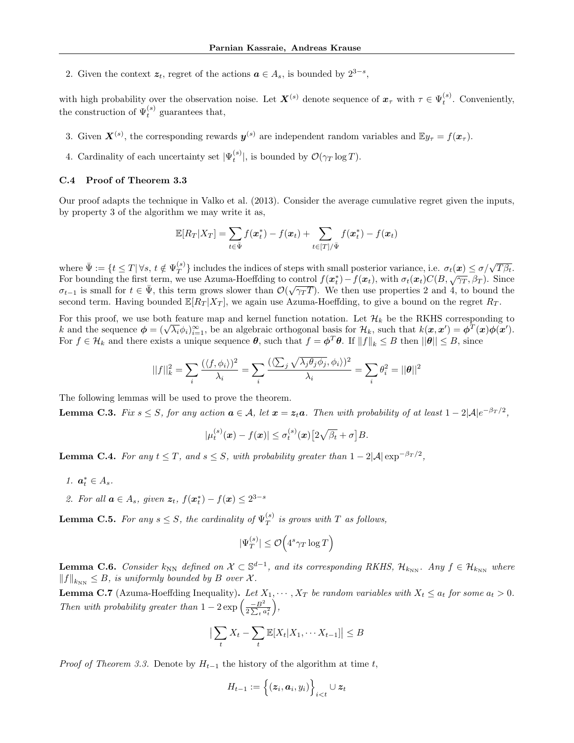2. Given the context $\boldsymbol{z}_t$, regret of the actions $\boldsymbol{a} \in A_s$, is bounded by $2^{3-s}$,

with high probability over the observation noise. Let $\boldsymbol{X}^{(s)}$ denote sequence of $\boldsymbol{x}_\tau$ with $\tau \in \Psi_t^{(s)}$. Conveniently, the construction of $\Psi_t^{(s)}$ guarantees that,

3. Given $\boldsymbol{X}^{(s)}$, the corresponding rewards $\boldsymbol{y}^{(s)}$ are independent random variables and $\mathbb{E}y_\tau = f(\boldsymbol{x}_\tau)$.
4. Cardinality of each uncertainty set $|\Psi_t^{(s)}|$, is bounded by $\mathcal{O}(\gamma_T \log T)$.

### C.4 Proof of Theorem 3.3

Our proof adapts the technique in Valko et al. (2013). Consider the average cumulative regret given the inputs, by property 3 of the algorithm we may write it as,

$$\mathbb{E}[R_T|X_T] = \sum_{t\in\bar{\Psi}} f(\boldsymbol{x}_t^*) - f(\boldsymbol{x}_t) + \sum_{t\in[T]/\bar{\Psi}} f(\boldsymbol{x}_t^*) - f(\boldsymbol{x}_t)$$

where $\bar{\Psi} := \{t \leq T | \forall s,\, t \notin \Psi_T^{(s)}\}$ includes the indices of steps with small posterior variance, i.e. $\sigma_t(\boldsymbol{x}) \leq \sigma/\sqrt{T\beta_t}$. For bounding the first term, we use Azuma-Hoeffding to control $f(\boldsymbol{x}_t^*) - f(\boldsymbol{x}_t)$, with $\sigma_t(\boldsymbol{x}_t)C(B, \sqrt{\gamma_T}, \beta_T)$. Since $\sigma_{t-1}$ is small for $t \in \bar{\Psi}$, this term grows slower than $\mathcal{O}(\sqrt{\gamma_T T})$. We then use properties 2 and 4, to bound the second term. Having bounded $\mathbb{E}[R_T|X_T]$, we again use Azuma-Hoeffding, to give a bound on the regret $R_T$.

For this proof, we use both feature map and kernel function notation. Let $\mathcal{H}_k$ be the RKHS corresponding to $k$ and the sequence $\boldsymbol{\phi} = (\sqrt{\lambda_i}\phi_i)_{i=1}^\infty$, be an algebraic orthogonal basis for $\mathcal{H}_k$, such that $k(\boldsymbol{x}, \boldsymbol{x}') = \boldsymbol{\phi}^T(\boldsymbol{x})\boldsymbol{\phi}(\boldsymbol{x}')$. For $f \in \mathcal{H}_k$ and there exists a unique sequence $\boldsymbol{\theta}$, such that $f = \boldsymbol{\phi}^T\boldsymbol{\theta}$. If $\|f\|_k \leq B$ then $||\boldsymbol{\theta}|| \leq B$, since

$$||f||_k^2 = \sum_i \frac{(\langle f, \phi_i\rangle)^2}{\lambda_i} = \sum_i \frac{(\langle \sum_j \sqrt{\lambda_j}\theta_j\phi_j, \phi_i\rangle)^2}{\lambda_i} = \sum_i \theta_i^2 = ||\boldsymbol{\theta}||^2$$

The following lemmas will be used to prove the theorem.

**Lemma C.3.** *Fix $s \leq S$, for any action $\boldsymbol{a} \in \mathcal{A}$, let $\boldsymbol{x} = \boldsymbol{z}_t\boldsymbol{a}$. Then with probability of at least $1 - 2|\mathcal{A}|e^{-\beta_T/2}$,*

$$|\mu_t^{(s)}(\boldsymbol{x}) - f(\boldsymbol{x})| \leq \sigma_t^{(s)}(\boldsymbol{x})\big[2\sqrt{\beta_t} + \sigma\big]B.$$

**Lemma C.4.** *For any $t \leq T$, and $s \leq S$, with probability greater than $1 - 2|\mathcal{A}|\exp^{-\beta_T/2}$,*

1. *$\boldsymbol{a}_t^* \in A_s$.*
2. *For all $\boldsymbol{a} \in A_s$, given $\boldsymbol{z}_t$, $f(\boldsymbol{x}_t^*) - f(\boldsymbol{x}) \leq 2^{3-s}$*

**Lemma C.5.** *For any $s \leq S$, the cardinality of $\Psi_T^{(s)}$ is grows with $T$ as follows,*

$$|\Psi_T^{(s)}| \leq \mathcal{O}\Big(4^s\gamma_T \log T\Big)$$

**Lemma C.6.** *Consider $k_{\text{NN}}$ defined on $\mathcal{X} \subset \mathbb{S}^{d-1}$, and its corresponding RKHS, $\mathcal{H}_{k_{\text{NN}}}$. Any $f \in \mathcal{H}_{k_{\text{NN}}}$ where $\|f\|_{k_{\text{NN}}} \leq B$, is uniformly bounded by $B$ over $\mathcal{X}$.*

**Lemma C.7** (Azuma-Hoeffding Inequality)**.** *Let $X_1, \cdots, X_T$ be random variables with $X_t \leq a_t$ for some $a_t > 0$. Then with probability greater than $1 - 2\exp\left(\frac{-B^2}{2\sum_t a_t^2}\right)$,*

$$\big|\sum_t X_t - \sum_t \mathbb{E}[X_t|X_1, \cdots X_{t-1}]\big| \leq B$$

*Proof of Theorem 3.3.* Denote by $H_{t-1}$ the history of the algorithm at time $t$,

$$H_{t-1} := \Big\{(\boldsymbol{z}_i, \boldsymbol{a}_i, y_i)\Big\}_{i<t} \cup \boldsymbol{z}_t$$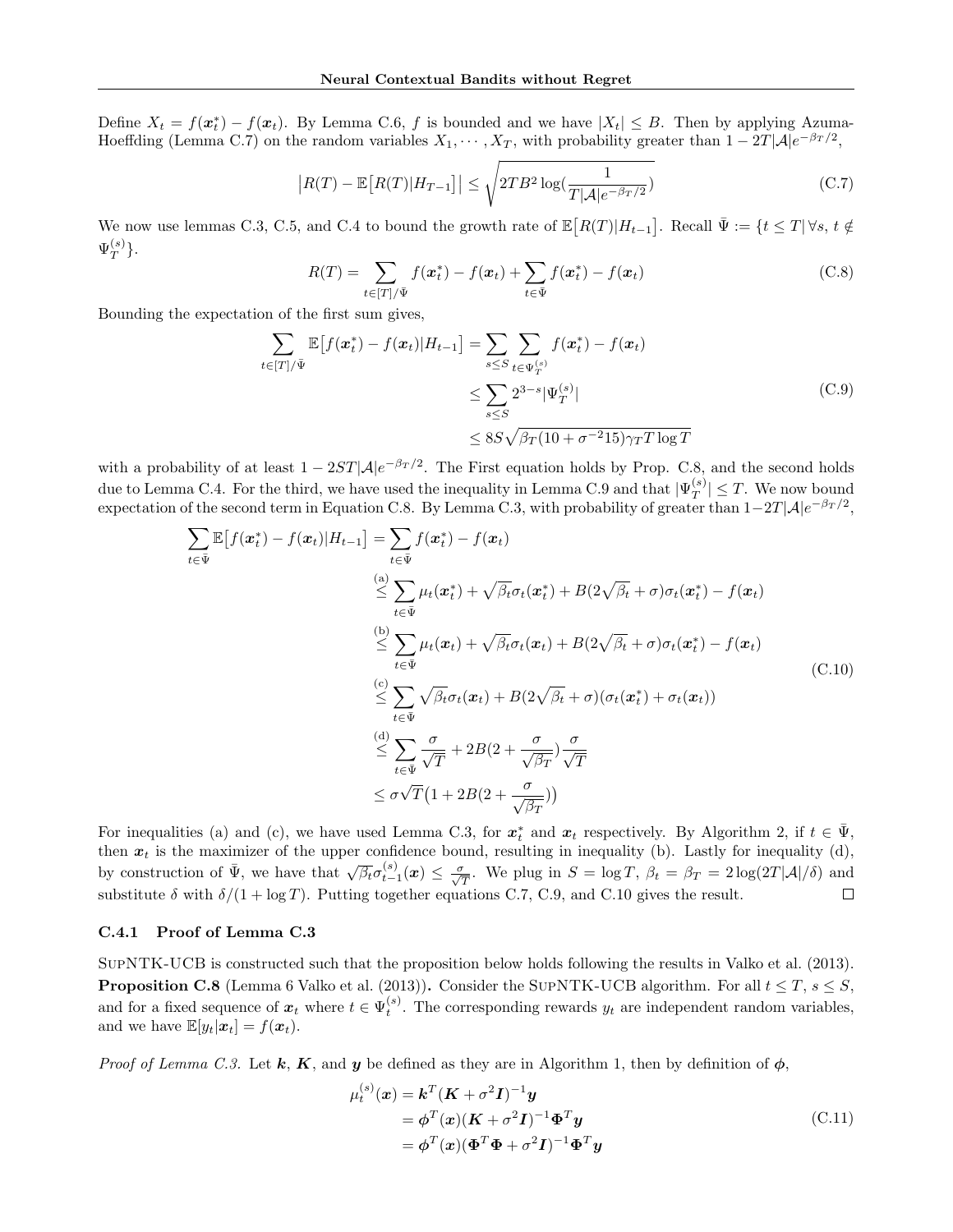Define $X_t = f(\boldsymbol{x}_t^*) - f(\boldsymbol{x}_t)$. By Lemma C.6, $f$ is bounded and we have $|X_t| \leq B$. Then by applying Azuma-Hoeffding (Lemma C.7) on the random variables $X_1, \cdots, X_T$, with probability greater than $1 - 2T|\mathcal{A}|e^{-\beta_T/2}$,

$$\left|R(T) - \mathbb{E}\big[R(T)|H_{T-1}\big]\right| \leq \sqrt{2TB^2 \log(\frac{1}{T|\mathcal{A}|e^{-\beta_T/2}})} \tag{C.7}$$

We now use lemmas C.3, C.5, and C.4 to bound the growth rate of $\mathbb{E}\big[R(T)|H_{t-1}\big]$. Recall $\bar{\Psi} := \{t \leq T| \, \forall s, \, t \notin \Psi_T^{(s)}\}$.

$$R(T) = \sum_{t \in [T]/\bar{\Psi}} f(\boldsymbol{x}_t^*) - f(\boldsymbol{x}_t) + \sum_{t \in \bar{\Psi}} f(\boldsymbol{x}_t^*) - f(\boldsymbol{x}_t) \tag{C.8}$$

Bounding the expectation of the first sum gives,

$$\begin{aligned}
\sum_{t \in [T]/\bar{\Psi}} \mathbb{E}\big[f(\boldsymbol{x}_t^*) - f(\boldsymbol{x}_t)|H_{t-1}\big] &= \sum_{s \leq S} \sum_{t \in \Psi_T^{(s)}} f(\boldsymbol{x}_t^*) - f(\boldsymbol{x}_t) \\
&\leq \sum_{s \leq S} 2^{3-s} |\Psi_T^{(s)}| \\
&\leq 8S\sqrt{\beta_T(10 + \sigma^{-2}15)\gamma_T T \log T}
\end{aligned} \tag{C.9}$$

with a probability of at least $1 - 2ST|\mathcal{A}|e^{-\beta_T/2}$. The First equation holds by Prop. C.8, and the second holds due to Lemma C.4. For the third, we have used the inequality in Lemma C.9 and that $|\Psi_T^{(s)}| \leq T$. We now bound expectation of the second term in Equation C.8. By Lemma C.3, with probability of greater than $1 - 2T|\mathcal{A}|e^{-\beta_T/2}$,

$$\begin{aligned}
\sum_{t \in \bar{\Psi}} \mathbb{E}\big[f(\boldsymbol{x}_t^*) - f(\boldsymbol{x}_t)|H_{t-1}\big] &= \sum_{t \in \bar{\Psi}} f(\boldsymbol{x}_t^*) - f(\boldsymbol{x}_t) \\
&\overset{\text{(a)}}{\leq} \sum_{t \in \bar{\Psi}} \mu_t(\boldsymbol{x}_t^*) + \sqrt{\beta_t}\sigma_t(\boldsymbol{x}_t^*) + B(2\sqrt{\beta_t} + \sigma)\sigma_t(\boldsymbol{x}_t^*) - f(\boldsymbol{x}_t) \\
&\overset{\text{(b)}}{\leq} \sum_{t \in \bar{\Psi}} \mu_t(\boldsymbol{x}_t) + \sqrt{\beta_t}\sigma_t(\boldsymbol{x}_t) + B(2\sqrt{\beta_t} + \sigma)\sigma_t(\boldsymbol{x}_t^*) - f(\boldsymbol{x}_t) \\
&\overset{\text{(c)}}{\leq} \sum_{t \in \bar{\Psi}} \sqrt{\beta_t}\sigma_t(\boldsymbol{x}_t) + B(2\sqrt{\beta_t} + \sigma)(\sigma_t(\boldsymbol{x}_t^*) + \sigma_t(\boldsymbol{x}_t)) \\
&\overset{\text{(d)}}{\leq} \sum_{t \in \bar{\Psi}} \frac{\sigma}{\sqrt{T}} + 2B(2 + \frac{\sigma}{\sqrt{\beta_T}})\frac{\sigma}{\sqrt{T}} \\
&\leq \sigma\sqrt{T}\big(1 + 2B(2 + \frac{\sigma}{\sqrt{\beta_T}})\big)
\end{aligned} \tag{C.10}$$

For inequalities (a) and (c), we have used Lemma C.3, for $\boldsymbol{x}_t^*$ and $\boldsymbol{x}_t$ respectively. By Algorithm 2, if $t \in \bar{\Psi}$, then $\boldsymbol{x}_t$ is the maximizer of the upper confidence bound, resulting in inequality (b). Lastly for inequality (d), by construction of $\bar{\Psi}$, we have that $\sqrt{\beta_t}\sigma_{t-1}^{(s)}(\boldsymbol{x}) \leq \frac{\sigma}{\sqrt{T}}$. We plug in $S = \log T$, $\beta_t = \beta_T = 2\log(2T|\mathcal{A}|/\delta)$ and substitute $\delta$ with $\delta/(1 + \log T)$. Putting together equations C.7, C.9, and C.10 gives the result. $\square$

### C.4.1 Proof of Lemma C.3

SupNTK-UCB is constructed such that the proposition below holds following the results in Valko et al. (2013).

**Proposition C.8** (Lemma 6 Valko et al. (2013))**.** Consider the SupNTK-UCB algorithm. For all $t \leq T$, $s \leq S$, and for a fixed sequence of $\boldsymbol{x}_t$ where $t \in \Psi_t^{(s)}$. The corresponding rewards $y_t$ are independent random variables, and we have $\mathbb{E}[y_t|\boldsymbol{x}_t] = f(\boldsymbol{x}_t)$.

*Proof of Lemma C.3.* Let $\boldsymbol{k}$, $\boldsymbol{K}$, and $\boldsymbol{y}$ be defined as they are in Algorithm 1, then by definition of $\boldsymbol{\phi}$,

$$\begin{aligned}
\mu_t^{(s)}(\boldsymbol{x}) &= \boldsymbol{k}^T(\boldsymbol{K} + \sigma^2\boldsymbol{I})^{-1}\boldsymbol{y} \\
&= \boldsymbol{\phi}^T(\boldsymbol{x})(\boldsymbol{K} + \sigma^2\boldsymbol{I})^{-1}\boldsymbol{\Phi}^T\boldsymbol{y} \\
&= \boldsymbol{\phi}^T(\boldsymbol{x})(\boldsymbol{\Phi}^T\boldsymbol{\Phi} + \sigma^2\boldsymbol{I})^{-1}\boldsymbol{\Phi}^T\boldsymbol{y}
\end{aligned} \tag{C.11}$$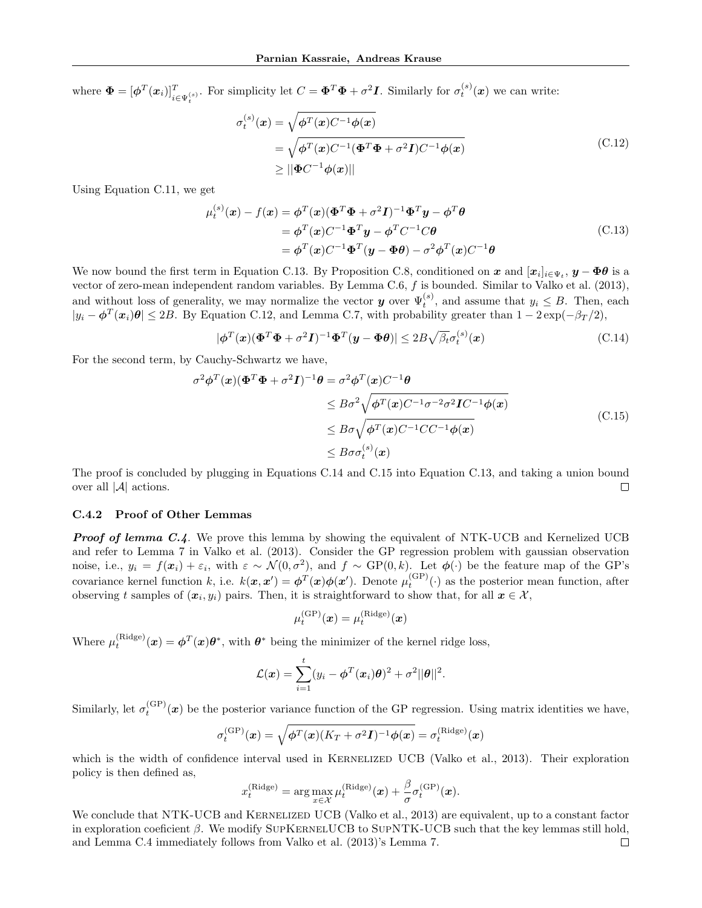where $\boldsymbol{\Phi} = [\boldsymbol{\phi}^T(\boldsymbol{x}_i)]^T_{i \in \Psi_t^{(s)}}$. For simplicity let $C = \boldsymbol{\Phi}^T\boldsymbol{\Phi} + \sigma^2\boldsymbol{I}$. Similarly for $\sigma_t^{(s)}(\boldsymbol{x})$ we can write:

$$
\begin{aligned}
\sigma_t^{(s)}(\boldsymbol{x}) &= \sqrt{\boldsymbol{\phi}^T(\boldsymbol{x})C^{-1}\boldsymbol{\phi}(\boldsymbol{x})} \\
&= \sqrt{\boldsymbol{\phi}^T(\boldsymbol{x})C^{-1}(\boldsymbol{\Phi}^T\boldsymbol{\Phi} + \sigma^2\boldsymbol{I})C^{-1}\boldsymbol{\phi}(\boldsymbol{x})} \\
&\geq ||\boldsymbol{\Phi}C^{-1}\boldsymbol{\phi}(\boldsymbol{x})||
\end{aligned} \tag{C.12}
$$

Using Equation C.11, we get

$$
\begin{aligned}
\mu_t^{(s)}(\boldsymbol{x}) - f(\boldsymbol{x}) &= \boldsymbol{\phi}^T(\boldsymbol{x})(\boldsymbol{\Phi}^T\boldsymbol{\Phi} + \sigma^2\boldsymbol{I})^{-1}\boldsymbol{\Phi}^T\boldsymbol{y} - \boldsymbol{\phi}^T\boldsymbol{\theta} \\
&= \boldsymbol{\phi}^T(\boldsymbol{x})C^{-1}\boldsymbol{\Phi}^T\boldsymbol{y} - \boldsymbol{\phi}^T C^{-1}C\boldsymbol{\theta} \\
&= \boldsymbol{\phi}^T(\boldsymbol{x})C^{-1}\boldsymbol{\Phi}^T(\boldsymbol{y} - \boldsymbol{\Phi}\boldsymbol{\theta}) - \sigma^2\boldsymbol{\phi}^T(\boldsymbol{x})C^{-1}\boldsymbol{\theta}
\end{aligned} \tag{C.13}
$$

We now bound the first term in Equation C.13. By Proposition C.8, conditioned on $\boldsymbol{x}$ and $[\boldsymbol{x}_i]_{i\in\Psi_t}$, $\boldsymbol{y} - \boldsymbol{\Phi}\boldsymbol{\theta}$ is a vector of zero-mean independent random variables. By Lemma C.6, $f$ is bounded. Similar to Valko et al. (2013), and without loss of generality, we may normalize the vector $\boldsymbol{y}$ over $\Psi_t^{(s)}$, and assume that $y_i \leq B$. Then, each $|y_i - \boldsymbol{\phi}^T(\boldsymbol{x}_i)\boldsymbol{\theta}| \leq 2B$. By Equation C.12, and Lemma C.7, with probability greater than $1 - 2\exp(-\beta_T/2)$,

$$
|\boldsymbol{\phi}^T(\boldsymbol{x})(\boldsymbol{\Phi}^T\boldsymbol{\Phi} + \sigma^2\boldsymbol{I})^{-1}\boldsymbol{\Phi}^T(\boldsymbol{y} - \boldsymbol{\Phi}\boldsymbol{\theta})| \leq 2B\sqrt{\beta_t}\sigma_t^{(s)}(\boldsymbol{x}) \tag{C.14}
$$

For the second term, by Cauchy-Schwartz we have,

$$
\begin{aligned}
\sigma^2\boldsymbol{\phi}^T(\boldsymbol{x})(\boldsymbol{\Phi}^T\boldsymbol{\Phi} + \sigma^2\boldsymbol{I})^{-1}\boldsymbol{\theta} &= \sigma^2\boldsymbol{\phi}^T(\boldsymbol{x})C^{-1}\boldsymbol{\theta} \\
&\leq B\sigma^2\sqrt{\boldsymbol{\phi}^T(\boldsymbol{x})C^{-1}\sigma^{-2}\sigma^2\boldsymbol{I}C^{-1}\boldsymbol{\phi}(\boldsymbol{x})} \\
&\leq B\sigma\sqrt{\boldsymbol{\phi}^T(\boldsymbol{x})C^{-1}CC^{-1}\boldsymbol{\phi}(\boldsymbol{x})} \\
&\leq B\sigma\sigma_t^{(s)}(\boldsymbol{x})
\end{aligned} \tag{C.15}
$$

The proof is concluded by plugging in Equations C.14 and C.15 into Equation C.13, and taking a union bound over all $|\mathcal{A}|$ actions. ◻

### C.4.2 Proof of Other Lemmas

***Proof of lemma C.4.*** We prove this lemma by showing the equivalent of NTK-UCB and Kernelized UCB and refer to Lemma 7 in Valko et al. (2013). Consider the GP regression problem with gaussian observation noise, i.e., $y_i = f(\boldsymbol{x}_i) + \varepsilon_i$, with $\varepsilon \sim \mathcal{N}(0, \sigma^2)$, and $f \sim \text{GP}(0, k)$. Let $\boldsymbol{\phi}(\cdot)$ be the feature map of the GP's covariance kernel function $k$, i.e. $k(\boldsymbol{x}, \boldsymbol{x}') = \boldsymbol{\phi}^T(\boldsymbol{x})\boldsymbol{\phi}(\boldsymbol{x}')$. Denote $\mu_t^{(\text{GP})}(\cdot)$ as the posterior mean function, after observing $t$ samples of $(\boldsymbol{x}_i, y_i)$ pairs. Then, it is straightforward to show that, for all $\boldsymbol{x} \in \mathcal{X}$,

$$
\mu_t^{(\text{GP})}(\boldsymbol{x}) = \mu_t^{(\text{Ridge})}(\boldsymbol{x})
$$

Where $\mu_t^{(\text{Ridge})}(\boldsymbol{x}) = \boldsymbol{\phi}^T(\boldsymbol{x})\boldsymbol{\theta}^*$, with $\boldsymbol{\theta}^*$ being the minimizer of the kernel ridge loss,

$$
\mathcal{L}(\boldsymbol{x}) = \sum_{i=1}^{t}(y_i - \boldsymbol{\phi}^T(\boldsymbol{x}_i)\boldsymbol{\theta})^2 + \sigma^2||\boldsymbol{\theta}||^2.
$$

Similarly, let $\sigma_t^{(\text{GP})}(\boldsymbol{x})$ be the posterior variance function of the GP regression. Using matrix identities we have,

$$
\sigma_t^{(\text{GP})}(\boldsymbol{x}) = \sqrt{\boldsymbol{\phi}^T(\boldsymbol{x})(K_T + \sigma^2\boldsymbol{I})^{-1}\boldsymbol{\phi}(\boldsymbol{x})} = \sigma_t^{(\text{Ridge})}(\boldsymbol{x})
$$

which is the width of confidence interval used in Kernelized UCB (Valko et al., 2013). Their exploration policy is then defined as,

$$
x_t^{(\text{Ridge})} = \arg\max_{x\in\mathcal{X}} \mu_t^{(\text{Ridge})}(\boldsymbol{x}) + \frac{\beta}{\sigma}\sigma_t^{(\text{GP})}(\boldsymbol{x}).
$$

We conclude that NTK-UCB and Kernelized UCB (Valko et al., 2013) are equivalent, up to a constant factor in exploration coeficient $\beta$. We modify SupKernelUCB to SupNTK-UCB such that the key lemmas still hold, and Lemma C.4 immediately follows from Valko et al. (2013)'s Lemma 7. ◻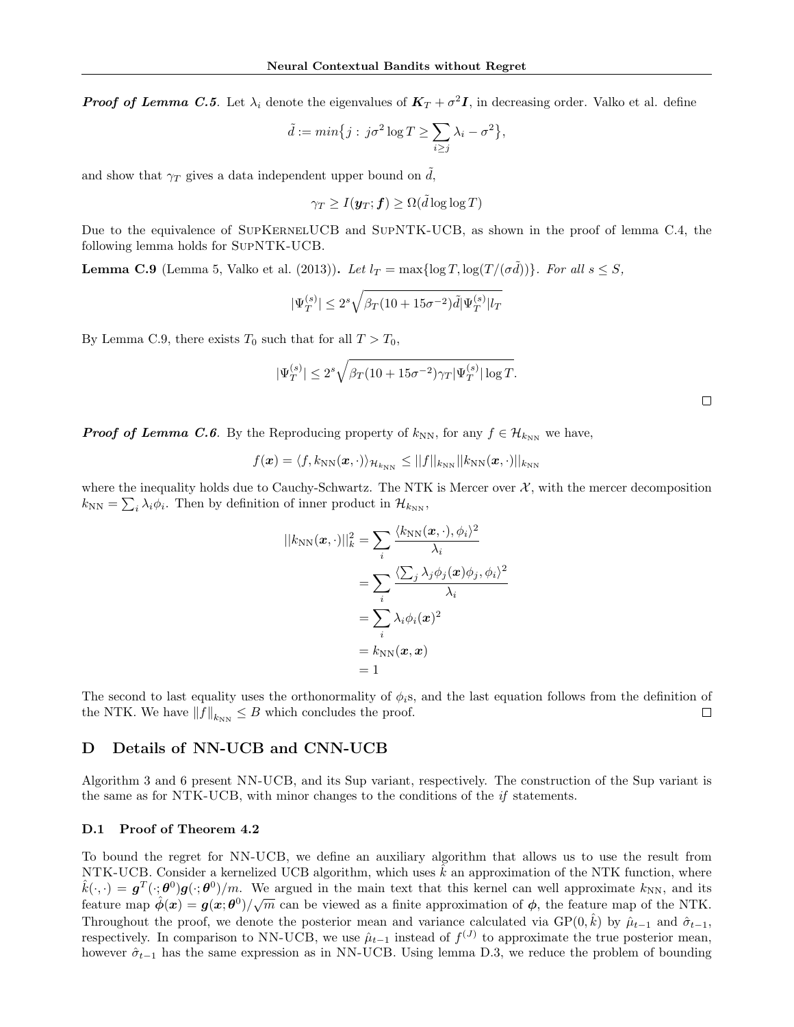***Proof of Lemma C.5*.** Let $\lambda_i$ denote the eigenvalues of $\boldsymbol{K}_T + \sigma^2 \boldsymbol{I}$, in decreasing order. Valko et al. define

$$\tilde{d} := min\{j : j\sigma^2 \log T \geq \sum_{i \geq j} \lambda_i - \sigma^2\},$$

and show that $\gamma_T$ gives a data independent upper bound on $\tilde{d}$,

$$\gamma_T \geq I(\boldsymbol{y}_T; \boldsymbol{f}) \geq \Omega(\tilde{d} \log \log T)$$

Due to the equivalence of SupKernelUCB and SupNTK-UCB, as shown in the proof of lemma C.4, the following lemma holds for SupNTK-UCB.

**Lemma C.9** (Lemma 5, Valko et al. (2013)). *Let $l_T = \max\{\log T, \log(T/(\sigma\tilde{d}))\}$. For all $s \leq S$,*

$$|\Psi_T^{(s)}| \leq 2^s \sqrt{\beta_T(10 + 15\sigma^{-2})\tilde{d}|\Psi_T^{(s)}| l_T}$$

By Lemma C.9, there exists $T_0$ such that for all $T > T_0$,

$$|\Psi_T^{(s)}| \leq 2^s \sqrt{\beta_T(10 + 15\sigma^{-2})\gamma_T|\Psi_T^{(s)}| \log T}.$$

□

***Proof of Lemma C.6*.** By the Reproducing property of $k_{\text{NN}}$, for any $f \in \mathcal{H}_{k_{\text{NN}}}$ we have,

$$f(\boldsymbol{x}) = \langle f, k_{\text{NN}}(\boldsymbol{x}, \cdot)\rangle_{\mathcal{H}_{k_{\text{NN}}}} \leq ||f||_{k_{\text{NN}}} ||k_{\text{NN}}(\boldsymbol{x}, \cdot)||_{k_{\text{NN}}}$$

where the inequality holds due to Cauchy-Schwartz. The NTK is Mercer over $\mathcal{X}$, with the mercer decomposition $k_{\text{NN}} = \sum_i \lambda_i \phi_i$. Then by definition of inner product in $\mathcal{H}_{k_{\text{NN}}}$,

$$\begin{aligned}
||k_{\text{NN}}(\boldsymbol{x}, \cdot)||_k^2 &= \sum_i \frac{\langle k_{\text{NN}}(\boldsymbol{x}, \cdot), \phi_i\rangle^2}{\lambda_i} \\
&= \sum_i \frac{\langle \sum_j \lambda_j \phi_j(\boldsymbol{x})\phi_j, \phi_i\rangle^2}{\lambda_i} \\
&= \sum_i \lambda_i \phi_i(\boldsymbol{x})^2 \\
&= k_{\text{NN}}(\boldsymbol{x}, \boldsymbol{x}) \\
&= 1
\end{aligned}$$

The second to last equality uses the orthonormality of $\phi_i$s, and the last equation follows from the definition of the NTK. We have $\|f\|_{k_{\text{NN}}} \leq B$ which concludes the proof. □

## D Details of NN-UCB and CNN-UCB

Algorithm 3 and 6 present NN-UCB, and its Sup variant, respectively. The construction of the Sup variant is the same as for NTK-UCB, with minor changes to the conditions of the *if* statements.

### D.1 Proof of Theorem 4.2

To bound the regret for NN-UCB, we define an auxiliary algorithm that allows us to use the result from NTK-UCB. Consider a kernelized UCB algorithm, which uses $\hat{k}$ an approximation of the NTK function, where $\hat{k}(\cdot, \cdot) = \boldsymbol{g}^T(\cdot; \boldsymbol{\theta}^0)\boldsymbol{g}(\cdot; \boldsymbol{\theta}^0)/m$. We argued in the main text that this kernel can well approximate $k_{\text{NN}}$, and its feature map $\hat{\boldsymbol{\phi}}(\boldsymbol{x}) = \boldsymbol{g}(\boldsymbol{x}; \boldsymbol{\theta}^0)/\sqrt{m}$ can be viewed as a finite approximation of $\boldsymbol{\phi}$, the feature map of the NTK. Throughout the proof, we denote the posterior mean and variance calculated via $\text{GP}(0, \hat{k})$ by $\hat{\mu}_{t-1}$ and $\hat{\sigma}_{t-1}$, respectively. In comparison to NN-UCB, we use $\hat{\mu}_{t-1}$ instead of $f^{(J)}$ to approximate the true posterior mean, however $\hat{\sigma}_{t-1}$ has the same expression as in NN-UCB. Using lemma D.3, we reduce the problem of bounding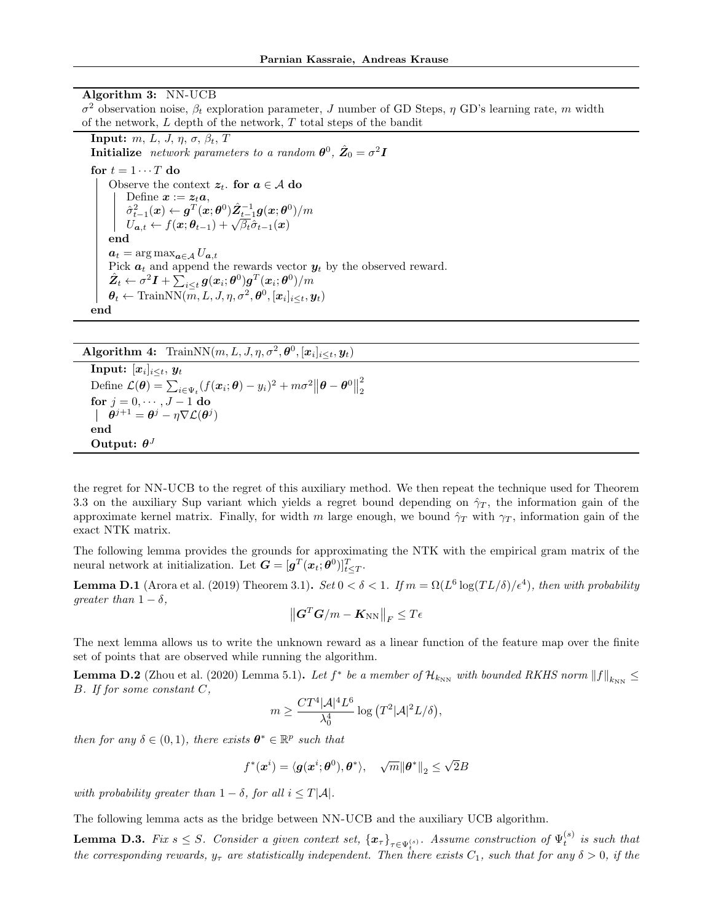**Algorithm 3:** NN-UCB

$\sigma^2$ observation noise, $\beta_t$ exploration parameter, $J$ number of GD Steps, $\eta$ GD's learning rate, $m$ width of the network, $L$ depth of the network, $T$ total steps of the bandit

**Input:** $m$, $L$, $J$, $\eta$, $\sigma$, $\beta_t$, $T$

**Initialize** *network parameters to a random* $\boldsymbol{\theta}^0$, $\hat{\boldsymbol{Z}}_0 = \sigma^2 \boldsymbol{I}$

**for** $t = 1 \cdots T$ **do**

  Observe the context $\boldsymbol{z}_t$. **for** $\boldsymbol{a} \in \mathcal{A}$ **do**

    Define $\boldsymbol{x} := \boldsymbol{z}_t \boldsymbol{a}$,

    $\hat{\sigma}^2_{t-1}(\boldsymbol{x}) \leftarrow \boldsymbol{g}^T(\boldsymbol{x};\boldsymbol{\theta}^0)\hat{\boldsymbol{Z}}_{t-1}^{-1}\boldsymbol{g}(\boldsymbol{x};\boldsymbol{\theta}^0)/m$

    $U_{\boldsymbol{a},t} \leftarrow f(\boldsymbol{x};\boldsymbol{\theta}_{t-1}) + \sqrt{\beta_t}\hat{\sigma}_{t-1}(\boldsymbol{x})$

  **end**

  $\boldsymbol{a}_t = \arg\max_{\boldsymbol{a}\in\mathcal{A}} U_{\boldsymbol{a},t}$

  Pick $\boldsymbol{a}_t$ and append the rewards vector $\boldsymbol{y}_t$ by the observed reward.

  $\hat{\boldsymbol{Z}}_t \leftarrow \sigma^2\boldsymbol{I} + \sum_{i\le t}\boldsymbol{g}(\boldsymbol{x}_i;\boldsymbol{\theta}^0)\boldsymbol{g}^T(\boldsymbol{x}_i;\boldsymbol{\theta}^0)/m$

  $\boldsymbol{\theta}_t \leftarrow \text{TrainNN}(m, L, J, \eta, \sigma^2, \boldsymbol{\theta}^0, [\boldsymbol{x}_i]_{i\le t}, \boldsymbol{y}_t)$

**end**

**Algorithm 4:** TrainNN$(m, L, J, \eta, \sigma^2, \boldsymbol{\theta}^0, [\boldsymbol{x}_i]_{i\le t}, \boldsymbol{y}_t)$

**Input:** $[\boldsymbol{x}_i]_{i\le t}$, $\boldsymbol{y}_t$

Define $\mathcal{L}(\boldsymbol{\theta}) = \sum_{i\in\Psi_t}(f(\boldsymbol{x}_i;\boldsymbol{\theta}) - y_i)^2 + m\sigma^2\left\|\boldsymbol{\theta} - \boldsymbol{\theta}^0\right\|_2^2$

**for** $j = 0, \cdots, J-1$ **do**

  $\boldsymbol{\theta}^{j+1} = \boldsymbol{\theta}^j - \eta\nabla\mathcal{L}(\boldsymbol{\theta}^j)$

**end**

**Output:** $\boldsymbol{\theta}^J$

the regret for NN-UCB to the regret of this auxiliary method. We then repeat the technique used for Theorem 3.3 on the auxiliary Sup variant which yields a regret bound depending on $\hat{\gamma}_T$, the information gain of the approximate kernel matrix. Finally, for width $m$ large enough, we bound $\hat{\gamma}_T$ with $\gamma_T$, information gain of the exact NTK matrix.

The following lemma provides the grounds for approximating the NTK with the empirical gram matrix of the neural network at initialization. Let $\boldsymbol{G} = [\boldsymbol{g}^T(\boldsymbol{x}_t;\boldsymbol{\theta}^0)]_{t\le T}^T$.

**Lemma D.1** (Arora et al. (2019) Theorem 3.1)**.** *Set $0 < \delta < 1$. If $m = \Omega(L^6\log(TL/\delta)/\epsilon^4)$, then with probability greater than $1-\delta$,*

$$\left\|\boldsymbol{G}^T\boldsymbol{G}/m - \boldsymbol{K}_{\text{NN}}\right\|_F \le T\epsilon$$

The next lemma allows us to write the unknown reward as a linear function of the feature map over the finite set of points that are observed while running the algorithm.

**Lemma D.2** (Zhou et al. (2020) Lemma 5.1)**.** *Let $f^*$ be a member of $\mathcal{H}_{k_{\text{NN}}}$ with bounded RKHS norm $\|f\|_{k_{\text{NN}}} \le B$. If for some constant $C$,*

$$m \ge \frac{CT^4|\mathcal{A}|^4L^6}{\lambda_0^4}\log\left(T^2|\mathcal{A}|^2L/\delta\right),$$

*then for any $\delta\in(0,1)$, there exists $\boldsymbol{\theta}^*\in\mathbb{R}^p$ such that*

$$f^*(\boldsymbol{x}^i) = \langle \boldsymbol{g}(\boldsymbol{x}^i;\boldsymbol{\theta}^0), \boldsymbol{\theta}^*\rangle, \quad \sqrt{m}\|\boldsymbol{\theta}^*\|_2 \le \sqrt{2}B$$

*with probability greater than $1-\delta$, for all $i \le T|\mathcal{A}|$.*

The following lemma acts as the bridge between NN-UCB and the auxiliary UCB algorithm.

**Lemma D.3.** *Fix $s \le S$. Consider a given context set, $\{\boldsymbol{x}_\tau\}_{\tau\in\Psi_t^{(s)}}$. Assume construction of $\Psi_t^{(s)}$ is such that the corresponding rewards, $y_\tau$ are statistically independent. Then there exists $C_1$, such that for any $\delta > 0$, if the*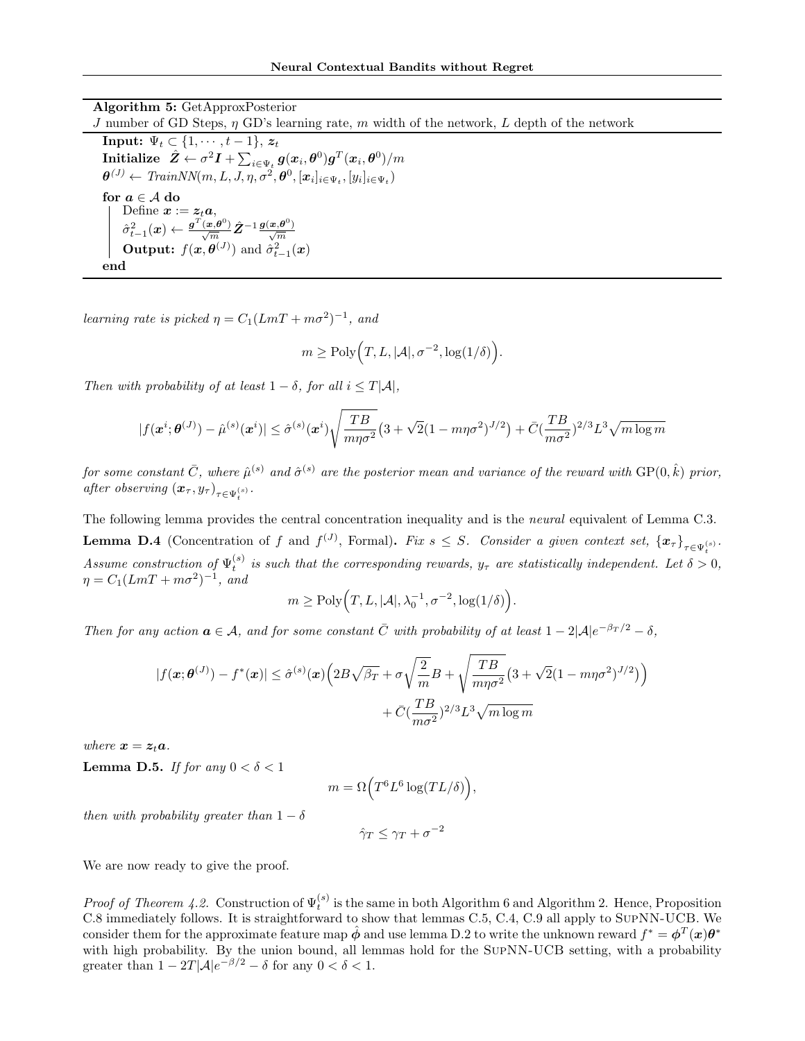**Algorithm 5:** GetApproxPosterior

$J$ number of GD Steps, $\eta$ GD's learning rate, $m$ width of the network, $L$ depth of the network

**Input:** $\Psi_t \subset \{1, \cdots, t-1\}$, $\boldsymbol{z}_t$

**Initialize** $\hat{\boldsymbol{Z}} \leftarrow \sigma^2 \boldsymbol{I} + \sum_{i \in \Psi_t} \boldsymbol{g}(\boldsymbol{x}_i, \boldsymbol{\theta}^0)\boldsymbol{g}^T(\boldsymbol{x}_i, \boldsymbol{\theta}^0)/m$

$\boldsymbol{\theta}^{(J)} \leftarrow$ *TrainNN*$(m, L, J, \eta, \sigma^2, \boldsymbol{\theta}^0, [\boldsymbol{x}_i]_{i\in\Psi_t}, [y_i]_{i\in\Psi_t})$

**for** $\boldsymbol{a} \in \mathcal{A}$ **do**

  Define $\boldsymbol{x} := \boldsymbol{z}_t\boldsymbol{a}$,

  $\hat{\sigma}^2_{t-1}(\boldsymbol{x}) \leftarrow \frac{\boldsymbol{g}^T(\boldsymbol{x},\boldsymbol{\theta}^0)}{\sqrt{m}} \hat{\boldsymbol{Z}}^{-1} \frac{\boldsymbol{g}(\boldsymbol{x},\boldsymbol{\theta}^0)}{\sqrt{m}}$

  **Output:** $f(\boldsymbol{x}, \boldsymbol{\theta}^{(J)})$ and $\hat{\sigma}^2_{t-1}(\boldsymbol{x})$

**end**

*learning rate is picked* $\eta = C_1(LmT + m\sigma^2)^{-1}$*, and*

$$m \geq \mathrm{Poly}\Big(T, L, |\mathcal{A}|, \sigma^{-2}, \log(1/\delta)\Big).$$

*Then with probability of at least* $1-\delta$*, for all* $i \leq T|\mathcal{A}|$*,*

$$|f(\boldsymbol{x}^i; \boldsymbol{\theta}^{(J)}) - \hat{\mu}^{(s)}(\boldsymbol{x}^i)| \leq \hat{\sigma}^{(s)}(\boldsymbol{x}^i)\sqrt{\frac{TB}{m\eta\sigma^2}}\big(3 + \sqrt{2}(1-m\eta\sigma^2)^{J/2}\big) + \bar{C}(\frac{TB}{m\sigma^2})^{2/3}L^3\sqrt{m\log m}$$

*for some constant* $\bar{C}$*, where* $\hat{\mu}^{(s)}$ *and* $\hat{\sigma}^{(s)}$ *are the posterior mean and variance of the reward with* $\mathrm{GP}(0, \hat{k})$ *prior, after observing* $(\boldsymbol{x}_\tau, y_\tau)_{\tau\in\Psi^{(s)}_t}$*.*

The following lemma provides the central concentration inequality and is the *neural* equivalent of Lemma C.3.

**Lemma D.4** (Concentration of $f$ and $f^{(J)}$, Formal)**.** *Fix* $s \leq S$*. Consider a given context set,* $\{\boldsymbol{x}_\tau\}_{\tau\in\Psi^{(s)}_t}$*. Assume construction of* $\Psi^{(s)}_t$ *is such that the corresponding rewards,* $y_\tau$ *are statistically independent. Let* $\delta > 0$*,* $\eta = C_1(LmT + m\sigma^2)^{-1}$*, and*

$$m \geq \mathrm{Poly}\Big(T, L, |\mathcal{A}|, \lambda_0^{-1}, \sigma^{-2}, \log(1/\delta)\Big).$$

*Then for any action* $\boldsymbol{a} \in \mathcal{A}$*, and for some constant* $\bar{C}$ *with probability of at least* $1 - 2|\mathcal{A}|e^{-\beta_T/2} - \delta$*,*

$$|f(\boldsymbol{x}; \boldsymbol{\theta}^{(J)}) - f^*(\boldsymbol{x})| \leq \hat{\sigma}^{(s)}(\boldsymbol{x})\Big(2B\sqrt{\beta_T} + \sigma\sqrt{\frac{2}{m}}B + \sqrt{\frac{TB}{m\eta\sigma^2}}\big(3 + \sqrt{2}(1-m\eta\sigma^2)^{J/2}\big)\Big)$$
$$+ \bar{C}(\frac{TB}{m\sigma^2})^{2/3}L^3\sqrt{m\log m}$$

*where* $\boldsymbol{x} = \boldsymbol{z}_t\boldsymbol{a}$*.*

**Lemma D.5.** *If for any* $0 < \delta < 1$

$$m = \Omega\Big(T^6L^6\log(TL/\delta)\Big),$$

*then with probability greater than* $1-\delta$

$$\hat{\gamma}_T \leq \gamma_T + \sigma^{-2}$$

We are now ready to give the proof.

*Proof of Theorem 4.2.* Construction of $\Psi^{(s)}_t$ is the same in both Algorithm 6 and Algorithm 2. Hence, Proposition C.8 immediately follows. It is straightforward to show that lemmas C.5, C.4, C.9 all apply to SupNN-UCB. We consider them for the approximate feature map $\hat{\boldsymbol{\phi}}$ and use lemma D.2 to write the unknown reward $f^* = \boldsymbol{\phi}^T(\boldsymbol{x})\boldsymbol{\theta}^*$ with high probability. By the union bound, all lemmas hold for the SupNN-UCB setting, with a probability greater than $1 - 2T|\mathcal{A}|e^{-\beta/2} - \delta$ for any $0 < \delta < 1$.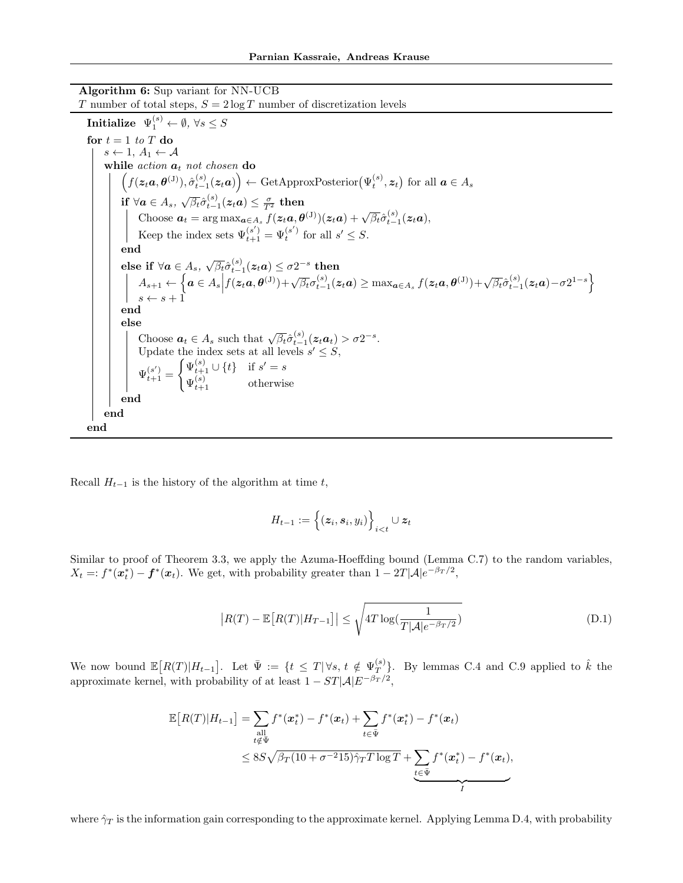**Algorithm 6:** Sup variant for NN-UCB

$T$ number of total steps, $S = 2\log T$ number of discretization levels

```
Initialize  Ψ_1^(s) ← ∅, ∀s ≤ S
for t = 1 to T do
    s ← 1, A_1 ← A
    while action a_t not chosen do
        (f(z_t a, θ^(J)), σ̂_{t-1}^(s)(z_t a)) ← GetApproxPosterior(Ψ_t^(s), z_t) for all a ∈ A_s
        if ∀a ∈ A_s, √β_t σ̂_{t-1}^(s)(z_t a) ≤ σ/T² then
            Choose a_t = argmax_{a∈A_s} f(z_t a, θ^(J))(z_t a) + √β_t σ̂_{t-1}^(s)(z_t a),
            Keep the index sets Ψ_{t+1}^(s') = Ψ_t^(s') for all s' ≤ S.
        end
        else if ∀a ∈ A_s, √β_t σ̂_{t-1}^(s)(z_t a) ≤ σ2^{-s} then
            A_{s+1} ← { a ∈ A_s | f(z_t a, θ^(J)) + √β_t σ_{t-1}^(s)(z_t a) ≥ max_{a∈A_s} f(z_t a, θ^(J)) + √β_t σ̂_{t-1}^(s)(z_t a) − σ2^{1-s} }
            s ← s + 1
        end
        else
            Choose a_t ∈ A_s such that √β_t σ̂_{t-1}^(s)(z_t a_t) > σ2^{-s}.
            Update the index sets at all levels s' ≤ S,
            Ψ_{t+1}^(s') = { Ψ_{t+1}^(s) ∪ {t}   if s' = s
                           { Ψ_{t+1}^(s)          otherwise
        end
    end
end
```

Recall $H_{t-1}$ is the history of the algorithm at time $t$,

$$H_{t-1} := \Big\{(\boldsymbol{z}_i, \boldsymbol{s}_i, y_i)\Big\}_{i<t} \cup \boldsymbol{z}_t$$

Similar to proof of Theorem 3.3, we apply the Azuma-Hoeffding bound (Lemma C.7) to the random variables, $X_t =: f^*(\boldsymbol{x}_t^*) - \boldsymbol{f}^*(\boldsymbol{x}_t)$. We get, with probability greater than $1 - 2T|\mathcal{A}|e^{-\beta_T/2}$,

$$\big|R(T) - \mathbb{E}\big[R(T)|H_{T-1}\big]\big| \leq \sqrt{4T\log(\frac{1}{T|\mathcal{A}|e^{-\beta_T/2}})} \tag{D.1}$$

We now bound $\mathbb{E}\big[R(T)|H_{t-1}\big]$. Let $\bar{\Psi} := \{t \leq T | \forall s,\, t \notin \Psi_T^{(s)}\}$. By lemmas C.4 and C.9 applied to $\hat{k}$ the approximate kernel, with probability of at least $1 - ST|\mathcal{A}|E^{-\beta_T/2}$,

$$\begin{aligned}
\mathbb{E}\big[R(T)|H_{t-1}\big] &= \sum_{\substack{\text{all} \\ t \notin \bar{\Psi}}} f^*(\boldsymbol{x}_t^*) - f^*(\boldsymbol{x}_t) + \sum_{t\in\bar{\Psi}} f^*(\boldsymbol{x}_t^*) - f^*(\boldsymbol{x}_t) \\
&\leq 8S\sqrt{\beta_T(10+\sigma^{-2}15)\hat{\gamma}_T T\log T} + \underbrace{\sum_{t\in\bar{\Psi}} f^*(\boldsymbol{x}_t^*) - f^*(\boldsymbol{x}_t)}_{I},
\end{aligned}$$

where $\hat{\gamma}_T$ is the information gain corresponding to the approximate kernel. Applying Lemma D.4, with probability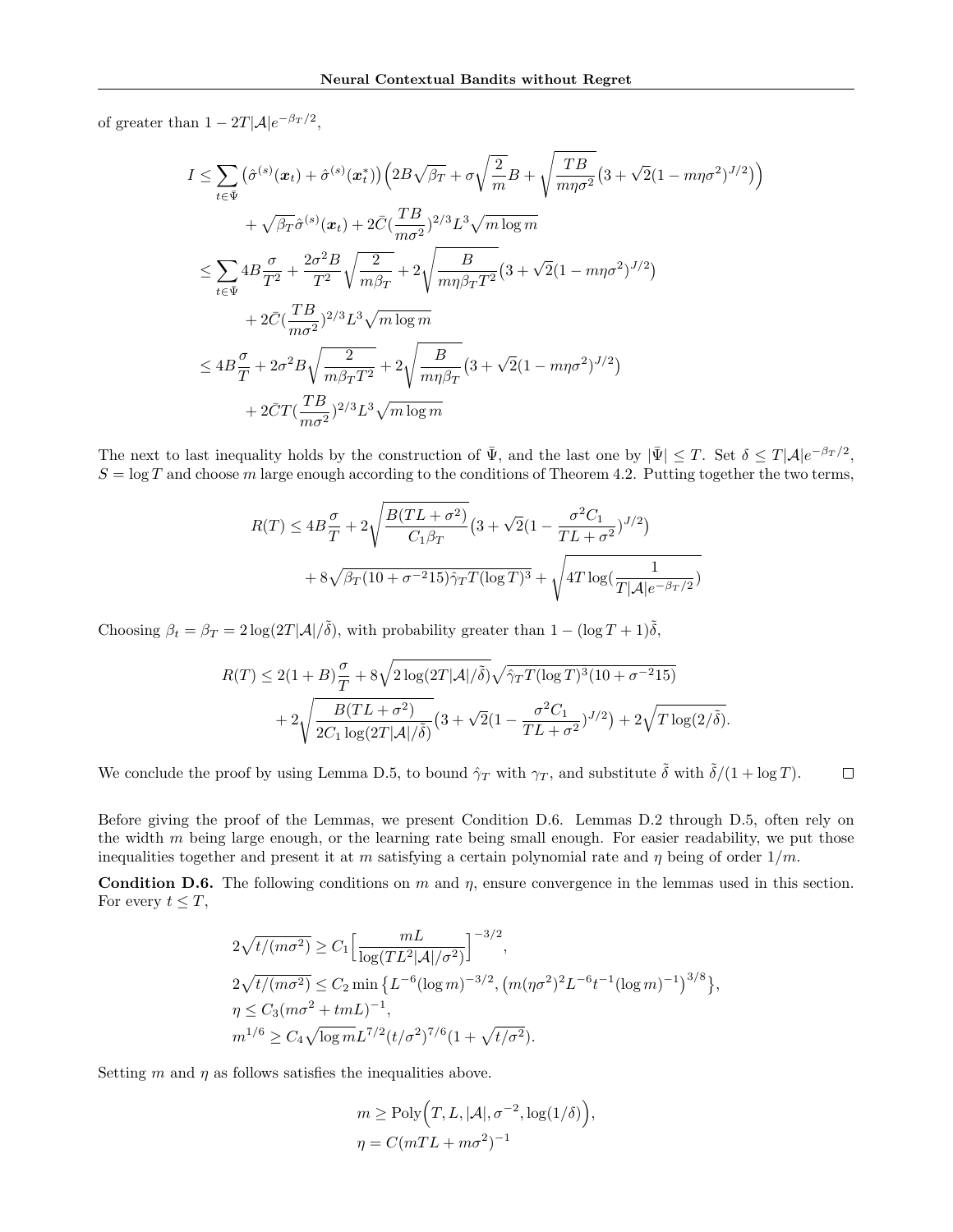of greater than $1 - 2T|\mathcal{A}|e^{-\beta_T/2}$,

$$
\begin{aligned}
I &\leq \sum_{t\in\bar{\Psi}} \left(\hat{\sigma}^{(s)}(\boldsymbol{x}_t) + \hat{\sigma}^{(s)}(\boldsymbol{x}_t^*)\right)\Big(2B\sqrt{\beta_T} + \sigma\sqrt{\frac{2}{m}}B + \sqrt{\frac{TB}{m\eta\sigma^2}}\big(3+\sqrt{2}(1-m\eta\sigma^2)^{J/2}\big)\Big) \\
&\quad + \sqrt{\beta_T}\hat{\sigma}^{(s)}(\boldsymbol{x}_t) + 2\bar{C}(\frac{TB}{m\sigma^2})^{2/3}L^3\sqrt{m\log m} \\
&\leq \sum_{t\in\bar{\Psi}} 4B\frac{\sigma}{T^2} + \frac{2\sigma^2 B}{T^2}\sqrt{\frac{2}{m\beta_T}} + 2\sqrt{\frac{B}{m\eta\beta_T T^2}}\big(3+\sqrt{2}(1-m\eta\sigma^2)^{J/2}\big) \\
&\quad + 2\bar{C}(\frac{TB}{m\sigma^2})^{2/3}L^3\sqrt{m\log m} \\
&\leq 4B\frac{\sigma}{T} + 2\sigma^2 B\sqrt{\frac{2}{m\beta_T T^2}} + 2\sqrt{\frac{B}{m\eta\beta_T}}\big(3+\sqrt{2}(1-m\eta\sigma^2)^{J/2}\big) \\
&\quad + 2\bar{C}T(\frac{TB}{m\sigma^2})^{2/3}L^3\sqrt{m\log m}
\end{aligned}
$$

The next to last inequality holds by the construction of $\bar{\Psi}$, and the last one by $|\bar{\Psi}| \leq T$. Set $\delta \leq T|\mathcal{A}|e^{-\beta_T/2}$, $S = \log T$ and choose $m$ large enough according to the conditions of Theorem 4.2. Putting together the two terms,

$$
\begin{aligned}
R(T) &\leq 4B\frac{\sigma}{T} + 2\sqrt{\frac{B(TL+\sigma^2)}{C_1\beta_T}}\big(3+\sqrt{2}(1-\frac{\sigma^2 C_1}{TL+\sigma^2})^{J/2}\big) \\
&\quad + 8\sqrt{\beta_T(10+\sigma^{-2}15)\hat{\gamma}_T T(\log T)^3} + \sqrt{4T\log(\frac{1}{T|\mathcal{A}|e^{-\beta_T/2}})}
\end{aligned}
$$

Choosing $\beta_t = \beta_T = 2\log(2T|\mathcal{A}|/\tilde{\delta})$, with probability greater than $1 - (\log T + 1)\tilde{\delta}$,

$$
\begin{aligned}
R(T) &\leq 2(1+B)\frac{\sigma}{T} + 8\sqrt{2\log(2T|\mathcal{A}|/\tilde{\delta})}\sqrt{\hat{\gamma}_T T(\log T)^3(10+\sigma^{-2}15)} \\
&\quad + 2\sqrt{\frac{B(TL+\sigma^2)}{2C_1\log(2T|\mathcal{A}|/\tilde{\delta})}}\big(3+\sqrt{2}(1-\frac{\sigma^2 C_1}{TL+\sigma^2})^{J/2}\big) + 2\sqrt{T\log(2/\tilde{\delta})}.
\end{aligned}
$$

We conclude the proof by using Lemma D.5, to bound $\hat{\gamma}_T$ with $\gamma_T$, and substitute $\tilde{\delta}$ with $\tilde{\delta}/(1+\log T)$. $\square$

Before giving the proof of the Lemmas, we present Condition D.6. Lemmas D.2 through D.5, often rely on the width $m$ being large enough, or the learning rate being small enough. For easier readability, we put those inequalities together and present it at $m$ satisfying a certain polynomial rate and $\eta$ being of order $1/m$.

**Condition D.6.** The following conditions on $m$ and $\eta$, ensure convergence in the lemmas used in this section. For every $t \leq T$,

$$
\begin{aligned}
&2\sqrt{t/(m\sigma^2)} \geq C_1\Big[\frac{mL}{\log(TL^2|\mathcal{A}|/\sigma^2)}\Big]^{-3/2}, \\
&2\sqrt{t/(m\sigma^2)} \leq C_2\min\big\{L^{-6}(\log m)^{-3/2}, \big(m(\eta\sigma^2)^2L^{-6}t^{-1}(\log m)^{-1}\big)^{3/8}\big\}, \\
&\eta \leq C_3(m\sigma^2 + tmL)^{-1}, \\
&m^{1/6} \geq C_4\sqrt{\log m}L^{7/2}(t/\sigma^2)^{7/6}(1+\sqrt{t/\sigma^2}).
\end{aligned}
$$

Setting $m$ and $\eta$ as follows satisfies the inequalities above.

$$
\begin{aligned}
&m \geq \mathrm{Poly}\Big(T, L, |\mathcal{A}|, \sigma^{-2}, \log(1/\delta)\Big), \\
&\eta = C(mTL + m\sigma^2)^{-1}
\end{aligned}
$$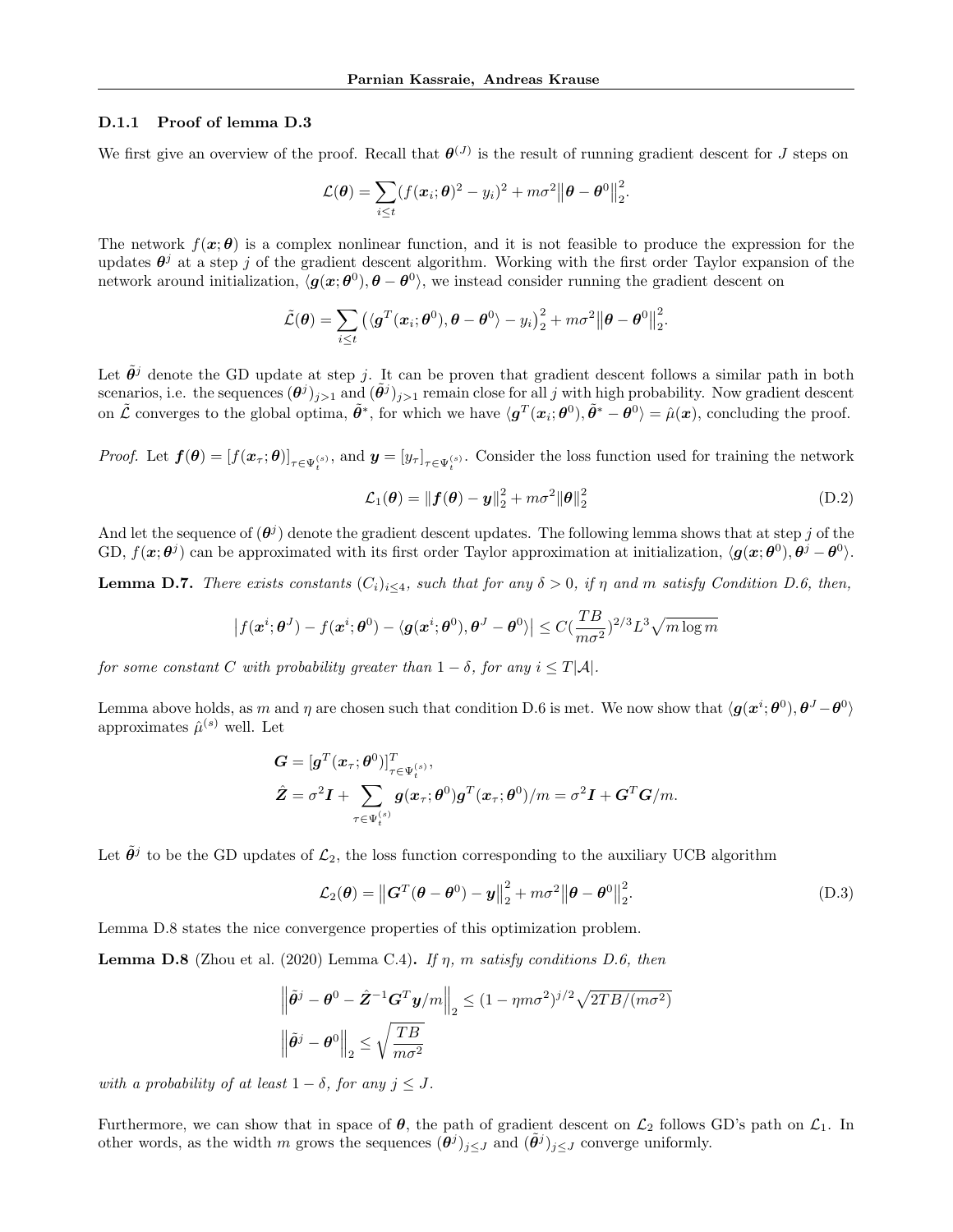### D.1.1 Proof of lemma D.3

We first give an overview of the proof. Recall that $\boldsymbol{\theta}^{(J)}$ is the result of running gradient descent for $J$ steps on

$$\mathcal{L}(\boldsymbol{\theta}) = \sum_{i\leq t} (f(\boldsymbol{x}_i;\boldsymbol{\theta})^2 - y_i)^2 + m\sigma^2 \left\|\boldsymbol{\theta} - \boldsymbol{\theta}^0\right\|_2^2.$$

The network $f(\boldsymbol{x};\boldsymbol{\theta})$ is a complex nonlinear function, and it is not feasible to produce the expression for the updates $\boldsymbol{\theta}^j$ at a step $j$ of the gradient descent algorithm. Working with the first order Taylor expansion of the network around initialization, $\langle \boldsymbol{g}(\boldsymbol{x};\boldsymbol{\theta}^0), \boldsymbol{\theta} - \boldsymbol{\theta}^0\rangle$, we instead consider running the gradient descent on

$$\tilde{\mathcal{L}}(\boldsymbol{\theta}) = \sum_{i\leq t} \left(\langle \boldsymbol{g}^T(\boldsymbol{x}_i;\boldsymbol{\theta}^0), \boldsymbol{\theta} - \boldsymbol{\theta}^0\rangle - y_i\right)_2^2 + m\sigma^2 \left\|\boldsymbol{\theta} - \boldsymbol{\theta}^0\right\|_2^2.$$

Let $\tilde{\boldsymbol{\theta}}^j$ denote the GD update at step $j$. It can be proven that gradient descent follows a similar path in both scenarios, i.e. the sequences $(\boldsymbol{\theta}^j)_{j>1}$ and $(\tilde{\boldsymbol{\theta}}^j)_{j>1}$ remain close for all $j$ with high probability. Now gradient descent on $\tilde{\mathcal{L}}$ converges to the global optima, $\tilde{\boldsymbol{\theta}}^*$, for which we have $\langle \boldsymbol{g}^T(\boldsymbol{x}_i;\boldsymbol{\theta}^0), \tilde{\boldsymbol{\theta}}^* - \boldsymbol{\theta}^0\rangle = \hat{\mu}(\boldsymbol{x})$, concluding the proof.

*Proof.* Let $\boldsymbol{f}(\boldsymbol{\theta}) = [f(\boldsymbol{x}_\tau;\boldsymbol{\theta})]_{\tau\in\Psi_t^{(s)}}$, and $\boldsymbol{y} = [y_\tau]_{\tau\in\Psi_t^{(s)}}$. Consider the loss function used for training the network

$$\mathcal{L}_1(\boldsymbol{\theta}) = \left\|\boldsymbol{f}(\boldsymbol{\theta}) - \boldsymbol{y}\right\|_2^2 + m\sigma^2\|\boldsymbol{\theta}\|_2^2 \tag{D.2}$$

And let the sequence of $(\boldsymbol{\theta}^j)$ denote the gradient descent updates. The following lemma shows that at step $j$ of the GD, $f(\boldsymbol{x};\boldsymbol{\theta}^j)$ can be approximated with its first order Taylor approximation at initialization, $\langle \boldsymbol{g}(\boldsymbol{x};\boldsymbol{\theta}^0), \boldsymbol{\theta}^j - \boldsymbol{\theta}^0\rangle$.

**Lemma D.7.** *There exists constants $(C_i)_{i\leq 4}$, such that for any $\delta > 0$, if $\eta$ and $m$ satisfy Condition D.6, then,*

$$\left|f(\boldsymbol{x}^i;\boldsymbol{\theta}^J) - f(\boldsymbol{x}^i;\boldsymbol{\theta}^0) - \langle \boldsymbol{g}(\boldsymbol{x}^i;\boldsymbol{\theta}^0), \boldsymbol{\theta}^J - \boldsymbol{\theta}^0\rangle\right| \leq C(\frac{TB}{m\sigma^2})^{2/3}L^3\sqrt{m\log m}$$

*for some constant $C$ with probability greater than $1-\delta$, for any $i \leq T|\mathcal{A}|$.*

Lemma above holds, as $m$ and $\eta$ are chosen such that condition D.6 is met. We now show that $\langle \boldsymbol{g}(\boldsymbol{x}^i;\boldsymbol{\theta}^0), \boldsymbol{\theta}^J - \boldsymbol{\theta}^0\rangle$ approximates $\hat{\mu}^{(s)}$ well. Let

$$\begin{aligned}
\boldsymbol{G} &= [\boldsymbol{g}^T(\boldsymbol{x}_\tau;\boldsymbol{\theta}^0)]^T_{\tau\in\Psi_t^{(s)}},\\
\hat{\boldsymbol{Z}} &= \sigma^2\boldsymbol{I} + \sum_{\tau\in\Psi_t^{(s)}} \boldsymbol{g}(\boldsymbol{x}_\tau;\boldsymbol{\theta}^0)\boldsymbol{g}^T(\boldsymbol{x}_\tau;\boldsymbol{\theta}^0)/m = \sigma^2\boldsymbol{I} + \boldsymbol{G}^T\boldsymbol{G}/m.
\end{aligned}$$

Let $\tilde{\boldsymbol{\theta}}^j$ to be the GD updates of $\mathcal{L}_2$, the loss function corresponding to the auxiliary UCB algorithm

$$\mathcal{L}_2(\boldsymbol{\theta}) = \left\|\boldsymbol{G}^T(\boldsymbol{\theta} - \boldsymbol{\theta}^0) - \boldsymbol{y}\right\|_2^2 + m\sigma^2\left\|\boldsymbol{\theta} - \boldsymbol{\theta}^0\right\|_2^2. \tag{D.3}$$

Lemma D.8 states the nice convergence properties of this optimization problem.

**Lemma D.8** (Zhou et al. (2020) Lemma C.4)**.** *If $\eta$, $m$ satisfy conditions D.6, then*

$$\begin{aligned}
\left\|\tilde{\boldsymbol{\theta}}^j - \boldsymbol{\theta}^0 - \hat{\boldsymbol{Z}}^{-1}\boldsymbol{G}^T\boldsymbol{y}/m\right\|_2 &\leq (1-\eta m\sigma^2)^{j/2}\sqrt{2TB/(m\sigma^2)}\\
\left\|\tilde{\boldsymbol{\theta}}^j - \boldsymbol{\theta}^0\right\|_2 &\leq \sqrt{\frac{TB}{m\sigma^2}}
\end{aligned}$$

*with a probability of at least $1-\delta$, for any $j \leq J$.*

Furthermore, we can show that in space of $\boldsymbol{\theta}$, the path of gradient descent on $\mathcal{L}_2$ follows GD's path on $\mathcal{L}_1$. In other words, as the width $m$ grows the sequences $(\boldsymbol{\theta}^j)_{j\leq J}$ and $(\tilde{\boldsymbol{\theta}}^j)_{j\leq J}$ converge uniformly.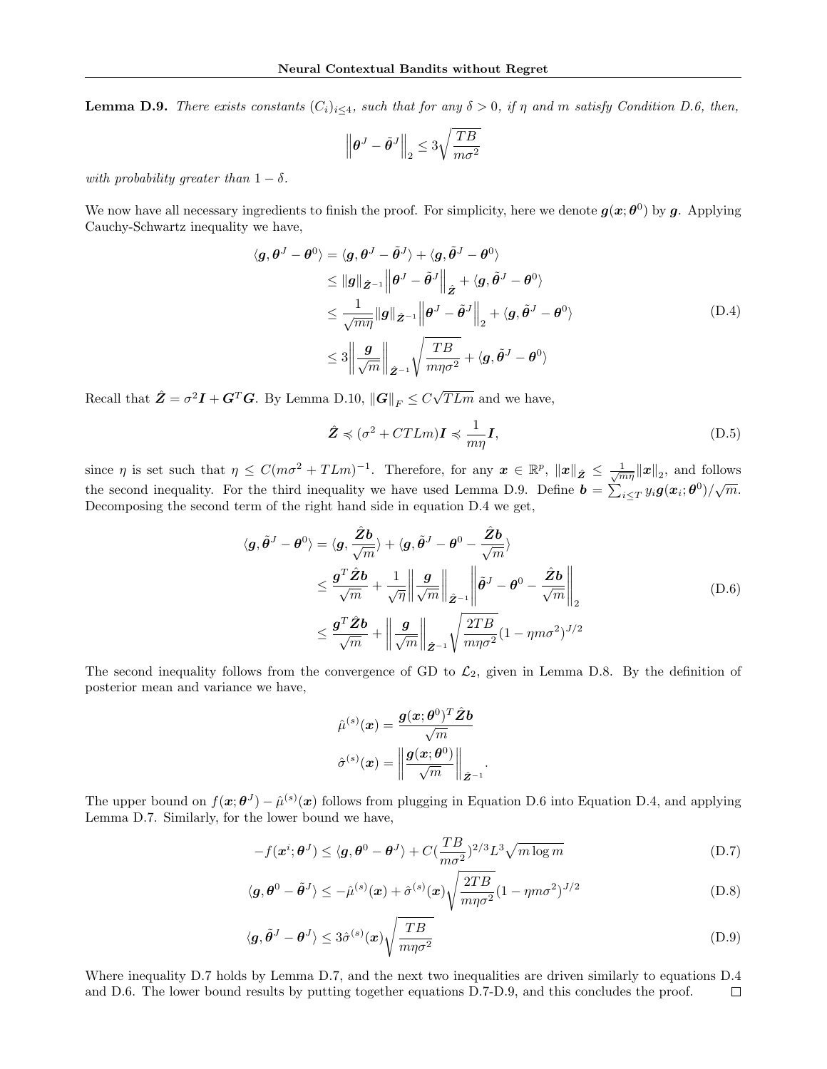**Lemma D.9.** *There exists constants $(C_i)_{i\leq 4}$, such that for any $\delta > 0$, if $\eta$ and $m$ satisfy Condition D.6, then,*

$$\left\|\boldsymbol{\theta}^J - \tilde{\boldsymbol{\theta}}^J\right\|_2 \leq 3\sqrt{\frac{TB}{m\sigma^2}}$$

*with probability greater than $1-\delta$.*

We now have all necessary ingredients to finish the proof. For simplicity, here we denote $\boldsymbol{g}(\boldsymbol{x};\boldsymbol{\theta}^0)$ by $\boldsymbol{g}$. Applying Cauchy-Schwartz inequality we have,

$$\begin{aligned}
\langle \boldsymbol{g}, \boldsymbol{\theta}^J - \boldsymbol{\theta}^0\rangle &= \langle \boldsymbol{g}, \boldsymbol{\theta}^J - \tilde{\boldsymbol{\theta}}^J\rangle + \langle \boldsymbol{g}, \tilde{\boldsymbol{\theta}}^J - \boldsymbol{\theta}^0\rangle \\
&\leq \|\boldsymbol{g}\|_{\hat{\boldsymbol{Z}}^{-1}}\left\|\boldsymbol{\theta}^J - \tilde{\boldsymbol{\theta}}^J\right\|_{\hat{\boldsymbol{Z}}} + \langle \boldsymbol{g}, \tilde{\boldsymbol{\theta}}^J - \boldsymbol{\theta}^0\rangle \\
&\leq \frac{1}{\sqrt{m\eta}}\|\boldsymbol{g}\|_{\hat{\boldsymbol{Z}}^{-1}}\left\|\boldsymbol{\theta}^J - \tilde{\boldsymbol{\theta}}^J\right\|_2 + \langle \boldsymbol{g}, \tilde{\boldsymbol{\theta}}^J - \boldsymbol{\theta}^0\rangle \\
&\leq 3\left\|\frac{\boldsymbol{g}}{\sqrt{m}}\right\|_{\hat{\boldsymbol{Z}}^{-1}}\sqrt{\frac{TB}{m\eta\sigma^2}} + \langle \boldsymbol{g}, \tilde{\boldsymbol{\theta}}^J - \boldsymbol{\theta}^0\rangle
\end{aligned} \tag{D.4}$$

Recall that $\hat{\boldsymbol{Z}} = \sigma^2\boldsymbol{I} + \boldsymbol{G}^T\boldsymbol{G}$. By Lemma D.10, $\|\boldsymbol{G}\|_F \leq C\sqrt{TLm}$ and we have,

$$\hat{\boldsymbol{Z}} \preccurlyeq (\sigma^2 + CTLm)\boldsymbol{I} \preccurlyeq \frac{1}{m\eta}\boldsymbol{I}, \tag{D.5}$$

since $\eta$ is set such that $\eta \leq C(m\sigma^2 + TLm)^{-1}$. Therefore, for any $\boldsymbol{x} \in \mathbb{R}^p$, $\|\boldsymbol{x}\|_{\hat{\boldsymbol{Z}}} \leq \frac{1}{\sqrt{m\eta}}\|\boldsymbol{x}\|_2$, and follows the second inequality. For the third inequality we have used Lemma D.9. Define $\boldsymbol{b} = \sum_{i\leq T} y_i \boldsymbol{g}(\boldsymbol{x}_i;\boldsymbol{\theta}^0)/\sqrt{m}$. Decomposing the second term of the right hand side in equation D.4 we get,

$$\begin{aligned}
\langle \boldsymbol{g}, \tilde{\boldsymbol{\theta}}^J - \boldsymbol{\theta}^0\rangle &= \langle \boldsymbol{g}, \frac{\hat{\boldsymbol{Z}}\boldsymbol{b}}{\sqrt{m}}\rangle + \langle \boldsymbol{g}, \tilde{\boldsymbol{\theta}}^J - \boldsymbol{\theta}^0 - \frac{\hat{\boldsymbol{Z}}\boldsymbol{b}}{\sqrt{m}}\rangle \\
&\leq \frac{\boldsymbol{g}^T\hat{\boldsymbol{Z}}\boldsymbol{b}}{\sqrt{m}} + \frac{1}{\sqrt{\eta}}\left\|\frac{\boldsymbol{g}}{\sqrt{m}}\right\|_{\hat{\boldsymbol{Z}}^{-1}}\left\|\tilde{\boldsymbol{\theta}}^J - \boldsymbol{\theta}^0 - \frac{\hat{\boldsymbol{Z}}\boldsymbol{b}}{\sqrt{m}}\right\|_2 \\
&\leq \frac{\boldsymbol{g}^T\hat{\boldsymbol{Z}}\boldsymbol{b}}{\sqrt{m}} + \left\|\frac{\boldsymbol{g}}{\sqrt{m}}\right\|_{\hat{\boldsymbol{Z}}^{-1}}\sqrt{\frac{2TB}{m\eta\sigma^2}}(1-\eta m\sigma^2)^{J/2}
\end{aligned} \tag{D.6}$$

The second inequality follows from the convergence of GD to $\mathcal{L}_2$, given in Lemma D.8. By the definition of posterior mean and variance we have,

$$\begin{aligned}
\hat{\mu}^{(s)}(\boldsymbol{x}) &= \frac{\boldsymbol{g}(\boldsymbol{x};\boldsymbol{\theta}^0)^T\hat{\boldsymbol{Z}}\boldsymbol{b}}{\sqrt{m}} \\
\hat{\sigma}^{(s)}(\boldsymbol{x}) &= \left\|\frac{\boldsymbol{g}(\boldsymbol{x};\boldsymbol{\theta}^0)}{\sqrt{m}}\right\|_{\hat{\boldsymbol{Z}}^{-1}}.
\end{aligned}$$

The upper bound on $f(\boldsymbol{x};\boldsymbol{\theta}^J) - \hat{\mu}^{(s)}(\boldsymbol{x})$ follows from plugging in Equation D.6 into Equation D.4, and applying Lemma D.7. Similarly, for the lower bound we have,

$$-f(\boldsymbol{x}^i;\boldsymbol{\theta}^J) \leq \langle \boldsymbol{g}, \boldsymbol{\theta}^0 - \boldsymbol{\theta}^J\rangle + C(\frac{TB}{m\sigma^2})^{2/3}L^3\sqrt{m\log m} \tag{D.7}$$

$$\langle \boldsymbol{g}, \boldsymbol{\theta}^0 - \tilde{\boldsymbol{\theta}}^J\rangle \leq -\hat{\mu}^{(s)}(\boldsymbol{x}) + \hat{\sigma}^{(s)}(\boldsymbol{x})\sqrt{\frac{2TB}{m\eta\sigma^2}}(1-\eta m\sigma^2)^{J/2} \tag{D.8}$$

$$\langle \boldsymbol{g}, \tilde{\boldsymbol{\theta}}^J - \boldsymbol{\theta}^J\rangle \leq 3\hat{\sigma}^{(s)}(\boldsymbol{x})\sqrt{\frac{TB}{m\eta\sigma^2}} \tag{D.9}$$

Where inequality D.7 holds by Lemma D.7, and the next two inequalities are driven similarly to equations D.4 and D.6. The lower bound results by putting together equations D.7-D.9, and this concludes the proof. $\square$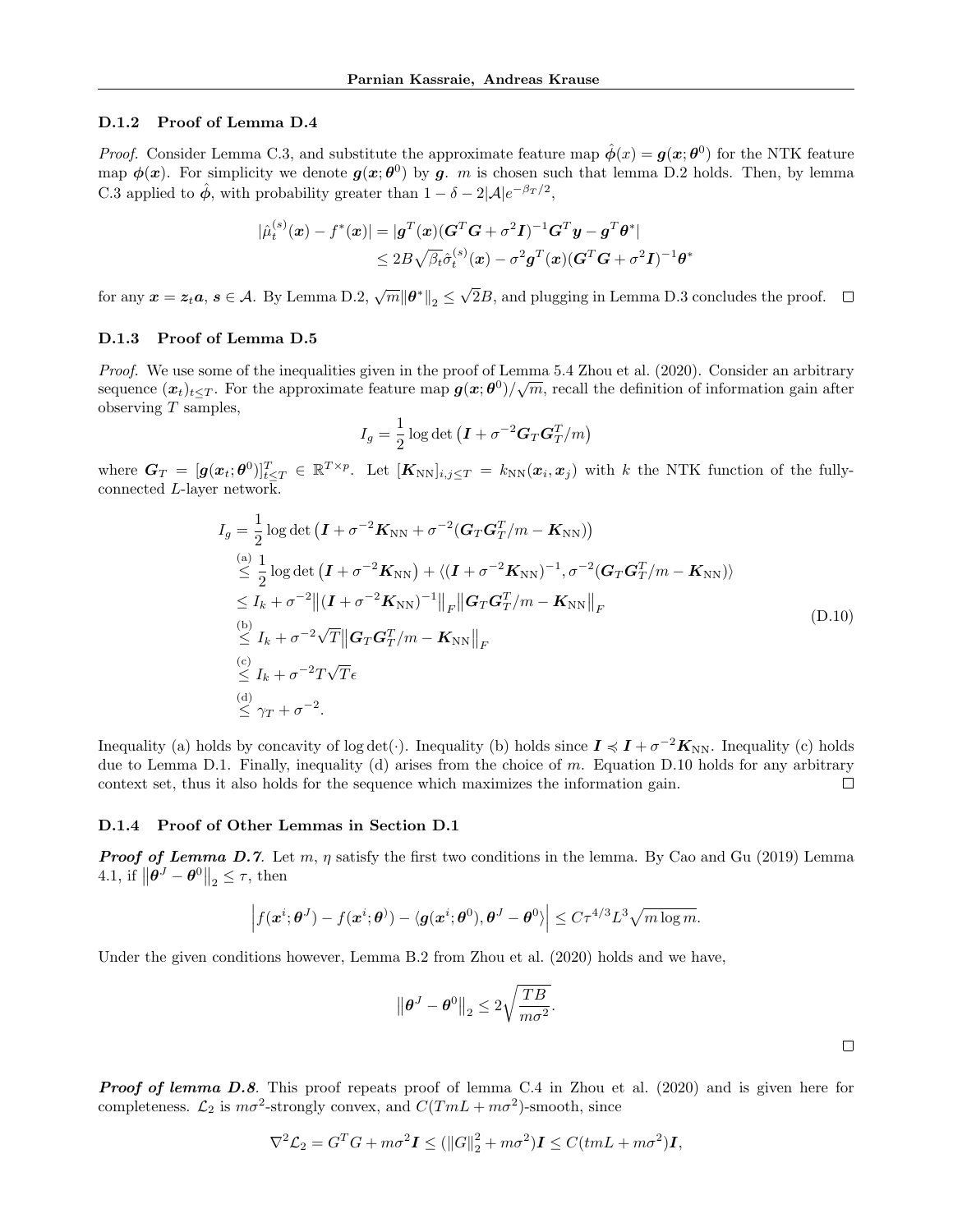### D.1.2 Proof of Lemma D.4

*Proof.* Consider Lemma C.3, and substitute the approximate feature map $\hat{\boldsymbol{\phi}}(x) = \boldsymbol{g}(\boldsymbol{x}; \boldsymbol{\theta}^0)$ for the NTK feature map $\boldsymbol{\phi}(\boldsymbol{x})$. For simplicity we denote $\boldsymbol{g}(\boldsymbol{x}; \boldsymbol{\theta}^0)$ by $\boldsymbol{g}$. $m$ is chosen such that lemma D.2 holds. Then, by lemma C.3 applied to $\hat{\boldsymbol{\phi}}$, with probability greater than $1 - \delta - 2|\mathcal{A}|e^{-\beta_T/2}$,

$$
\begin{aligned}
|\hat{\mu}_t^{(s)}(\boldsymbol{x}) - f^*(\boldsymbol{x})| &= |\boldsymbol{g}^T(\boldsymbol{x})(\boldsymbol{G}^T\boldsymbol{G} + \sigma^2\boldsymbol{I})^{-1}\boldsymbol{G}^T\boldsymbol{y} - \boldsymbol{g}^T\boldsymbol{\theta}^*| \\
&\leq 2B\sqrt{\beta_t}\hat{\sigma}_t^{(s)}(\boldsymbol{x}) - \sigma^2\boldsymbol{g}^T(\boldsymbol{x})(\boldsymbol{G}^T\boldsymbol{G} + \sigma^2\boldsymbol{I})^{-1}\boldsymbol{\theta}^*
\end{aligned}
$$

for any $\boldsymbol{x} = \boldsymbol{z}_t\boldsymbol{a}$, $\boldsymbol{s} \in \mathcal{A}$. By Lemma D.2, $\sqrt{m}\|\boldsymbol{\theta}^*\|_2 \leq \sqrt{2}B$, and plugging in Lemma D.3 concludes the proof. $\square$

### D.1.3 Proof of Lemma D.5

*Proof.* We use some of the inequalities given in the proof of Lemma 5.4 Zhou et al. (2020). Consider an arbitrary sequence $(\boldsymbol{x}_t)_{t\leq T}$. For the approximate feature map $\boldsymbol{g}(\boldsymbol{x}; \boldsymbol{\theta}^0)/\sqrt{m}$, recall the definition of information gain after observing $T$ samples,

$$
I_g = \frac{1}{2}\log\det\left(\boldsymbol{I} + \sigma^{-2}\boldsymbol{G}_T\boldsymbol{G}_T^T/m\right)
$$

where $\boldsymbol{G}_T = [\boldsymbol{g}(\boldsymbol{x}_t; \boldsymbol{\theta}^0)]_{t\leq T}^T \in \mathbb{R}^{T\times p}$. Let $[\boldsymbol{K}_{\text{NN}}]_{i,j\leq T} = k_{\text{NN}}(\boldsymbol{x}_i, \boldsymbol{x}_j)$ with $k$ the NTK function of the fully-connected $L$-layer network.

$$
\begin{aligned}
I_g &= \frac{1}{2}\log\det\left(\boldsymbol{I} + \sigma^{-2}\boldsymbol{K}_{\text{NN}} + \sigma^{-2}(\boldsymbol{G}_T\boldsymbol{G}_T^T/m - \boldsymbol{K}_{\text{NN}})\right) \\
&\overset{\text{(a)}}{\leq} \frac{1}{2}\log\det\left(\boldsymbol{I} + \sigma^{-2}\boldsymbol{K}_{\text{NN}}\right) + \langle(\boldsymbol{I} + \sigma^{-2}\boldsymbol{K}_{\text{NN}})^{-1}, \sigma^{-2}(\boldsymbol{G}_T\boldsymbol{G}_T^T/m - \boldsymbol{K}_{\text{NN}})\rangle \\
&\leq I_k + \sigma^{-2}\left\|(\boldsymbol{I} + \sigma^{-2}\boldsymbol{K}_{\text{NN}})^{-1}\right\|_F\left\|\boldsymbol{G}_T\boldsymbol{G}_T^T/m - \boldsymbol{K}_{\text{NN}}\right\|_F \\
&\overset{\text{(b)}}{\leq} I_k + \sigma^{-2}\sqrt{T}\left\|\boldsymbol{G}_T\boldsymbol{G}_T^T/m - \boldsymbol{K}_{\text{NN}}\right\|_F \\
&\overset{\text{(c)}}{\leq} I_k + \sigma^{-2}T\sqrt{T}\epsilon \\
&\overset{\text{(d)}}{\leq} \gamma_T + \sigma^{-2}.
\end{aligned}
\tag{D.10}
$$

Inequality (a) holds by concavity of $\log\det(\cdot)$. Inequality (b) holds since $\boldsymbol{I} \preccurlyeq \boldsymbol{I} + \sigma^{-2}\boldsymbol{K}_{\text{NN}}$. Inequality (c) holds due to Lemma D.1. Finally, inequality (d) arises from the choice of $m$. Equation D.10 holds for any arbitrary context set, thus it also holds for the sequence which maximizes the information gain. $\square$

### D.1.4 Proof of Other Lemmas in Section D.1

***Proof of Lemma D.7***. Let $m, \eta$ satisfy the first two conditions in the lemma. By Cao and Gu (2019) Lemma 4.1, if $\left\|\boldsymbol{\theta}^J - \boldsymbol{\theta}^0\right\|_2 \leq \tau$, then

$$
\left|f(\boldsymbol{x}^i; \boldsymbol{\theta}^J) - f(\boldsymbol{x}^i; \boldsymbol{\theta}^)) - \langle\boldsymbol{g}(\boldsymbol{x}^i; \boldsymbol{\theta}^0), \boldsymbol{\theta}^J - \boldsymbol{\theta}^0\rangle\right| \leq C\tau^{4/3}L^3\sqrt{m\log m}.
$$

Under the given conditions however, Lemma B.2 from Zhou et al. (2020) holds and we have,

$$
\left\|\boldsymbol{\theta}^J - \boldsymbol{\theta}^0\right\|_2 \leq 2\sqrt{\frac{TB}{m\sigma^2}}.
$$

$\square$

***Proof of lemma D.8***. This proof repeats proof of lemma C.4 in Zhou et al. (2020) and is given here for completeness. $\mathcal{L}_2$ is $m\sigma^2$-strongly convex, and $C(TmL + m\sigma^2)$-smooth, since

$$
\nabla^2\mathcal{L}_2 = G^TG + m\sigma^2\boldsymbol{I} \leq (\|G\|_2^2 + m\sigma^2)\boldsymbol{I} \leq C(tmL + m\sigma^2)\boldsymbol{I},
$$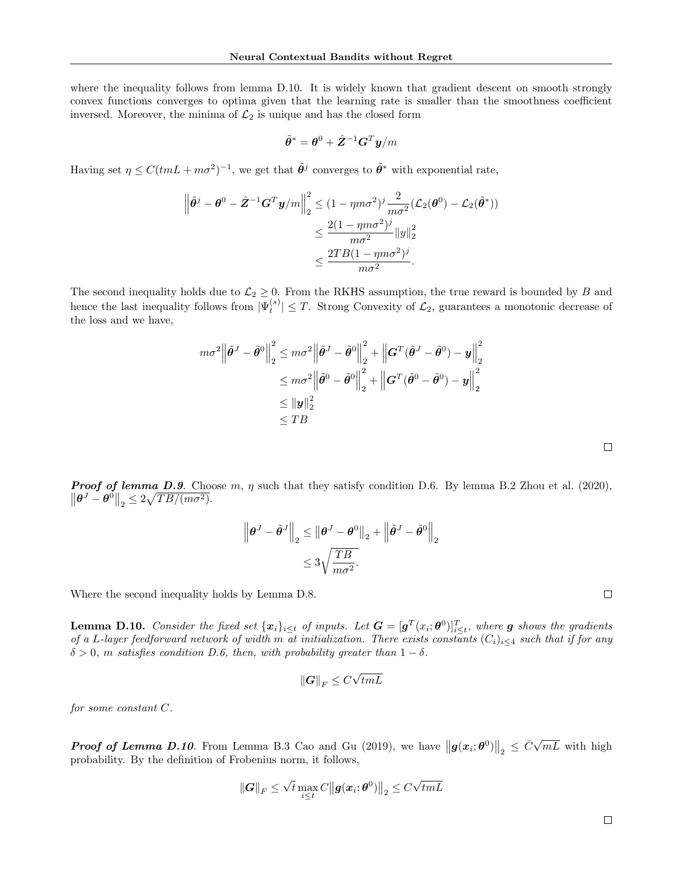where the inequality follows from lemma D.10. It is widely known that gradient descent on smooth strongly convex functions converges to optima given that the learning rate is smaller than the smoothness coefficient inversed. Moreover, the minima of $\mathcal{L}_2$ is unique and has the closed form

$$\tilde{\boldsymbol{\theta}}^* = \boldsymbol{\theta}^0 + \hat{\boldsymbol{Z}}^{-1}\boldsymbol{G}^T\boldsymbol{y}/m$$

Having set $\eta \leq C(tmL + m\sigma^2)^{-1}$, we get that $\tilde{\boldsymbol{\theta}}^j$ converges to $\tilde{\boldsymbol{\theta}}^*$ with exponential rate,

$$\begin{aligned}
\left\|\tilde{\boldsymbol{\theta}}^j - \boldsymbol{\theta}^0 - \hat{\boldsymbol{Z}}^{-1}\boldsymbol{G}^T\boldsymbol{y}/m\right\|_2^2 &\leq (1-\eta m\sigma^2)^j \frac{2}{m\sigma^2}(\mathcal{L}_2(\boldsymbol{\theta}^0) - \mathcal{L}_2(\tilde{\boldsymbol{\theta}}^*)) \\
&\leq \frac{2(1-\eta m\sigma^2)^j}{m\sigma^2}\|y\|_2^2 \\
&\leq \frac{2TB(1-\eta m\sigma^2)^j}{m\sigma^2}.
\end{aligned}$$

The second inequality holds due to $\mathcal{L}_2 \geq 0$. From the RKHS assumption, the true reward is bounded by $B$ and hence the last inequality follows from $|\Psi_t^{(s)}| \leq T$. Strong Convexity of $\mathcal{L}_2$, guarantees a monotonic decrease of the loss and we have,

$$\begin{aligned}
m\sigma^2\left\|\tilde{\boldsymbol{\theta}}^J - \tilde{\boldsymbol{\theta}}^0\right\|_2^2 &\leq m\sigma^2\left\|\tilde{\boldsymbol{\theta}}^J - \tilde{\boldsymbol{\theta}}^0\right\|_2^2 + \left\|\boldsymbol{G}^T(\tilde{\boldsymbol{\theta}}^J - \tilde{\boldsymbol{\theta}}^0) - \boldsymbol{y}\right\|_2^2 \\
&\leq m\sigma^2\left\|\tilde{\boldsymbol{\theta}}^0 - \tilde{\boldsymbol{\theta}}^0\right\|_2^2 + \left\|\boldsymbol{G}^T(\tilde{\boldsymbol{\theta}}^0 - \tilde{\boldsymbol{\theta}}^0) - \boldsymbol{y}\right\|_2^2 \\
&\leq \|\boldsymbol{y}\|_2^2 \\
&\leq TB
\end{aligned}$$

□

***Proof of lemma D.9***. Choose $m$, $\eta$ such that they satisfy condition D.6. By lemma B.2 Zhou et al. (2020), $\left\|\boldsymbol{\theta}^J - \boldsymbol{\theta}^0\right\|_2 \leq 2\sqrt{TB/(m\sigma^2)}$.

$$\begin{aligned}
\left\|\boldsymbol{\theta}^J - \tilde{\boldsymbol{\theta}}^J\right\|_2 &\leq \left\|\boldsymbol{\theta}^J - \boldsymbol{\theta}^0\right\|_2 + \left\|\tilde{\boldsymbol{\theta}}^J - \tilde{\boldsymbol{\theta}}^0\right\|_2 \\
&\leq 3\sqrt{\frac{TB}{m\sigma^2}}.
\end{aligned}$$

Where the second inequality holds by Lemma D.8.

□

**Lemma D.10.** *Consider the fixed set $\{\boldsymbol{x}_i\}_{i\leq t}$ of inputs. Let $\boldsymbol{G} = [\boldsymbol{g}^T(x_i;\boldsymbol{\theta}^0)]_{i\leq t}^T$, where $\boldsymbol{g}$ shows the gradients of a L-layer feedforward network of width m at initialization. There exists constants $(C_i)_{i\leq 4}$ such that if for any $\delta > 0$, m satisfies condition D.6, then, with probability greater than $1-\delta$.*

$$\|\boldsymbol{G}\|_F \leq C\sqrt{tmL}$$

*for some constant $C$.*

***Proof of Lemma D.10***. From Lemma B.3 Cao and Gu (2019), we have $\left\|\boldsymbol{g}(\boldsymbol{x}_i;\boldsymbol{\theta}^0)\right\|_2 \leq \bar{C}\sqrt{mL}$ with high probability. By the definition of Frobenius norm, it follows,

$$\|\boldsymbol{G}\|_F \leq \sqrt{t}\max_{i\leq t} C\left\|\boldsymbol{g}(\boldsymbol{x}_i;\boldsymbol{\theta}^0)\right\|_2 \leq C\sqrt{tmL}$$

□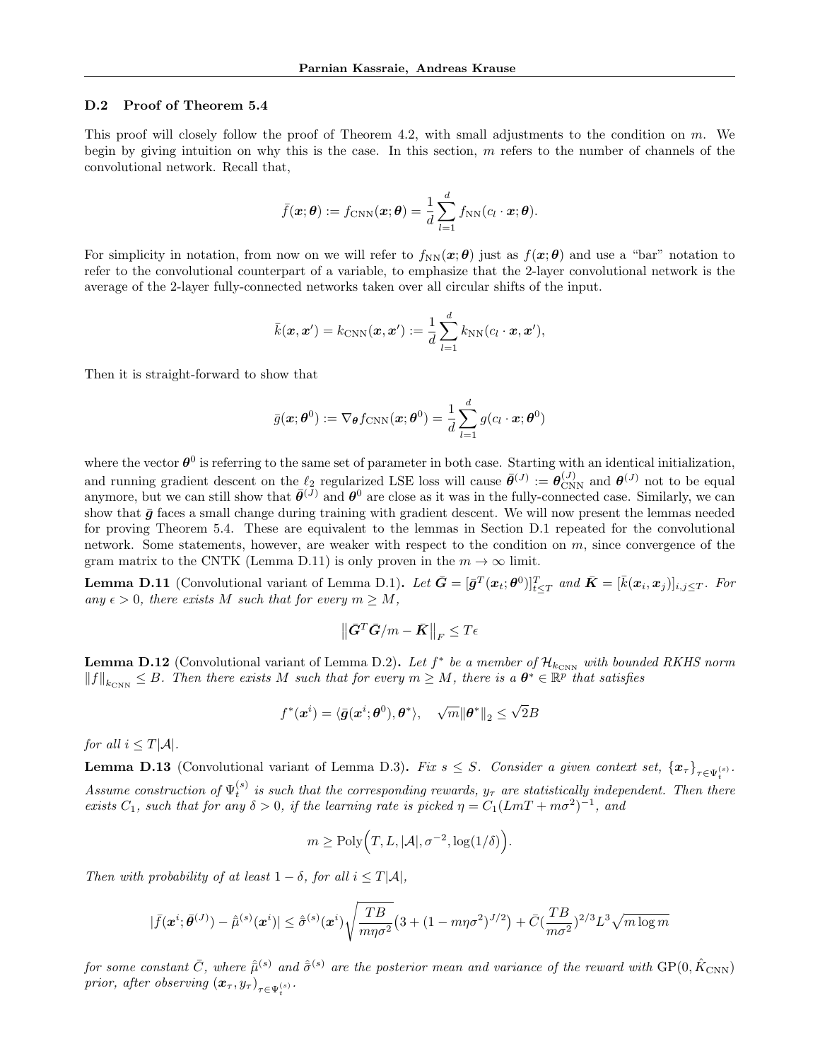### D.2 Proof of Theorem 5.4

This proof will closely follow the proof of Theorem 4.2, with small adjustments to the condition on $m$. We begin by giving intuition on why this is the case. In this section, $m$ refers to the number of channels of the convolutional network. Recall that,

$$\bar{f}(\boldsymbol{x};\boldsymbol{\theta}) := f_{\text{CNN}}(\boldsymbol{x};\boldsymbol{\theta}) = \frac{1}{d}\sum_{l=1}^{d} f_{\text{NN}}(c_l \cdot \boldsymbol{x};\boldsymbol{\theta}).$$

For simplicity in notation, from now on we will refer to $f_{\text{NN}}(\boldsymbol{x};\boldsymbol{\theta})$ just as $f(\boldsymbol{x};\boldsymbol{\theta})$ and use a "bar" notation to refer to the convolutional counterpart of a variable, to emphasize that the 2-layer convolutional network is the average of the 2-layer fully-connected networks taken over all circular shifts of the input.

$$\bar{k}(\boldsymbol{x},\boldsymbol{x}') = k_{\text{CNN}}(\boldsymbol{x},\boldsymbol{x}') := \frac{1}{d}\sum_{l=1}^{d} k_{\text{NN}}(c_l \cdot \boldsymbol{x},\boldsymbol{x}'),$$

Then it is straight-forward to show that

$$\bar{\boldsymbol{g}}(\boldsymbol{x};\boldsymbol{\theta}^0) := \nabla_{\boldsymbol{\theta}} f_{\text{CNN}}(\boldsymbol{x};\boldsymbol{\theta}^0) = \frac{1}{d}\sum_{l=1}^{d} g(c_l \cdot \boldsymbol{x};\boldsymbol{\theta}^0)$$

where the vector $\boldsymbol{\theta}^0$ is referring to the same set of parameter in both case. Starting with an identical initialization, and running gradient descent on the $\ell_2$ regularized LSE loss will cause $\bar{\boldsymbol{\theta}}^{(J)} := \boldsymbol{\theta}^{(J)}_{\text{CNN}}$ and $\boldsymbol{\theta}^{(J)}$ not to be equal anymore, but we can still show that $\bar{\boldsymbol{\theta}}^{(J)}$ and $\boldsymbol{\theta}^0$ are close as it was in the fully-connected case. Similarly, we can show that $\bar{\boldsymbol{g}}$ faces a small change during training with gradient descent. We will now present the lemmas needed for proving Theorem 5.4. These are equivalent to the lemmas in Section D.1 repeated for the convolutional network. Some statements, however, are weaker with respect to the condition on $m$, since convergence of the gram matrix to the CNTK (Lemma D.11) is only proven in the $m \to \infty$ limit.

**Lemma D.11** (Convolutional variant of Lemma D.1)**.** *Let $\bar{\boldsymbol{G}} = [\bar{\boldsymbol{g}}^T(\boldsymbol{x}_t;\boldsymbol{\theta}^0)]^T_{t\leq T}$ and $\bar{\boldsymbol{K}} = [\bar{k}(\boldsymbol{x}_i,\boldsymbol{x}_j)]_{i,j\leq T}$. For any $\epsilon > 0$, there exists $M$ such that for every $m \geq M$,*

$$\left\|\bar{\boldsymbol{G}}^T\bar{\boldsymbol{G}}/m - \bar{\boldsymbol{K}}\right\|_F \leq T\epsilon$$

**Lemma D.12** (Convolutional variant of Lemma D.2)**.** *Let $f^*$ be a member of $\mathcal{H}_{k_{\text{CNN}}}$ with bounded RKHS norm $\|f\|_{k_{\text{CNN}}} \leq B$. Then there exists $M$ such that for every $m \geq M$, there is a $\boldsymbol{\theta}^* \in \mathbb{R}^p$ that satisfies*

$$f^*(\boldsymbol{x}^i) = \langle \bar{\boldsymbol{g}}(\boldsymbol{x}^i;\boldsymbol{\theta}^0), \boldsymbol{\theta}^*\rangle, \quad \sqrt{m}\|\boldsymbol{\theta}^*\|_2 \leq \sqrt{2}B$$

*for all $i \leq T|\mathcal{A}|$.*

**Lemma D.13** (Convolutional variant of Lemma D.3)**.** *Fix $s \leq S$. Consider a given context set, $\{\boldsymbol{x}_\tau\}_{\tau\in\Psi^{(s)}_t}$. Assume construction of $\Psi^{(s)}_t$ is such that the corresponding rewards, $y_\tau$ are statistically independent. Then there exists $C_1$, such that for any $\delta > 0$, if the learning rate is picked $\eta = C_1(LmT + m\sigma^2)^{-1}$, and*

$$m \geq \text{Poly}\Big(T, L, |\mathcal{A}|, \sigma^{-2}, \log(1/\delta)\Big).$$

*Then with probability of at least $1-\delta$, for all $i \leq T|\mathcal{A}|$,*

$$|\bar{f}(\boldsymbol{x}^i;\bar{\boldsymbol{\theta}}^{(J)}) - \hat{\bar{\mu}}^{(s)}(\boldsymbol{x}^i)| \leq \hat{\bar{\sigma}}^{(s)}(\boldsymbol{x}^i)\sqrt{\frac{TB}{m\eta\sigma^2}}\big(3 + (1-m\eta\sigma^2)^{J/2}\big) + \bar{C}\big(\frac{TB}{m\sigma^2}\big)^{2/3}L^3\sqrt{m\log m}$$

*for some constant $\bar{C}$, where $\hat{\bar{\mu}}^{(s)}$ and $\hat{\bar{\sigma}}^{(s)}$ are the posterior mean and variance of the reward with $\text{GP}(0, \hat{K}_{\text{CNN}})$ prior, after observing $(\boldsymbol{x}_\tau, y_\tau)_{\tau\in\Psi^{(s)}_t}$.*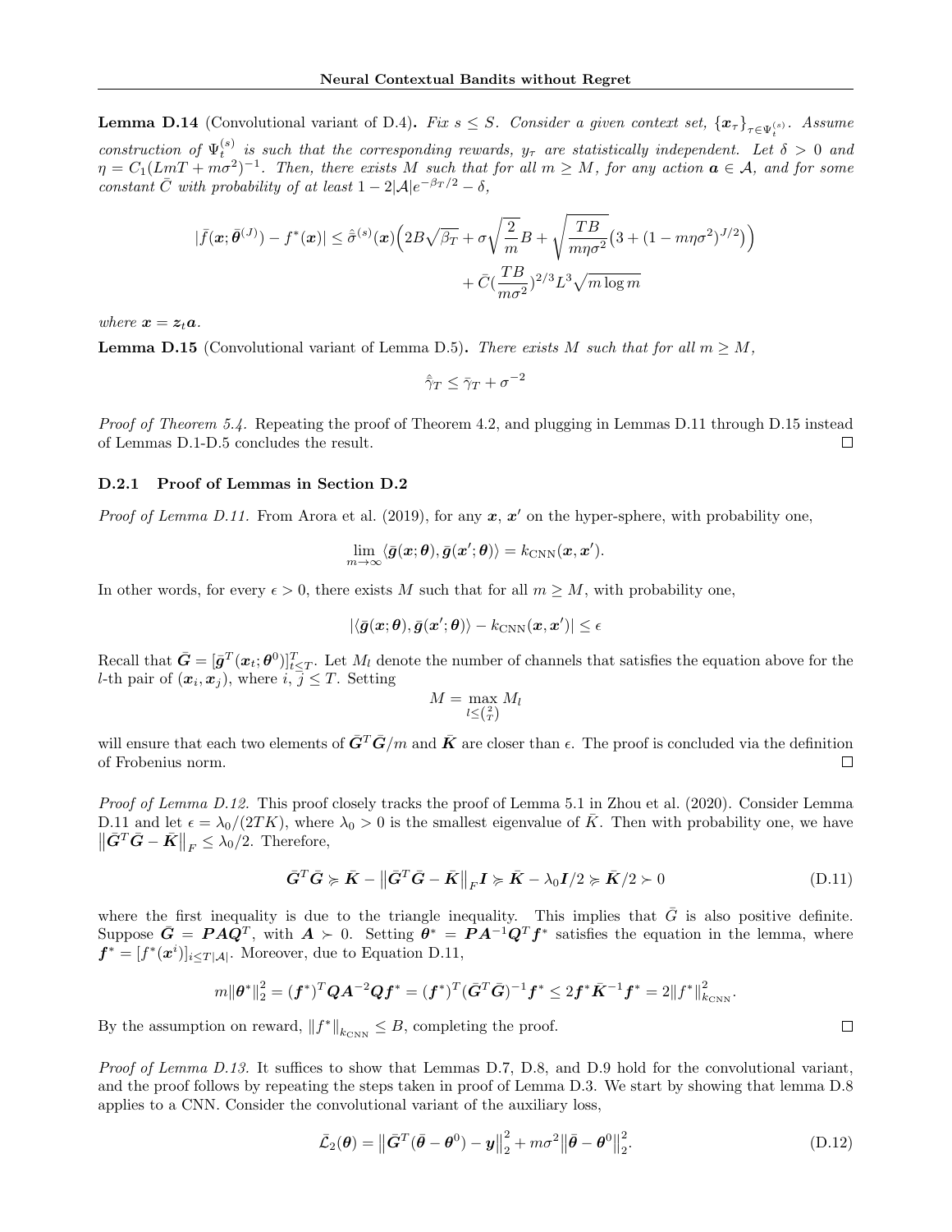**Lemma D.14** (Convolutional variant of D.4)**.** *Fix $s \leq S$. Consider a given context set, $\{\boldsymbol{x}_\tau\}_{\tau \in \Psi_t^{(s)}}$. Assume construction of $\Psi_t^{(s)}$ is such that the corresponding rewards, $y_\tau$ are statistically independent. Let $\delta > 0$ and $\eta = C_1(LmT + m\sigma^2)^{-1}$. Then, there exists $M$ such that for all $m \geq M$, for any action $\boldsymbol{a} \in \mathcal{A}$, and for some constant $\bar{C}$ with probability of at least $1 - 2|\mathcal{A}|e^{-\beta_T/2} - \delta$,*

$$|\bar{f}(\boldsymbol{x}; \bar{\boldsymbol{\theta}}^{(J)}) - f^*(\boldsymbol{x})| \leq \hat{\bar{\sigma}}^{(s)}(\boldsymbol{x})\Big(2B\sqrt{\beta_T} + \sigma\sqrt{\frac{2}{m}}B + \sqrt{\frac{TB}{m\eta\sigma^2}}\big(3 + (1 - m\eta\sigma^2)^{J/2}\big)\Big) + \bar{C}(\frac{TB}{m\sigma^2})^{2/3}L^3\sqrt{m\log m}$$

*where $\boldsymbol{x} = \boldsymbol{z}_t\boldsymbol{a}$.*

**Lemma D.15** (Convolutional variant of Lemma D.5)**.** *There exists $M$ such that for all $m \geq M$,*

$$\hat{\bar{\gamma}}_T \leq \bar{\gamma}_T + \sigma^{-2}$$

*Proof of Theorem 5.4.* Repeating the proof of Theorem 4.2, and plugging in Lemmas D.11 through D.15 instead of Lemmas D.1-D.5 concludes the result. □

### D.2.1 Proof of Lemmas in Section D.2

*Proof of Lemma D.11.* From Arora et al. (2019), for any $\boldsymbol{x}$, $\boldsymbol{x}'$ on the hyper-sphere, with probability one,

$$\lim_{m\to\infty} \langle \bar{\boldsymbol{g}}(\boldsymbol{x}; \boldsymbol{\theta}), \bar{\boldsymbol{g}}(\boldsymbol{x}'; \boldsymbol{\theta})\rangle = k_{\text{CNN}}(\boldsymbol{x}, \boldsymbol{x}').$$

In other words, for every $\epsilon > 0$, there exists $M$ such that for all $m \geq M$, with probability one,

$$|\langle \bar{\boldsymbol{g}}(\boldsymbol{x}; \boldsymbol{\theta}), \bar{\boldsymbol{g}}(\boldsymbol{x}'; \boldsymbol{\theta})\rangle - k_{\text{CNN}}(\boldsymbol{x}, \boldsymbol{x}')| \leq \epsilon$$

Recall that $\bar{\boldsymbol{G}} = [\bar{\boldsymbol{g}}^T(\boldsymbol{x}_t; \boldsymbol{\theta}^0)]_{t\leq T}^T$. Let $M_l$ denote the number of channels that satisfies the equation above for the $l$-th pair of $(\boldsymbol{x}_i, \boldsymbol{x}_j)$, where $i, j \leq T$. Setting

$$M = \max_{l \leq \binom{2}{T}} M_l$$

will ensure that each two elements of $\bar{\boldsymbol{G}}^T\bar{\boldsymbol{G}}/m$ and $\bar{\boldsymbol{K}}$ are closer than $\epsilon$. The proof is concluded via the definition of Frobenius norm. □

*Proof of Lemma D.12.* This proof closely tracks the proof of Lemma 5.1 in Zhou et al. (2020). Consider Lemma D.11 and let $\epsilon = \lambda_0/(2TK)$, where $\lambda_0 > 0$ is the smallest eigenvalue of $\bar{K}$. Then with probability one, we have $\left\|\bar{\boldsymbol{G}}^T\bar{\boldsymbol{G}} - \bar{\boldsymbol{K}}\right\|_F \leq \lambda_0/2$. Therefore,

$$\bar{\boldsymbol{G}}^T\bar{\boldsymbol{G}} \succcurlyeq \bar{\boldsymbol{K}} - \left\|\bar{\boldsymbol{G}}^T\bar{\boldsymbol{G}} - \bar{\boldsymbol{K}}\right\|_F\boldsymbol{I} \succcurlyeq \bar{\boldsymbol{K}} - \lambda_0\boldsymbol{I}/2 \succcurlyeq \bar{\boldsymbol{K}}/2 \succ 0 \tag{D.11}$$

where the first inequality is due to the triangle inequality. This implies that $\bar{G}$ is also positive definite. Suppose $\bar{\boldsymbol{G}} = \boldsymbol{P}\boldsymbol{A}\boldsymbol{Q}^T$, with $\boldsymbol{A} \succ 0$. Setting $\boldsymbol{\theta}^* = \boldsymbol{P}\boldsymbol{A}^{-1}\boldsymbol{Q}^T\boldsymbol{f}^*$ satisfies the equation in the lemma, where $\boldsymbol{f}^* = [f^*(\boldsymbol{x}^i)]_{i\leq T|\mathcal{A}|}$. Moreover, due to Equation D.11,

$$m\|\boldsymbol{\theta}^*\|_2^2 = (\boldsymbol{f}^*)^T\boldsymbol{Q}\boldsymbol{A}^{-2}\boldsymbol{Q}\boldsymbol{f}^* = (\boldsymbol{f}^*)^T(\bar{\boldsymbol{G}}^T\bar{\boldsymbol{G}})^{-1}\boldsymbol{f}^* \leq 2\boldsymbol{f}^*\bar{\boldsymbol{K}}^{-1}\boldsymbol{f}^* = 2\|f^*\|_{k_{\text{CNN}}}^2.$$

By the assumption on reward, $\|f^*\|_{k_{\text{CNN}}} \leq B$, completing the proof. □

*Proof of Lemma D.13.* It suffices to show that Lemmas D.7, D.8, and D.9 hold for the convolutional variant, and the proof follows by repeating the steps taken in proof of Lemma D.3. We start by showing that lemma D.8 applies to a CNN. Consider the convolutional variant of the auxiliary loss,

$$\bar{\mathcal{L}}_2(\boldsymbol{\theta}) = \left\|\bar{\boldsymbol{G}}^T(\bar{\boldsymbol{\theta}} - \boldsymbol{\theta}^0) - \boldsymbol{y}\right\|_2^2 + m\sigma^2\left\|\bar{\boldsymbol{\theta}} - \boldsymbol{\theta}^0\right\|_2^2. \tag{D.12}$$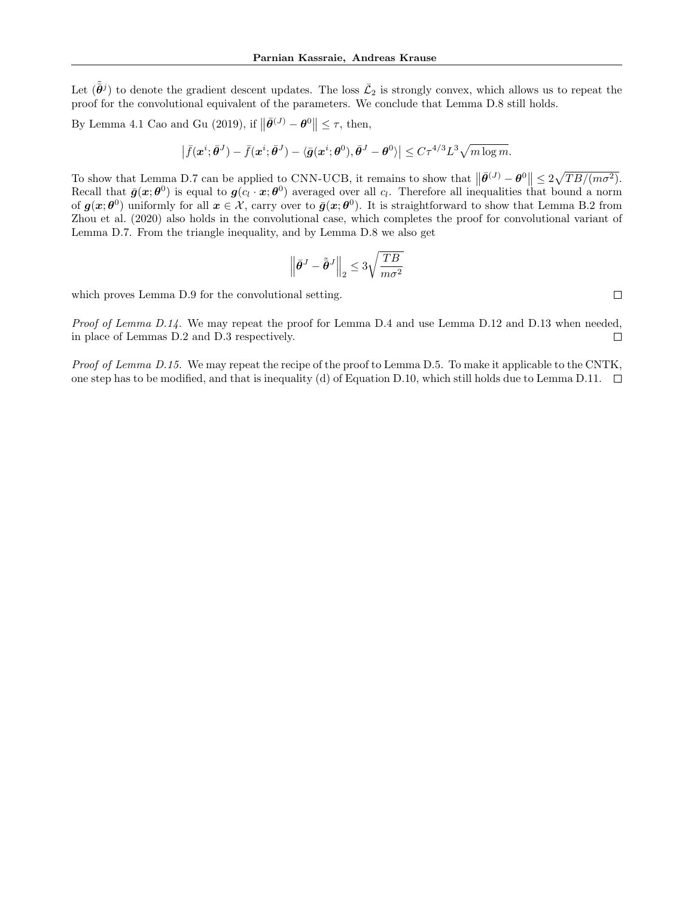Let $(\tilde{\bar{\boldsymbol{\theta}}}^j)$ to denote the gradient descent updates. The loss $\bar{\mathcal{L}}_2$ is strongly convex, which allows us to repeat the proof for the convolutional equivalent of the parameters. We conclude that Lemma D.8 still holds.

By Lemma 4.1 Cao and Gu (2019), if $\left\|\bar{\boldsymbol{\theta}}^{(J)} - \boldsymbol{\theta}^0\right\| \leq \tau$, then,

$$\left|\bar{f}(\boldsymbol{x}^i; \bar{\boldsymbol{\theta}}^J) - \bar{f}(\boldsymbol{x}^i; \bar{\boldsymbol{\theta}}^J) - \langle \bar{\boldsymbol{g}}(\boldsymbol{x}^i; \boldsymbol{\theta}^0), \bar{\boldsymbol{\theta}}^J - \boldsymbol{\theta}^0 \rangle\right| \leq C\tau^{4/3} L^3 \sqrt{m \log m}.$$

To show that Lemma D.7 can be applied to CNN-UCB, it remains to show that $\left\|\bar{\boldsymbol{\theta}}^{(J)} - \boldsymbol{\theta}^0\right\| \leq 2\sqrt{TB/(m\sigma^2)}$. Recall that $\bar{\boldsymbol{g}}(\boldsymbol{x}; \boldsymbol{\theta}^0)$ is equal to $\boldsymbol{g}(c_l \cdot \boldsymbol{x}; \boldsymbol{\theta}^0)$ averaged over all $c_l$. Therefore all inequalities that bound a norm of $\boldsymbol{g}(\boldsymbol{x}; \boldsymbol{\theta}^0)$ uniformly for all $\boldsymbol{x} \in \mathcal{X}$, carry over to $\bar{\boldsymbol{g}}(\boldsymbol{x}; \boldsymbol{\theta}^0)$. It is straightforward to show that Lemma B.2 from Zhou et al. (2020) also holds in the convolutional case, which completes the proof for convolutional variant of Lemma D.7. From the triangle inequality, and by Lemma D.8 we also get

$$\left\|\bar{\boldsymbol{\theta}}^J - \tilde{\bar{\boldsymbol{\theta}}}^J\right\|_2 \leq 3\sqrt{\frac{TB}{m\sigma^2}}$$

which proves Lemma D.9 for the convolutional setting. □

*Proof of Lemma D.14.* We may repeat the proof for Lemma D.4 and use Lemma D.12 and D.13 when needed, in place of Lemmas D.2 and D.3 respectively. □

*Proof of Lemma D.15.* We may repeat the recipe of the proof to Lemma D.5. To make it applicable to the CNTK, one step has to be modified, and that is inequality (d) of Equation D.10, which still holds due to Lemma D.11. □